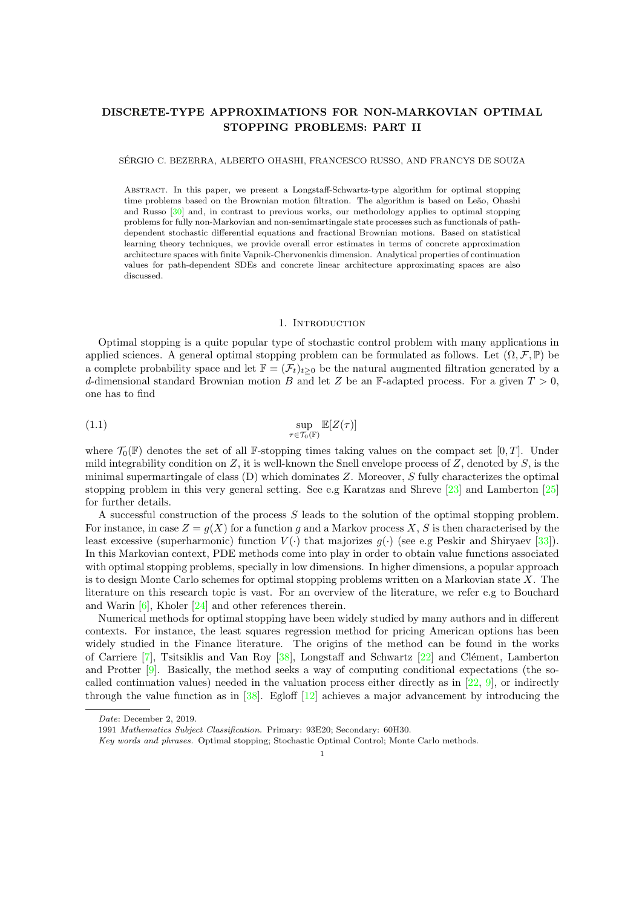# DISCRETE-TYPE APPROXIMATIONS FOR NON-MARKOVIAN OPTIMAL STOPPING PROBLEMS: PART II

SÉRGIO C. BEZERRA, ALBERTO OHASHI, FRANCESCO RUSSO, AND FRANCYS DE SOUZA

Abstract. In this paper, we present a Longstaff-Schwartz-type algorithm for optimal stopping time problems based on the Brownian motion filtration. The algorithm is based on Leão, Ohashi and Russo [30] and, in contrast to previous works, our methodology applies to optimal stopping problems for fully non-Markovian and non-semimartingale state processes such as functionals of path-dependent stochastic differential equations and fractional Brownian motions. Based on statistical learning theory techniques, we provide overall error estimates in terms of concrete approximation architecture spaces with finite Vapnik-Chervonenkis dimension. Analytical properties of continuation values for path-dependent SDEs and concrete linear architecture approximating spaces are also discussed.

## 1. Introduction

Optimal stopping is a quite popular type of stochastic control problem with many applications in applied sciences. A general optimal stopping problem can be formulated as follows. Let $(\Omega, \mathcal{F}, \mathbb{P})$ be a complete probability space and let $\mathbb{F} = (\mathcal{F}_t)_{t\ge 0}$ be the natural augmented filtration generated by a $d$-dimensional standard Brownian motion $B$ and let $Z$ be an $\mathbb{F}$-adapted process. For a given $T > 0$, one has to find

$$\sup_{\tau \in \mathcal{T}_0(\mathbb{F})} \mathbb{E}[Z(\tau)] \tag{1.1}$$

where $\mathcal{T}_0(\mathbb{F})$ denotes the set of all $\mathbb{F}$-stopping times taking values on the compact set $[0, T]$. Under mild integrability condition on $Z$, it is well-known the Snell envelope process of $Z$, denoted by $S$, is the minimal supermartingale of class (D) which dominates $Z$. Moreover, $S$ fully characterizes the optimal stopping problem in this very general setting. See e.g Karatzas and Shreve [23] and Lamberton [25] for further details.

A successful construction of the process $S$ leads to the solution of the optimal stopping problem. For instance, in case $Z = g(X)$ for a function $g$ and a Markov process $X$, $S$ is then characterised by the least excessive (superharmonic) function $V(\cdot)$ that majorizes $g(\cdot)$ (see e.g Peskir and Shiryaev [33]). In this Markovian context, PDE methods come into play in order to obtain value functions associated with optimal stopping problems, specially in low dimensions. In higher dimensions, a popular approach is to design Monte Carlo schemes for optimal stopping problems written on a Markovian state $X$. The literature on this research topic is vast. For an overview of the literature, we refer e.g to Bouchard and Warin [6], Kholer [24] and other references therein.

Numerical methods for optimal stopping have been widely studied by many authors and in different contexts. For instance, the least squares regression method for pricing American options has been widely studied in the Finance literature. The origins of the method can be found in the works of Carriere [7], Tsitsiklis and Van Roy [38], Longstaff and Schwartz [22] and Clément, Lamberton and Protter [9]. Basically, the method seeks a way of computing conditional expectations (the so-called continuation values) needed in the valuation process either directly as in [22, 9], or indirectly through the value function as in [38]. Egloff [12] achieves a major advancement by introducing the

*Date*: December 2, 2019.

1991 *Mathematics Subject Classification.* Primary: 93E20; Secondary: 60H30.

*Key words and phrases.* Optimal stopping; Stochastic Optimal Control; Monte Carlo methods.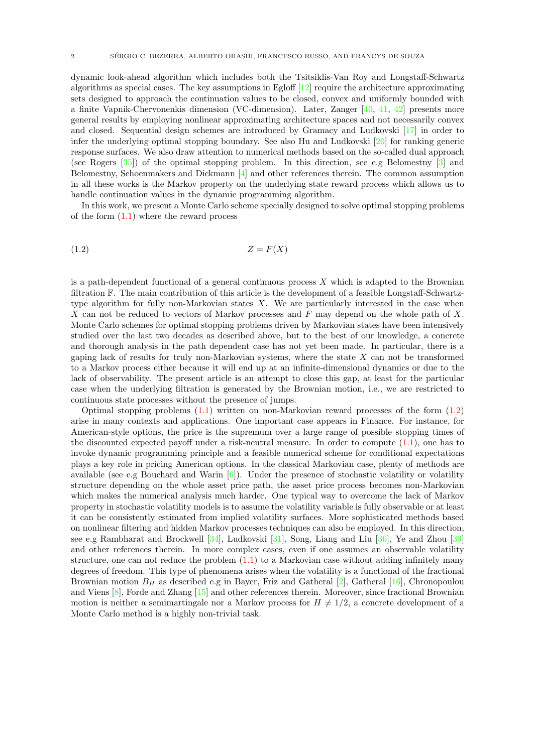dynamic look-ahead algorithm which includes both the Tsitsiklis-Van Roy and Longstaff-Schwartz algorithms as special cases. The key assumptions in Egloff [12] require the architecture approximating sets designed to approach the continuation values to be closed, convex and uniformly bounded with a finite Vapnik-Chervonenkis dimension (VC-dimension). Later, Zanger [40, 41, 42] presents more general results by employing nonlinear approximating architecture spaces and not necessarily convex and closed. Sequential design schemes are introduced by Gramacy and Ludkovski [17] in order to infer the underlying optimal stopping boundary. See also Hu and Ludkovski [20] for ranking generic response surfaces. We also draw attention to numerical methods based on the so-called dual approach (see Rogers [35]) of the optimal stopping problem. In this direction, see e.g Belomestny [3] and Belomestny, Schoenmakers and Dickmann [4] and other references therein. The common assumption in all these works is the Markov property on the underlying state reward process which allows us to handle continuation values in the dynamic programming algorithm.

In this work, we present a Monte Carlo scheme specially designed to solve optimal stopping problems of the form (1.1) where the reward process

$$Z = F(X) \tag{1.2}$$

is a path-dependent functional of a general continuous process $X$ which is adapted to the Brownian filtration $\mathbb{F}$. The main contribution of this article is the development of a feasible Longstaff-Schwartz-type algorithm for fully non-Markovian states $X$. We are particularly interested in the case when $X$ can not be reduced to vectors of Markov processes and $F$ may depend on the whole path of $X$. Monte Carlo schemes for optimal stopping problems driven by Markovian states have been intensively studied over the last two decades as described above, but to the best of our knowledge, a concrete and thorough analysis in the path dependent case has not yet been made. In particular, there is a gaping lack of results for truly non-Markovian systems, where the state $X$ can not be transformed to a Markov process either because it will end up at an infinite-dimensional dynamics or due to the lack of observability. The present article is an attempt to close this gap, at least for the particular case when the underlying filtration is generated by the Brownian motion, i.e., we are restricted to continuous state processes without the presence of jumps.

Optimal stopping problems (1.1) written on non-Markovian reward processes of the form (1.2) arise in many contexts and applications. One important case appears in Finance. For instance, for American-style options, the price is the supremum over a large range of possible stopping times of the discounted expected payoff under a risk-neutral measure. In order to compute (1.1), one has to invoke dynamic programming principle and a feasible numerical scheme for conditional expectations plays a key role in pricing American options. In the classical Markovian case, plenty of methods are available (see e.g Bouchard and Warin [6]). Under the presence of stochastic volatility or volatility structure depending on the whole asset price path, the asset price process becomes non-Markovian which makes the numerical analysis much harder. One typical way to overcome the lack of Markov property in stochastic volatility models is to assume the volatility variable is fully observable or at least it can be consistently estimated from implied volatility surfaces. More sophisticated methods based on nonlinear filtering and hidden Markov processes techniques can also be employed. In this direction, see e.g Rambharat and Brockwell [34], Ludkovski [31], Song, Liang and Liu [36], Ye and Zhou [39] and other references therein. In more complex cases, even if one assumes an observable volatility structure, one can not reduce the problem (1.1) to a Markovian case without adding infinitely many degrees of freedom. This type of phenomena arises when the volatility is a functional of the fractional Brownian motion $B_H$ as described e.g in Bayer, Friz and Gatheral [2], Gatheral [16], Chronopoulou and Viens [8], Forde and Zhang [15] and other references therein. Moreover, since fractional Brownian motion is neither a semimartingale nor a Markov process for $H \neq 1/2$, a concrete development of a Monte Carlo method is a highly non-trivial task.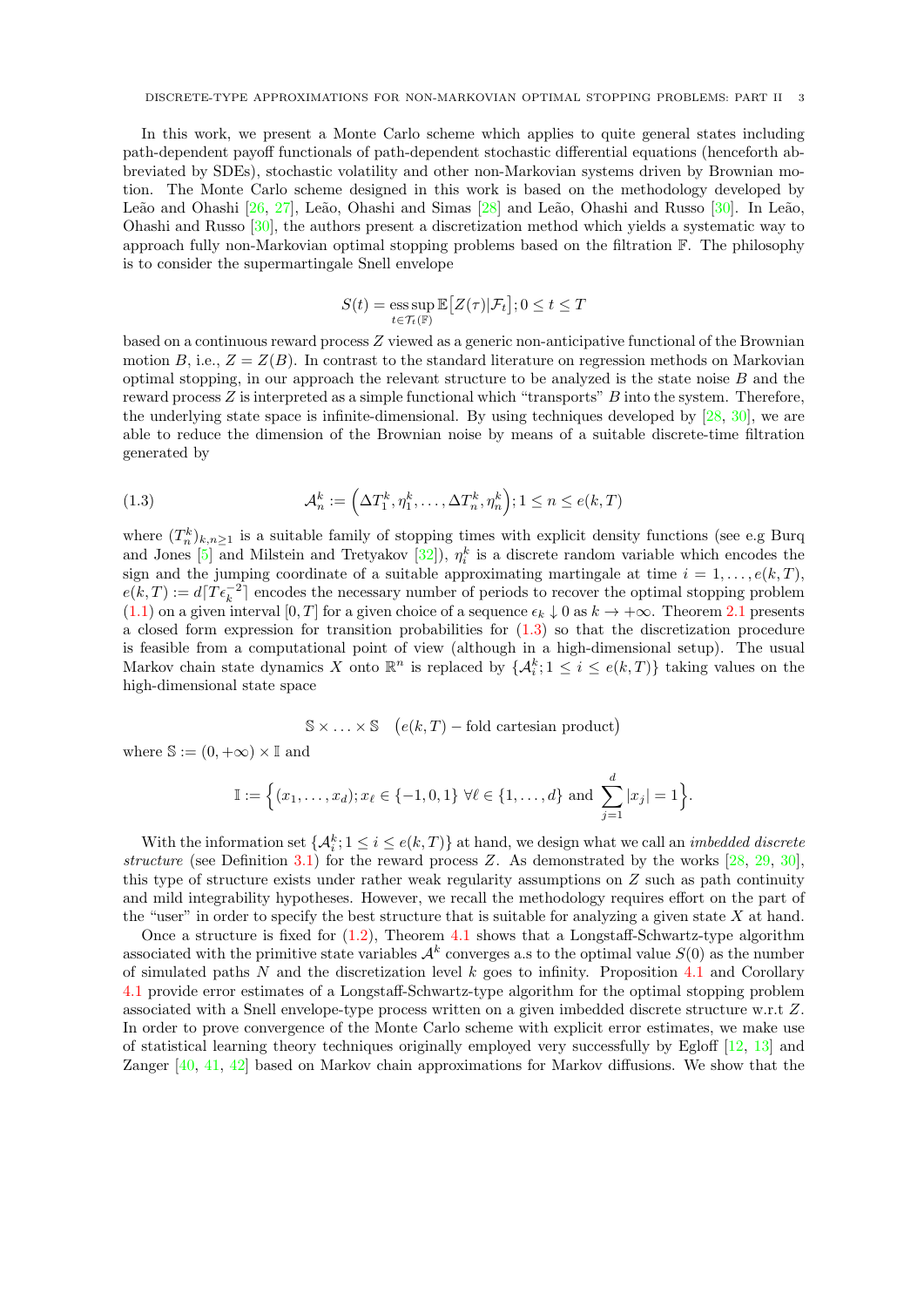In this work, we present a Monte Carlo scheme which applies to quite general states including path-dependent payoff functionals of path-dependent stochastic differential equations (henceforth abbreviated by SDEs), stochastic volatility and other non-Markovian systems driven by Brownian motion. The Monte Carlo scheme designed in this work is based on the methodology developed by Leão and Ohashi [26, 27], Leão, Ohashi and Simas [28] and Leão, Ohashi and Russo [30]. In Leão, Ohashi and Russo [30], the authors present a discretization method which yields a systematic way to approach fully non-Markovian optimal stopping problems based on the filtration $\mathbb{F}$. The philosophy is to consider the supermartingale Snell envelope

$$S(t) = \operatorname*{ess\,sup}_{t\in\mathcal{T}_t(\mathbb{F})} \mathbb{E}\big[Z(\tau)|\mathcal{F}_t\big]; 0\le t\le T$$

based on a continuous reward process $Z$ viewed as a generic non-anticipative functional of the Brownian motion $B$, i.e., $Z = Z(B)$. In contrast to the standard literature on regression methods on Markovian optimal stopping, in our approach the relevant structure to be analyzed is the state noise $B$ and the reward process $Z$ is interpreted as a simple functional which "transports" $B$ into the system. Therefore, the underlying state space is infinite-dimensional. By using techniques developed by [28, 30], we are able to reduce the dimension of the Brownian noise by means of a suitable discrete-time filtration generated by

$$\mathcal{A}^k_n := \Big(\Delta T^k_1, \eta^k_1, \ldots, \Delta T^k_n, \eta^k_n\Big); 1\le n\le e(k,T) \tag{1.3}$$

where $(T^k_n)_{k,n\ge 1}$ is a suitable family of stopping times with explicit density functions (see e.g Burq and Jones [5] and Milstein and Tretyakov [32]), $\eta^k_i$ is a discrete random variable which encodes the sign and the jumping coordinate of a suitable approximating martingale at time $i=1,\ldots,e(k,T)$, $e(k,T) := d\lceil T\epsilon_k^{-2}\rceil$ encodes the necessary number of periods to recover the optimal stopping problem (1.1) on a given interval $[0,T]$ for a given choice of a sequence $\epsilon_k \downarrow 0$ as $k\to+\infty$. Theorem 2.1 presents a closed form expression for transition probabilities for (1.3) so that the discretization procedure is feasible from a computational point of view (although in a high-dimensional setup). The usual Markov chain state dynamics $X$ onto $\mathbb{R}^n$ is replaced by $\{\mathcal{A}^k_i; 1\le i\le e(k,T)\}$ taking values on the high-dimensional state space

$$\mathbb{S}\times\ldots\times\mathbb{S} \quad \big(e(k,T)-\text{fold cartesian product}\big)$$

where $\mathbb{S} := (0,+\infty)\times\mathbb{I}$ and

$$\mathbb{I} := \Big\{(x_1,\ldots,x_d); x_\ell\in\{-1,0,1\}\ \forall \ell\in\{1,\ldots,d\} \text{ and } \sum_{j=1}^d |x_j| = 1\Big\}.$$

With the information set $\{\mathcal{A}^k_i; 1\le i\le e(k,T)\}$ at hand, we design what we call an *imbedded discrete structure* (see Definition 3.1) for the reward process $Z$. As demonstrated by the works [28, 29, 30], this type of structure exists under rather weak regularity assumptions on $Z$ such as path continuity and mild integrability hypotheses. However, we recall the methodology requires effort on the part of the "user" in order to specify the best structure that is suitable for analyzing a given state $X$ at hand.

Once a structure is fixed for (1.2), Theorem 4.1 shows that a Longstaff-Schwartz-type algorithm associated with the primitive state variables $\mathcal{A}^k$ converges a.s to the optimal value $S(0)$ as the number of simulated paths $N$ and the discretization level $k$ goes to infinity. Proposition 4.1 and Corollary 4.1 provide error estimates of a Longstaff-Schwartz-type algorithm for the optimal stopping problem associated with a Snell envelope-type process written on a given imbedded discrete structure w.r.t $Z$. In order to prove convergence of the Monte Carlo scheme with explicit error estimates, we make use of statistical learning theory techniques originally employed very successfully by Egloff [12, 13] and Zanger [40, 41, 42] based on Markov chain approximations for Markov diffusions. We show that the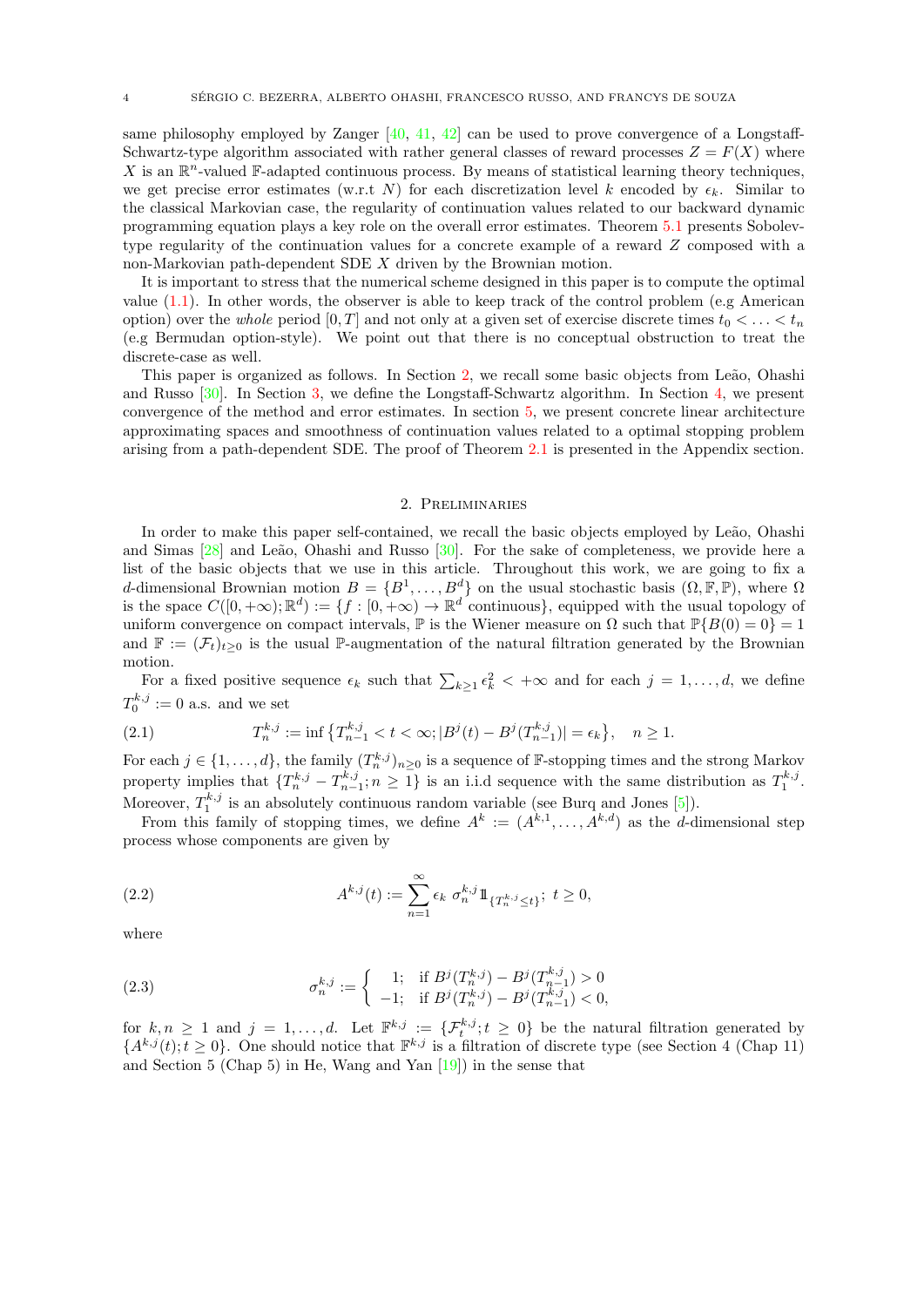same philosophy employed by Zanger [40, 41, 42] can be used to prove convergence of a Longstaff-Schwartz-type algorithm associated with rather general classes of reward processes $Z = F(X)$ where $X$ is an $\mathbb{R}^n$-valued $\mathbb{F}$-adapted continuous process. By means of statistical learning theory techniques, we get precise error estimates (w.r.t $N$) for each discretization level $k$ encoded by $\epsilon_k$. Similar to the classical Markovian case, the regularity of continuation values related to our backward dynamic programming equation plays a key role on the overall error estimates. Theorem 5.1 presents Sobolev-type regularity of the continuation values for a concrete example of a reward $Z$ composed with a non-Markovian path-dependent SDE $X$ driven by the Brownian motion.

It is important to stress that the numerical scheme designed in this paper is to compute the optimal value (1.1). In other words, the observer is able to keep track of the control problem (e.g American option) over the *whole* period $[0, T]$ and not only at a given set of exercise discrete times $t_0 < \ldots < t_n$ (e.g Bermudan option-style). We point out that there is no conceptual obstruction to treat the discrete-case as well.

This paper is organized as follows. In Section 2, we recall some basic objects from Leão, Ohashi and Russo [30]. In Section 3, we define the Longstaff-Schwartz algorithm. In Section 4, we present convergence of the method and error estimates. In section 5, we present concrete linear architecture approximating spaces and smoothness of continuation values related to a optimal stopping problem arising from a path-dependent SDE. The proof of Theorem 2.1 is presented in the Appendix section.

## 2. Preliminaries

In order to make this paper self-contained, we recall the basic objects employed by Leão, Ohashi and Simas [28] and Leão, Ohashi and Russo [30]. For the sake of completeness, we provide here a list of the basic objects that we use in this article. Throughout this work, we are going to fix a $d$-dimensional Brownian motion $B = \{B^1, \ldots, B^d\}$ on the usual stochastic basis $(\Omega, \mathbb{F}, \mathbb{P})$, where $\Omega$ is the space $C([0, +\infty); \mathbb{R}^d) := \{f : [0, +\infty) \to \mathbb{R}^d \text{ continuous}\}$, equipped with the usual topology of uniform convergence on compact intervals, $\mathbb{P}$ is the Wiener measure on $\Omega$ such that $\mathbb{P}\{B(0) = 0\} = 1$ and $\mathbb{F} := (\mathcal{F}_t)_{t\geq 0}$ is the usual $\mathbb{P}$-augmentation of the natural filtration generated by the Brownian motion.

For a fixed positive sequence $\epsilon_k$ such that $\sum_{k\geq 1} \epsilon_k^2 < +\infty$ and for each $j = 1, \ldots, d$, we define $T_0^{k,j} := 0$ a.s. and we set

$$
T_n^{k,j} := \inf\{T_{n-1}^{k,j} < t < \infty; |B^j(t) - B^j(T_{n-1}^{k,j})| = \epsilon_k\}, \quad n \geq 1. \tag{2.1}
$$

For each $j \in \{1, \ldots, d\}$, the family $(T_n^{k,j})_{n\geq 0}$ is a sequence of $\mathbb{F}$-stopping times and the strong Markov property implies that $\{T_n^{k,j} - T_{n-1}^{k,j}; n \geq 1\}$ is an i.i.d sequence with the same distribution as $T_1^{k,j}$. Moreover, $T_1^{k,j}$ is an absolutely continuous random variable (see Burq and Jones [5]).

From this family of stopping times, we define $A^k := (A^{k,1}, \ldots, A^{k,d})$ as the $d$-dimensional step process whose components are given by

$$
A^{k,j}(t) := \sum_{n=1}^{\infty} \epsilon_k \, \sigma_n^{k,j} \mathbb{1}_{\{T_n^{k,j} \leq t\}}; \; t \geq 0, \tag{2.2}
$$

where

$$
\sigma_n^{k,j} := \begin{cases} 1; & \text{if } B^j(T_n^{k,j}) - B^j(T_{n-1}^{k,j}) > 0 \\ -1; & \text{if } B^j(T_n^{k,j}) - B^j(T_{n-1}^{k,j}) < 0, \end{cases} \tag{2.3}
$$

for $k, n \geq 1$ and $j = 1, \ldots, d$. Let $\mathbb{F}^{k,j} := \{\mathcal{F}_t^{k,j}; t \geq 0\}$ be the natural filtration generated by $\{A^{k,j}(t); t \geq 0\}$. One should notice that $\mathbb{F}^{k,j}$ is a filtration of discrete type (see Section 4 (Chap 11) and Section 5 (Chap 5) in He, Wang and Yan [19]) in the sense that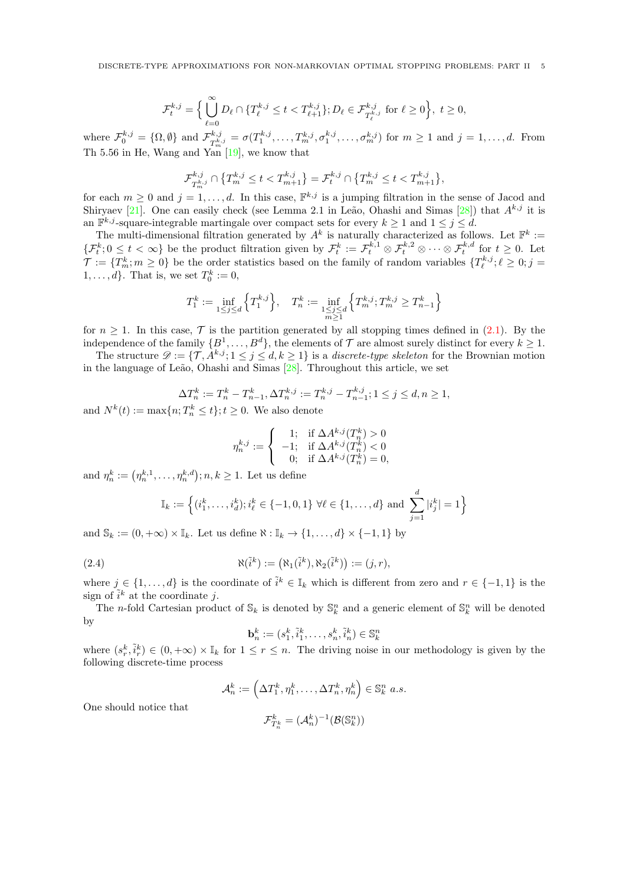$$\mathcal{F}^{k,j}_t = \Big\{ \bigcup_{\ell=0}^{\infty} D_\ell \cap \{T^{k,j}_\ell \le t < T^{k,j}_{\ell+1}\}; D_\ell \in \mathcal{F}^{k,j}_{T^{k,j}_\ell} \text{ for } \ell \ge 0 \Big\},\ t \ge 0,$$

where $\mathcal{F}^{k,j}_0 = \{\Omega, \emptyset\}$ and $\mathcal{F}^{k,j}_{T^{k,j}_m} = \sigma(T^{k,j}_1, \ldots, T^{k,j}_m, \sigma^{k,j}_1, \ldots, \sigma^{k,j}_m)$ for $m \ge 1$ and $j = 1, \ldots, d$. From Th 5.56 in He, Wang and Yan [19], we know that

$$\mathcal{F}^{k,j}_{T^{k,j}_m} \cap \{T^{k,j}_m \le t < T^{k,j}_{m+1}\} = \mathcal{F}^{k,j}_t \cap \{T^{k,j}_m \le t < T^{k,j}_{m+1}\},$$

for each $m \ge 0$ and $j = 1, \ldots, d$. In this case, $\mathbb{F}^{k,j}$ is a jumping filtration in the sense of Jacod and Shiryaev [21]. One can easily check (see Lemma 2.1 in Leão, Ohashi and Simas [28]) that $A^{k,j}$ it is an $\mathbb{F}^{k,j}$-square-integrable martingale over compact sets for every $k \ge 1$ and $1 \le j \le d$.

The multi-dimensional filtration generated by $A^k$ is naturally characterized as follows. Let $\mathbb{F}^k := \{\mathcal{F}^k_t; 0 \le t < \infty\}$ be the product filtration given by $\mathcal{F}^k_t := \mathcal{F}^{k,1}_t \otimes \mathcal{F}^{k,2}_t \otimes \cdots \otimes \mathcal{F}^{k,d}_t$ for $t \ge 0$. Let $\mathcal{T} := \{T^k_m; m \ge 0\}$ be the order statistics based on the family of random variables $\{T^{k,j}_\ell; \ell \ge 0; j = 1, \ldots, d\}$. That is, we set $T^k_0 := 0$,

$$T^k_1 := \inf_{1 \le j \le d} \Big\{ T^{k,j}_1 \Big\}, \quad T^k_n := \inf_{\substack{1 \le j \le d \\ m \ge 1}} \Big\{ T^{k,j}_m; T^{k,j}_m \ge T^k_{n-1} \Big\}$$

for $n \ge 1$. In this case, $\mathcal{T}$ is the partition generated by all stopping times defined in (2.1). By the independence of the family $\{B^1, \ldots, B^d\}$, the elements of $\mathcal{T}$ are almost surely distinct for every $k \ge 1$.

The structure $\mathscr{D} := \{\mathcal{T}, A^{k,j}; 1 \le j \le d, k \ge 1\}$ is a *discrete-type skeleton* for the Brownian motion in the language of Leão, Ohashi and Simas [28]. Throughout this article, we set

$$\Delta T^k_n := T^k_n - T^k_{n-1}, \Delta T^{k,j}_n := T^{k,j}_n - T^{k,j}_{n-1}; 1 \le j \le d, n \ge 1,$$

and $N^k(t) := \max\{n; T^k_n \le t\}; t \ge 0$. We also denote

$$\eta^{k,j}_n := \begin{cases} 1; & \text{if } \Delta A^{k,j}(T^k_n) > 0 \\ -1; & \text{if } \Delta A^{k,j}(T^k_n) < 0 \\ 0; & \text{if } \Delta A^{k,j}(T^k_n) = 0, \end{cases}$$

and $\eta^k_n := \big(\eta^{k,1}_n, \ldots, \eta^{k,d}_n\big); n, k \ge 1$. Let us define

$$\mathbb{I}_k := \Big\{ (i^k_1, \ldots, i^k_d); i^k_\ell \in \{-1, 0, 1\}\ \forall \ell \in \{1, \ldots, d\} \text{ and } \sum_{j=1}^d |i^k_j| = 1 \Big\}$$

and $\mathbb{S}_k := (0, +\infty) \times \mathbb{I}_k$. Let us define $\aleph : \mathbb{I}_k \to \{1, \ldots, d\} \times \{-1, 1\}$ by

$$\aleph(\tilde{i}^k) := \big(\aleph_1(\tilde{i}^k), \aleph_2(\tilde{i}^k)\big) := (j, r), \tag{2.4}$$

where $j \in \{1, \ldots, d\}$ is the coordinate of $\tilde{i}^k \in \mathbb{I}_k$ which is different from zero and $r \in \{-1, 1\}$ is the sign of $\tilde{i}^k$ at the coordinate $j$.

The $n$-fold Cartesian product of $\mathbb{S}_k$ is denoted by $\mathbb{S}^n_k$ and a generic element of $\mathbb{S}^n_k$ will be denoted by

$$\mathbf{b}^k_n := (s^k_1, \tilde{i}^k_1, \ldots, s^k_n, \tilde{i}^k_n) \in \mathbb{S}^n_k$$

where $(s^k_r, \tilde{i}^k_r) \in (0, +\infty) \times \mathbb{I}_k$ for $1 \le r \le n$. The driving noise in our methodology is given by the following discrete-time process

$$\mathcal{A}^k_n := \Big(\Delta T^k_1, \eta^k_1, \ldots, \Delta T^k_n, \eta^k_n\Big) \in \mathbb{S}^n_k \ a.s.$$

One should notice that

$$\mathcal{F}^k_{T^k_n} = (\mathcal{A}^k_n)^{-1}(\mathcal{B}(\mathbb{S}^n_k))$$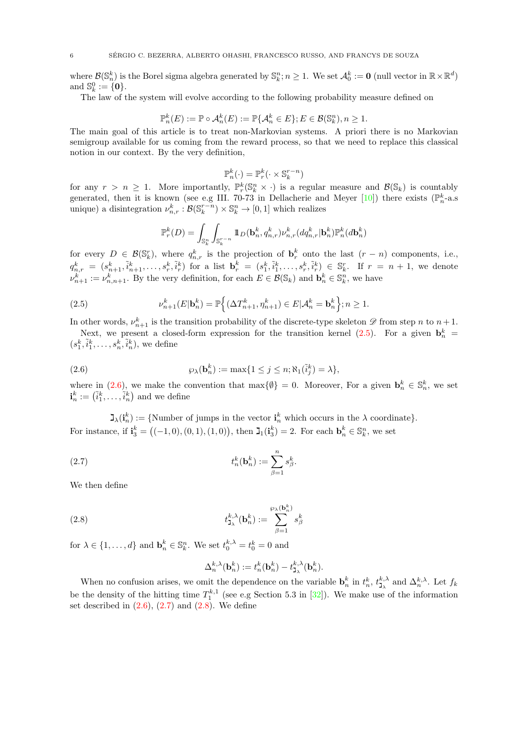where $\mathcal{B}(\mathbb{S}^k_n)$ is the Borel sigma algebra generated by $\mathbb{S}^n_k; n \geq 1$. We set $\mathcal{A}^k_0 := \mathbf{0}$ (null vector in $\mathbb{R} \times \mathbb{R}^d$) and $\mathbb{S}^0_k := \{\mathbf{0}\}$.

The law of the system will evolve according to the following probability measure defined on

$$\mathbb{P}^k_n(E) := \mathbb{P} \circ \mathcal{A}^k_n(E) := \mathbb{P}\{\mathcal{A}^k_n \in E\}; E \in \mathcal{B}(\mathbb{S}^n_k), n \geq 1.$$

The main goal of this article is to treat non-Markovian systems. A priori there is no Markovian semigroup available for us coming from the reward process, so that we need to replace this classical notion in our context. By the very definition,

$$\mathbb{P}^k_n(\cdot) = \mathbb{P}^k_r(\cdot \times \mathbb{S}^{r-n}_k)$$

for any $r > n \geq 1$. More importantly, $\mathbb{P}^k_r(\mathbb{S}^n_k \times \cdot)$ is a regular measure and $\mathcal{B}(\mathbb{S}_k)$ is countably generated, then it is known (see e.g III. 70-73 in Dellacherie and Meyer [10]) there exists ($\mathbb{P}^k_n$-a.s unique) a disintegration $\nu^k_{n,r} : \mathcal{B}(\mathbb{S}^{r-n}_k) \times \mathbb{S}^n_k \to [0,1]$ which realizes

$$\mathbb{P}^k_r(D) = \int_{\mathbb{S}^n_k} \int_{\mathbb{S}^{r-n}_k} \mathbb{1}_D(\mathbf{b}^k_n, q^k_{n,r}) \nu^k_{n,r}(dq^k_{n,r}|\mathbf{b}^k_n)\mathbb{P}^k_n(d\mathbf{b}^k_n)$$

for every $D \in \mathcal{B}(\mathbb{S}^r_k)$, where $q^k_{n,r}$ is the projection of $\mathbf{b}^k_r$ onto the last $(r-n)$ components, i.e., $q^k_{n,r} = (s^k_{n+1}, \tilde{i}^k_{n+1}, \ldots, s^k_r, \tilde{i}^k_r)$ for a list $\mathbf{b}^k_r = (s^k_1, \tilde{i}^k_1, \ldots, s^k_r, \tilde{i}^k_r) \in \mathbb{S}^r_k$. If $r = n+1$, we denote $\nu^k_{n+1} := \nu^k_{n,n+1}$. By the very definition, for each $E \in \mathcal{B}(\mathbb{S}_k)$ and $\mathbf{b}^k_n \in \mathbb{S}^n_k$, we have

$$\nu^k_{n+1}(E|\mathbf{b}^k_n) = \mathbb{P}\Big\{(\Delta T^k_{n+1}, \eta^k_{n+1}) \in E|\mathcal{A}^k_n = \mathbf{b}^k_n\Big\}; n \geq 1. \tag{2.5}$$

In other words, $\nu^k_{n+1}$ is the transition probability of the discrete-type skeleton $\mathscr{D}$ from step $n$ to $n+1$.

Next, we present a closed-form expression for the transition kernel (2.5). For a given $\mathbf{b}^k_n = (s^k_1, \tilde{i}^k_1, \ldots, s^k_n, \tilde{i}^k_n)$, we define

$$\wp_\lambda(\mathbf{b}^k_n) := \max\{1 \leq j \leq n; \aleph_1(\tilde{i}^k_j) = \lambda\}, \tag{2.6}$$

where in (2.6), we make the convention that $\max\{\emptyset\} = 0$. Moreover, For a given $\mathbf{b}^k_n \in \mathbb{S}^k_n$, we set $\mathbf{i}^k_n := (\tilde{i}^k_1, \ldots, \tilde{i}^k_n)$ and we define

$$\beth_\lambda(\mathbf{i}^k_n) := \{\text{Number of jumps in the vector } \mathbf{i}^k_n \text{ which occurs in the } \lambda \text{ coordinate}\}.$$

For instance, if $\mathbf{i}^k_3 = \big((-1,0),(0,1),(1,0)\big)$, then $\beth_1(\mathbf{i}^k_3) = 2$. For each $\mathbf{b}^k_n \in \mathbb{S}^n_k$, we set

$$t^k_n(\mathbf{b}^k_n) := \sum_{\beta=1}^n s^k_\beta. \tag{2.7}$$

We then define

$$t^{k,\lambda}_{\beth_\lambda}(\mathbf{b}^k_n) := \sum_{\beta=1}^{\wp_\lambda(\mathbf{b}^k_n)} s^k_\beta \tag{2.8}$$

for $\lambda \in \{1, \ldots, d\}$ and $\mathbf{b}^k_n \in \mathbb{S}^n_k$. We set $t^{k,\lambda}_0 = t^k_0 = 0$ and

$$\Delta^{k,\lambda}_n(\mathbf{b}^k_n) := t^k_n(\mathbf{b}^k_n) - t^{k,\lambda}_{\beth_\lambda}(\mathbf{b}^k_n).$$

When no confusion arises, we omit the dependence on the variable $\mathbf{b}^k_n$ in $t^k_n$, $t^{k,\lambda}_{\beth_\lambda}$ and $\Delta^{k,\lambda}_n$. Let $f_k$ be the density of the hitting time $T^{k,1}_1$ (see e.g Section 5.3 in [32]). We make use of the information set described in (2.6), (2.7) and (2.8). We define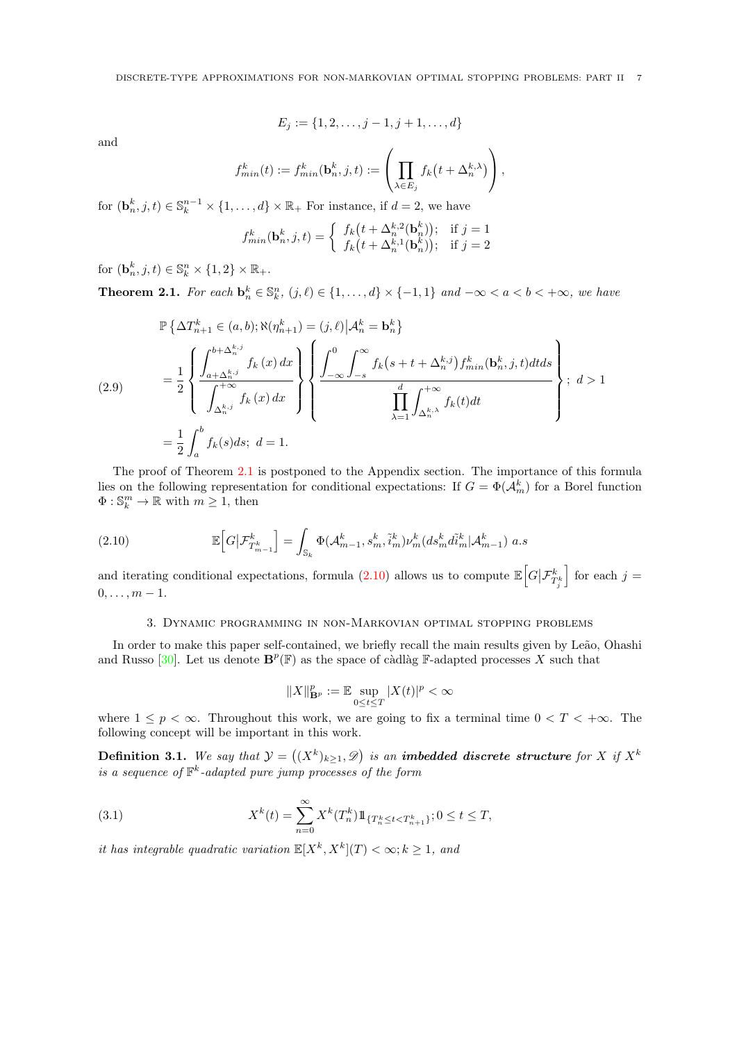$$E_j := \{1, 2, \ldots, j-1, j+1, \ldots, d\}$$

and

$$f^k_{min}(t) := f^k_{min}(\mathbf{b}^k_n, j, t) := \left( \prod_{\lambda \in E_j} f_k\big(t + \Delta^{k,\lambda}_n\big) \right),$$

for $(\mathbf{b}^k_n, j, t) \in \mathbb{S}^{n-1}_k \times \{1, \ldots, d\} \times \mathbb{R}_+$ For instance, if $d = 2$, we have

$$f^k_{min}(\mathbf{b}^k_n, j, t) = \begin{cases} f_k\big(t + \Delta^{k,2}_n(\mathbf{b}^k_n)\big); & \text{if } j = 1 \\ f_k\big(t + \Delta^{k,1}_n(\mathbf{b}^k_n)\big); & \text{if } j = 2 \end{cases}$$

for $(\mathbf{b}^k_n, j, t) \in \mathbb{S}^n_k \times \{1, 2\} \times \mathbb{R}_+$.

**Theorem 2.1.** *For each $\mathbf{b}^k_n \in \mathbb{S}^n_k$, $(j, \ell) \in \{1, \ldots, d\} \times \{-1, 1\}$ and $-\infty < a < b < +\infty$, we have*

$$\begin{aligned}
&\mathbb{P}\left\{\Delta T^k_{n+1} \in (a, b); \aleph(\eta^k_{n+1}) = (j, \ell) \big| \mathcal{A}^k_n = \mathbf{b}^k_n \right\} \\
&= \frac{1}{2} \left\{ \frac{\displaystyle\int_{a+\Delta^{k,j}_n}^{b+\Delta^{k,j}_n} f_k(x)\, dx}{\displaystyle\int_{\Delta^{k,j}_n}^{+\infty} f_k(x)\, dx} \right\} \left\{ \frac{\displaystyle\int_{-\infty}^{0} \int_{-s}^{\infty} f_k\big(s + t + \Delta^{k,j}_n\big) f^k_{min}(\mathbf{b}^k_n, j, t)\, dt ds}{\displaystyle\prod_{\lambda=1}^{d} \int_{\Delta^{k,\lambda}_n}^{+\infty} f_k(t) dt} \right\}; \ d > 1 \qquad (2.9) \\
&= \frac{1}{2} \int_a^b f_k(s) ds; \ d = 1.
\end{aligned}$$

The proof of Theorem 2.1 is postponed to the Appendix section. The importance of this formula lies on the following representation for conditional expectations: If $G = \Phi(\mathcal{A}^k_m)$ for a Borel function $\Phi : \mathbb{S}^m_k \to \mathbb{R}$ with $m \geq 1$, then

$$\mathbb{E}\Big[G \big| \mathcal{F}^k_{T^k_{m-1}}\Big] = \int_{\mathbb{S}_k} \Phi(\mathcal{A}^k_{m-1}, s^k_m, \tilde{i}^k_m) \nu^k_m(ds^k_m d\tilde{i}^k_m | \mathcal{A}^k_{m-1}) \ a.s \qquad (2.10)$$

and iterating conditional expectations, formula (2.10) allows us to compute $\mathbb{E}\Big[G \big| \mathcal{F}^k_{T^k_j}\Big]$ for each $j = 0, \ldots, m-1$.

## 3. Dynamic programming in non-Markovian optimal stopping problems

In order to make this paper self-contained, we briefly recall the main results given by Leão, Ohashi and Russo [30]. Let us denote $\mathbf{B}^p(\mathbb{F})$ as the space of càdlàg $\mathbb{F}$-adapted processes $X$ such that

$$\|X\|^p_{\mathbf{B}^p} := \mathbb{E} \sup_{0 \leq t \leq T} |X(t)|^p < \infty$$

where $1 \leq p < \infty$. Throughout this work, we are going to fix a terminal time $0 < T < +\infty$. The following concept will be important in this work.

**Definition 3.1.** *We say that $\mathcal{Y} = \big((X^k)_{k \geq 1}, \mathscr{D}\big)$ is an* ***imbedded discrete structure*** *for $X$ if $X^k$ is a sequence of $\mathbb{F}^k$-adapted pure jump processes of the form*

$$X^k(t) = \sum_{n=0}^{\infty} X^k(T^k_n) 1\!\!1_{\{T^k_n \leq t < T^k_{n+1}\}}; 0 \leq t \leq T, \qquad (3.1)$$

*it has integrable quadratic variation $\mathbb{E}[X^k, X^k](T) < \infty; k \geq 1$, and*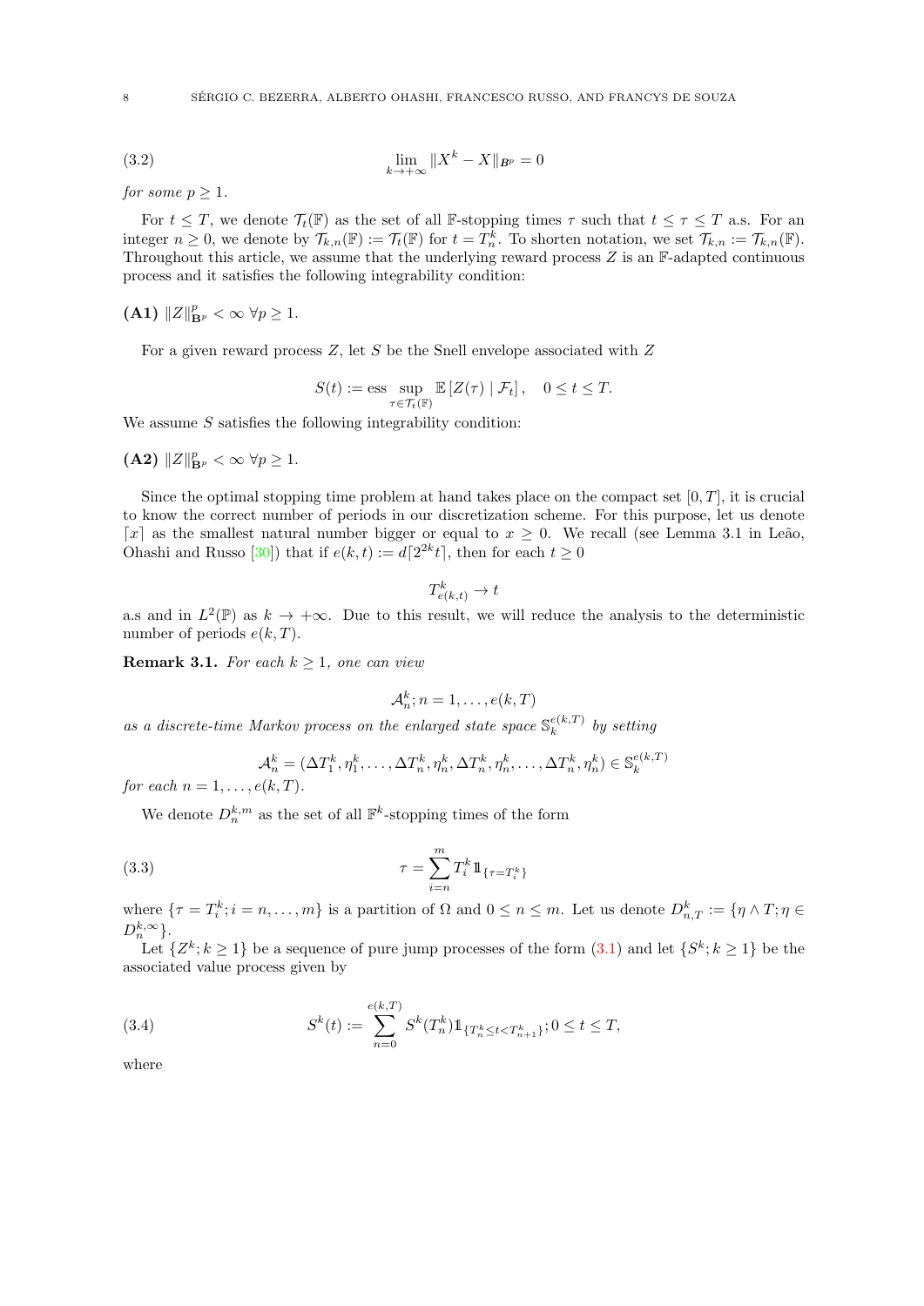$$\lim_{k\to+\infty} \|X^k - X\|_{B^p} = 0 \tag{3.2}$$

*for some* $p \geq 1$.

For $t \leq T$, we denote $\mathcal{T}_t(\mathbb{F})$ as the set of all $\mathbb{F}$-stopping times $\tau$ such that $t \leq \tau \leq T$ a.s. For an integer $n \geq 0$, we denote by $\mathcal{T}_{k,n}(\mathbb{F}) := \mathcal{T}_t(\mathbb{F})$ for $t = T^k_n$. To shorten notation, we set $\mathcal{T}_{k,n} := \mathcal{T}_{k,n}(\mathbb{F})$. Throughout this article, we assume that the underlying reward process $Z$ is an $\mathbb{F}$-adapted continuous process and it satisfies the following integrability condition:

**(A1)** $\|Z\|^p_{\mathbf{B}^p} < \infty \ \forall p \geq 1$.

For a given reward process $Z$, let $S$ be the Snell envelope associated with $Z$

$$S(t) := \operatorname*{ess\,sup}_{\tau \in \mathcal{T}_t(\mathbb{F})} \mathbb{E}\left[Z(\tau) \mid \mathcal{F}_t\right], \quad 0 \leq t \leq T.$$

We assume $S$ satisfies the following integrability condition:

**(A2)** $\|Z\|^p_{\mathbf{B}^p} < \infty \ \forall p \geq 1$.

Since the optimal stopping time problem at hand takes place on the compact set $[0,T]$, it is crucial to know the correct number of periods in our discretization scheme. For this purpose, let us denote $\lceil x \rceil$ as the smallest natural number bigger or equal to $x \geq 0$. We recall (see Lemma 3.1 in Leão, Ohashi and Russo [30]) that if $e(k,t) := d\lceil 2^{2k} t \rceil$, then for each $t \geq 0$

$$T^k_{e(k,t)} \to t$$

a.s and in $L^2(\mathbb{P})$ as $k \to +\infty$. Due to this result, we will reduce the analysis to the deterministic number of periods $e(k,T)$.

**Remark 3.1.** *For each* $k \geq 1$*, one can view*

$$\mathcal{A}^k_n; n = 1, \ldots, e(k,T)$$

*as a discrete-time Markov process on the enlarged state space* $\mathbb{S}^{e(k,T)}_k$ *by setting*

$$\mathcal{A}^k_n = (\Delta T^k_1, \eta^k_1, \ldots, \Delta T^k_n, \eta^k_n, \Delta T^k_n, \eta^k_n, \ldots, \Delta T^k_n, \eta^k_n) \in \mathbb{S}^{e(k,T)}_k$$

*for each* $n = 1, \ldots, e(k,T)$.

We denote $D^{k,m}_n$ as the set of all $\mathbb{F}^k$-stopping times of the form

$$\tau = \sum_{i=n}^{m} T^k_i \mathbb{1}_{\{\tau = T^k_i\}} \tag{3.3}$$

where $\{\tau = T^k_i; i = n, \ldots, m\}$ is a partition of $\Omega$ and $0 \leq n \leq m$. Let us denote $D^k_{n,T} := \{\eta \wedge T; \eta \in D^{k,\infty}_n\}$.

Let $\{Z^k; k \geq 1\}$ be a sequence of pure jump processes of the form (3.1) and let $\{S^k; k \geq 1\}$ be the associated value process given by

$$S^k(t) := \sum_{n=0}^{e(k,T)} S^k(T^k_n) \mathbb{1}_{\{T^k_n \leq t < T^k_{n+1}\}}; 0 \leq t \leq T, \tag{3.4}$$

where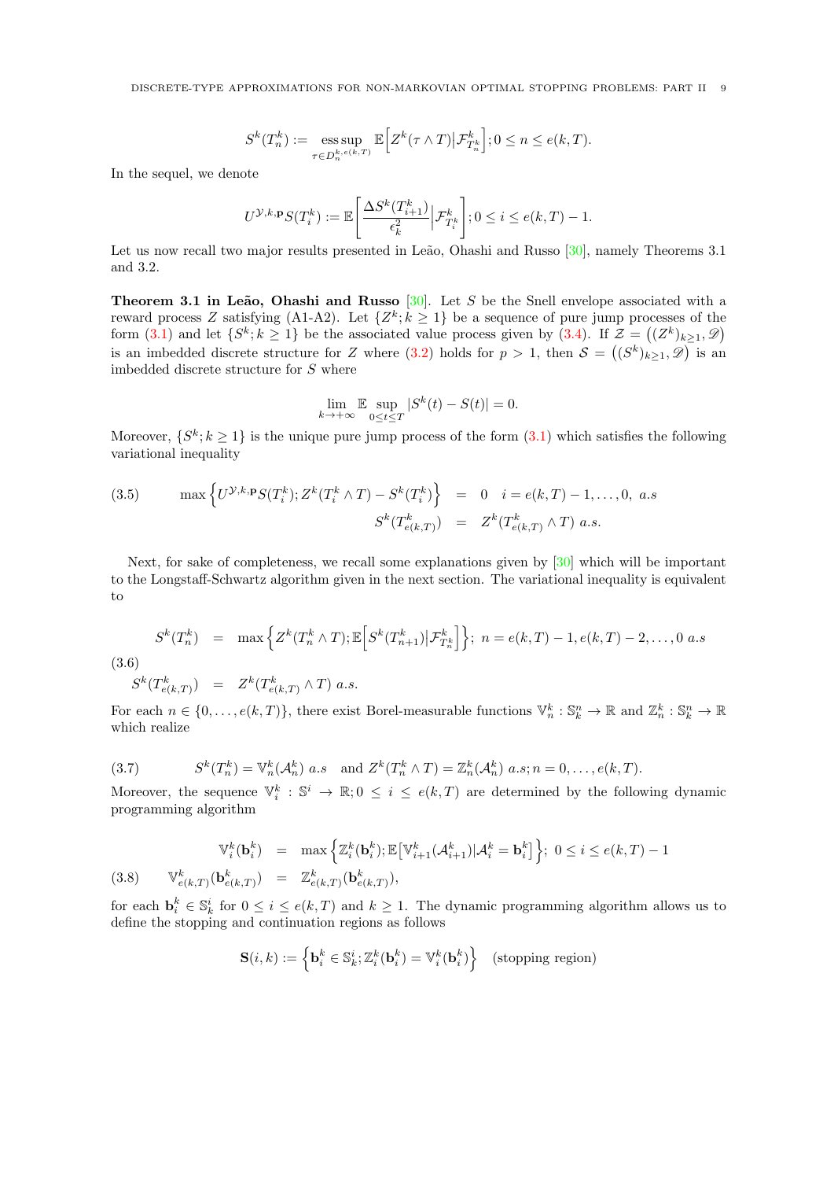$$S^k(T^k_n) := \operatorname*{ess\,sup}_{\tau\in D^{k,e(k,T)}_n} \mathbb{E}\Big[Z^k(\tau\wedge T)\big|\mathcal{F}^k_{T^k_n}\Big]; 0\le n\le e(k,T).$$

In the sequel, we denote

$$U^{\mathcal{Y},k,\mathbf{p}}S(T^k_i) := \mathbb{E}\Bigg[\frac{\Delta S^k(T^k_{i+1})}{\epsilon^2_k}\Big|\mathcal{F}^k_{T^k_i}\Bigg]; 0\le i\le e(k,T)-1.$$

Let us now recall two major results presented in Leão, Ohashi and Russo [30], namely Theorems 3.1 and 3.2.

**Theorem 3.1 in Leão, Ohashi and Russo** [30]. Let $S$ be the Snell envelope associated with a reward process $Z$ satisfying (A1-A2). Let $\{Z^k; k\ge 1\}$ be a sequence of pure jump processes of the form (3.1) and let $\{S^k; k\ge 1\}$ be the associated value process given by (3.4). If $\mathcal{Z} = \big((Z^k)_{k\ge 1}, \mathscr{D}\big)$ is an imbedded discrete structure for $Z$ where (3.2) holds for $p>1$, then $\mathcal{S} = \big((S^k)_{k\ge 1}, \mathscr{D}\big)$ is an imbedded discrete structure for $S$ where

$$\lim_{k\rightarrow+\infty}\mathbb{E}\sup_{0\le t\le T}|S^k(t)-S(t)| = 0.$$

Moreover, $\{S^k; k\ge 1\}$ is the unique pure jump process of the form (3.1) which satisfies the following variational inequality

$$\begin{aligned}
\max\Big\{U^{\mathcal{Y},k,\mathbf{p}}S(T^k_i); Z^k(T^k_i\wedge T) - S^k(T^k_i)\Big\} &= 0 \quad i = e(k,T)-1,\ldots,0,\ a.s \\
S^k(T^k_{e(k,T)}) &= Z^k(T^k_{e(k,T)}\wedge T)\ a.s.
\end{aligned} \tag{3.5}$$

Next, for sake of completeness, we recall some explanations given by [30] which will be important to the Longstaff-Schwartz algorithm given in the next section. The variational inequality is equivalent to

$$\begin{aligned}
S^k(T^k_n) &= \max\Big\{Z^k(T^k_n\wedge T); \mathbb{E}\Big[S^k(T^k_{n+1})\big|\mathcal{F}^k_{T^k_n}\Big]\Big\};\ n = e(k,T)-1, e(k,T)-2,\ldots,0\ a.s \\
S^k(T^k_{e(k,T)}) &= Z^k(T^k_{e(k,T)}\wedge T)\ a.s.
\end{aligned} \tag{3.6}$$

For each $n\in\{0,\ldots,e(k,T)\}$, there exist Borel-measurable functions $\mathbb{V}^k_n:\mathbb{S}^n_k\rightarrow\mathbb{R}$ and $\mathbb{Z}^k_n:\mathbb{S}^n_k\rightarrow\mathbb{R}$ which realize

$$S^k(T^k_n) = \mathbb{V}^k_n(\mathcal{A}^k_n)\ a.s \quad \text{and } Z^k(T^k_n\wedge T) = \mathbb{Z}^k_n(\mathcal{A}^k_n)\ a.s; n = 0,\ldots,e(k,T). \tag{3.7}$$

Moreover, the sequence $\mathbb{V}^k_i:\mathbb{S}^i\rightarrow\mathbb{R}; 0\le i\le e(k,T)$ are determined by the following dynamic programming algorithm

$$\begin{aligned}
\mathbb{V}^k_i(\mathbf{b}^k_i) &= \max\Big\{\mathbb{Z}^k_i(\mathbf{b}^k_i); \mathbb{E}\big[\mathbb{V}^k_{i+1}(\mathcal{A}^k_{i+1})|\mathcal{A}^k_i = \mathbf{b}^k_i\big]\Big\};\ 0\le i\le e(k,T)-1 \\
\mathbb{V}^k_{e(k,T)}(\mathbf{b}^k_{e(k,T)}) &= \mathbb{Z}^k_{e(k,T)}(\mathbf{b}^k_{e(k,T)}),
\end{aligned} \tag{3.8}$$

for each $\mathbf{b}^k_i\in\mathbb{S}^i_k$ for $0\le i\le e(k,T)$ and $k\ge 1$. The dynamic programming algorithm allows us to define the stopping and continuation regions as follows

$$\mathbf{S}(i,k) := \Big\{\mathbf{b}^k_i\in\mathbb{S}^i_k; \mathbb{Z}^k_i(\mathbf{b}^k_i) = \mathbb{V}^k_i(\mathbf{b}^k_i)\Big\} \quad \text{(stopping region)}$$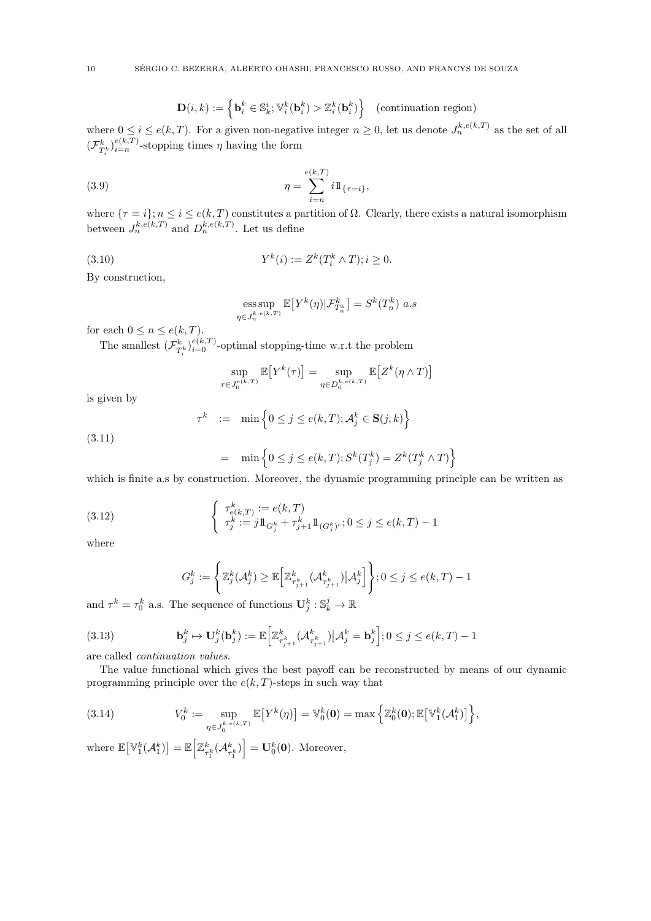$$\mathbf{D}(i,k) := \Big\{ \mathbf{b}^k_i \in \mathbb{S}^i_k; \mathbb{V}^k_i(\mathbf{b}^k_i) > \mathbb{Z}^k_i(\mathbf{b}^k_i) \Big\} \quad \text{(continuation region)}$$

where $0 \le i \le e(k,T)$. For a given non-negative integer $n \ge 0$, let us denote $J^{k,e(k,T)}_n$ as the set of all $(\mathcal{F}^k_{T^k_i})_{i=n}^{e(k,T)}$-stopping times $\eta$ having the form

$$\eta = \sum_{i=n}^{e(k,T)} i 1\!\!1_{\{\tau = i\}}, \tag{3.9}$$

where $\{\tau = i\}; n \le i \le e(k,T)$ constitutes a partition of $\Omega$. Clearly, there exists a natural isomorphism between $J^{k,e(k,T)}_n$ and $D^{k,e(k,T)}_n$. Let us define

$$Y^k(i) := Z^k(T^k_i \wedge T); i \ge 0. \tag{3.10}$$

By construction,

$$\operatorname*{ess\,sup}_{\eta \in J^{k,e(k,T)}_n} \mathbb{E}\big[Y^k(\eta)|\mathcal{F}^k_{T^k_n}\big] = S^k(T^k_n) \ a.s$$

for each $0 \le n \le e(k,T)$.

The smallest $(\mathcal{F}^k_{T^k_i})_{i=0}^{e(k,T)}$-optimal stopping-time w.r.t the problem

$$\sup_{\tau \in J^{e(k,T)}_0} \mathbb{E}\big[Y^k(\tau)\big] = \sup_{\eta \in D^{k,e(k,T)}_0} \mathbb{E}\big[Z^k(\eta \wedge T)\big]$$

is given by

$$\begin{aligned} \tau^k &:= \min\Big\{ 0 \le j \le e(k,T); \mathcal{A}^k_j \in \mathbf{S}(j,k) \Big\} \\ &= \min\Big\{ 0 \le j \le e(k,T); S^k(T^k_j) = Z^k(T^k_j \wedge T) \Big\} \end{aligned} \tag{3.11}$$

which is finite a.s by construction. Moreover, the dynamic programming principle can be written as

$$\left\{ \begin{array}{l} \tau^k_{e(k,T)} := e(k,T) \\ \tau^k_j := j 1\!\!1_{G^k_j} + \tau^k_{j+1} 1\!\!1_{(G^k_j)^c}; 0 \le j \le e(k,T) - 1 \end{array} \right. \tag{3.12}$$

where

$$G^k_j := \Bigg\{ \mathbb{Z}^k_j(\mathcal{A}^k_j) \ge \mathbb{E}\Big[\mathbb{Z}^k_{\tau^k_{j+1}}(\mathcal{A}^k_{\tau^k_{j+1}})\big|\mathcal{A}^k_j\Big] \Bigg\}; 0 \le j \le e(k,T) - 1$$

and $\tau^k = \tau^k_0$ a.s. The sequence of functions $\mathbf{U}^k_j : \mathbb{S}^j_k \to \mathbb{R}$

$$\mathbf{b}^k_j \mapsto \mathbf{U}^k_j(\mathbf{b}^k_j) := \mathbb{E}\Big[\mathbb{Z}^k_{\tau^k_{j+1}}(\mathcal{A}^k_{\tau^k_{j+1}})\big|\mathcal{A}^k_j = \mathbf{b}^k_j\Big]; 0 \le j \le e(k,T) - 1 \tag{3.13}$$

are called *continuation values*.

The value functional which gives the best payoff can be reconstructed by means of our dynamic programming principle over the $e(k,T)$-steps in such way that

$$V^k_0 := \sup_{\eta \in J^{k,e(k,T)}_0} \mathbb{E}\big[Y^k(\eta)\big] = \mathbb{V}^k_0(\mathbf{0}) = \max\Big\{ \mathbb{Z}^k_0(\mathbf{0}); \mathbb{E}\big[\mathbb{V}^k_1(\mathcal{A}^k_1)\big] \Big\}, \tag{3.14}$$

where $\mathbb{E}\big[\mathbb{V}^k_1(\mathcal{A}^k_1)\big] = \mathbb{E}\Big[\mathbb{Z}^k_{\tau^k_1}(\mathcal{A}^k_{\tau^k_1})\Big] = \mathbf{U}^k_0(\mathbf{0})$. Moreover,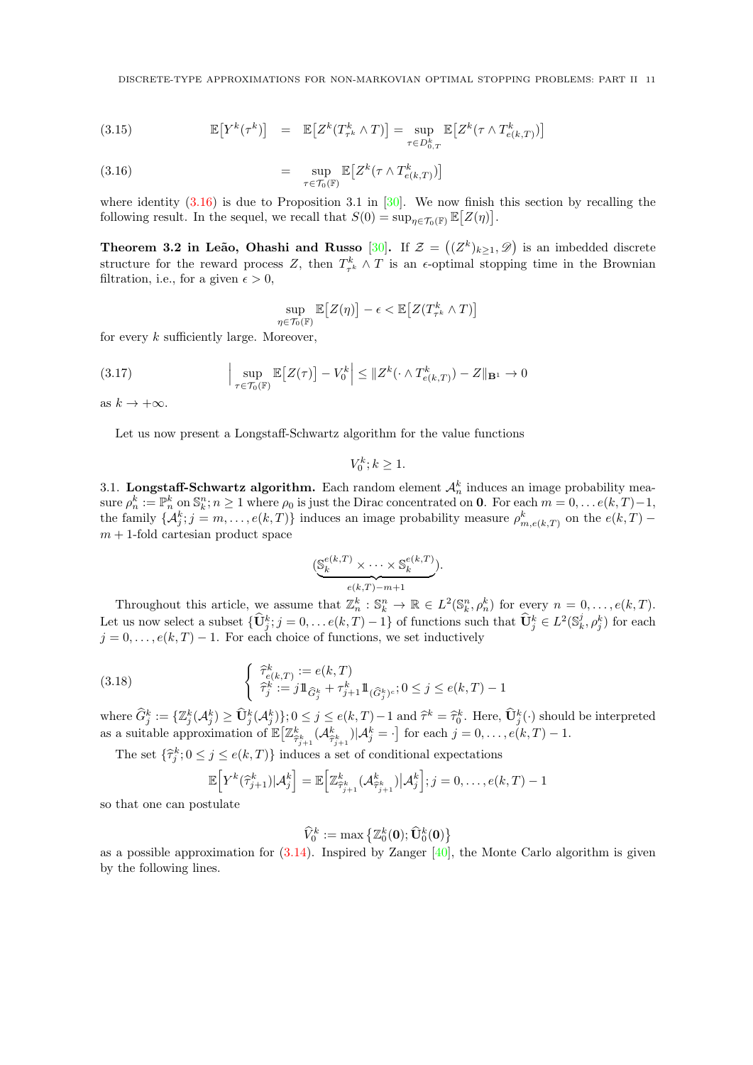$$
\begin{aligned}
(3.15) \qquad \mathbb{E}\big[Y^k(\tau^k)\big] &= \mathbb{E}\big[Z^k(T^k_{\tau^k}\wedge T)\big] = \sup_{\tau\in D^k_{0,T}} \mathbb{E}\big[Z^k(\tau\wedge T^k_{e(k,T)})\big] \\
(3.16) \qquad &= \sup_{\tau\in \mathcal{T}_0(\mathbb{F})} \mathbb{E}\big[Z^k(\tau\wedge T^k_{e(k,T)})\big]
\end{aligned}
$$

where identity (3.16) is due to Proposition 3.1 in [30]. We now finish this section by recalling the following result. In the sequel, we recall that $S(0) = \sup_{\eta\in\mathcal{T}_0(\mathbb{F})}\mathbb{E}\big[Z(\eta)\big]$.

**Theorem 3.2 in Leão, Ohashi and Russo [30].** If $\mathcal{Z} = \big((Z^k)_{k\geq 1}, \mathscr{D}\big)$ is an imbedded discrete structure for the reward process $Z$, then $T^k_{\tau^k}\wedge T$ is an $\epsilon$-optimal stopping time in the Brownian filtration, i.e., for a given $\epsilon > 0$,

$$
\sup_{\eta\in\mathcal{T}_0(\mathbb{F})}\mathbb{E}\big[Z(\eta)\big] - \epsilon < \mathbb{E}\big[Z(T^k_{\tau^k}\wedge T)\big]
$$

for every $k$ sufficiently large. Moreover,

$$
(3.17) \qquad \Big|\sup_{\tau\in\mathcal{T}_0(\mathbb{F})}\mathbb{E}\big[Z(\tau)\big] - V^k_0\Big| \leq \|Z^k(\cdot\wedge T^k_{e(k,T)}) - Z\|_{\mathbf{B}^1} \to 0
$$

as $k\to+\infty$.

Let us now present a Longstaff-Schwartz algorithm for the value functions

$$
V^k_0; k\geq 1.
$$

3.1. **Longstaff-Schwartz algorithm.** Each random element $\mathcal{A}^k_n$ induces an image probability measure $\rho^k_n := \mathbb{P}^k_n$ on $\mathbb{S}^n_k; n\geq 1$ where $\rho_0$ is just the Dirac concentrated on $\mathbf{0}$. For each $m = 0,\ldots e(k,T)-1$, the family $\{\mathcal{A}^k_j; j = m,\ldots,e(k,T)\}$ induces an image probability measure $\rho^k_{m,e(k,T)}$ on the $e(k,T)-m+1$-fold cartesian product space

$$
(\underbrace{\mathbb{S}^{e(k,T)}_k\times\cdots\times\mathbb{S}^{e(k,T)}_k}_{e(k,T)-m+1}).
$$

Throughout this article, we assume that $\mathbb{Z}^k_n : \mathbb{S}^n_k \to \mathbb{R} \in L^2(\mathbb{S}^n_k,\rho^k_n)$ for every $n = 0,\ldots,e(k,T)$. Let us now select a subset $\{\widehat{\mathbf{U}}^k_j; j = 0,\ldots e(k,T)-1\}$ of functions such that $\widehat{\mathbf{U}}^k_j \in L^2(\mathbb{S}^j_k,\rho^k_j)$ for each $j = 0,\ldots,e(k,T)-1$. For each choice of functions, we set inductively

$$
(3.18) \qquad \begin{cases} \widehat{\tau}^k_{e(k,T)} := e(k,T) \\ \widehat{\tau}^k_j := j\mathbb{1}_{\widehat{G}^k_j} + \tau^k_{j+1}\mathbb{1}_{(\widehat{G}^k_j)^c}; 0\leq j\leq e(k,T)-1 \end{cases}
$$

where $\widehat{G}^k_j := \{\mathbb{Z}^k_j(\mathcal{A}^k_j)\geq \widehat{\mathbf{U}}^k_j(\mathcal{A}^k_j)\}; 0\leq j\leq e(k,T)-1$ and $\widehat{\tau}^k = \widehat{\tau}^k_0$. Here, $\widehat{\mathbf{U}}^k_j(\cdot)$ should be interpreted as a suitable approximation of $\mathbb{E}\big[\mathbb{Z}^k_{\widehat{\tau}^k_{j+1}}(\mathcal{A}^k_{\widehat{\tau}^k_{j+1}})|\mathcal{A}^k_j = \cdot\big]$ for each $j = 0,\ldots,e(k,T)-1$.

The set $\{\widehat{\tau}^k_j; 0\leq j\leq e(k,T)\}$ induces a set of conditional expectations

$$
\mathbb{E}\Big[Y^k(\widehat{\tau}^k_{j+1})|\mathcal{A}^k_j\Big] = \mathbb{E}\Big[\mathbb{Z}^k_{\widehat{\tau}^k_{j+1}}(\mathcal{A}^k_{\widehat{\tau}^k_{j+1}})\big|\mathcal{A}^k_j\Big]; j = 0,\ldots,e(k,T)-1
$$

so that one can postulate

$$
\widehat{V}^k_0 := \max\big\{\mathbb{Z}^k_0(\mathbf{0}); \widehat{\mathbf{U}}^k_0(\mathbf{0})\big\}
$$

as a possible approximation for (3.14). Inspired by Zanger [40], the Monte Carlo algorithm is given by the following lines.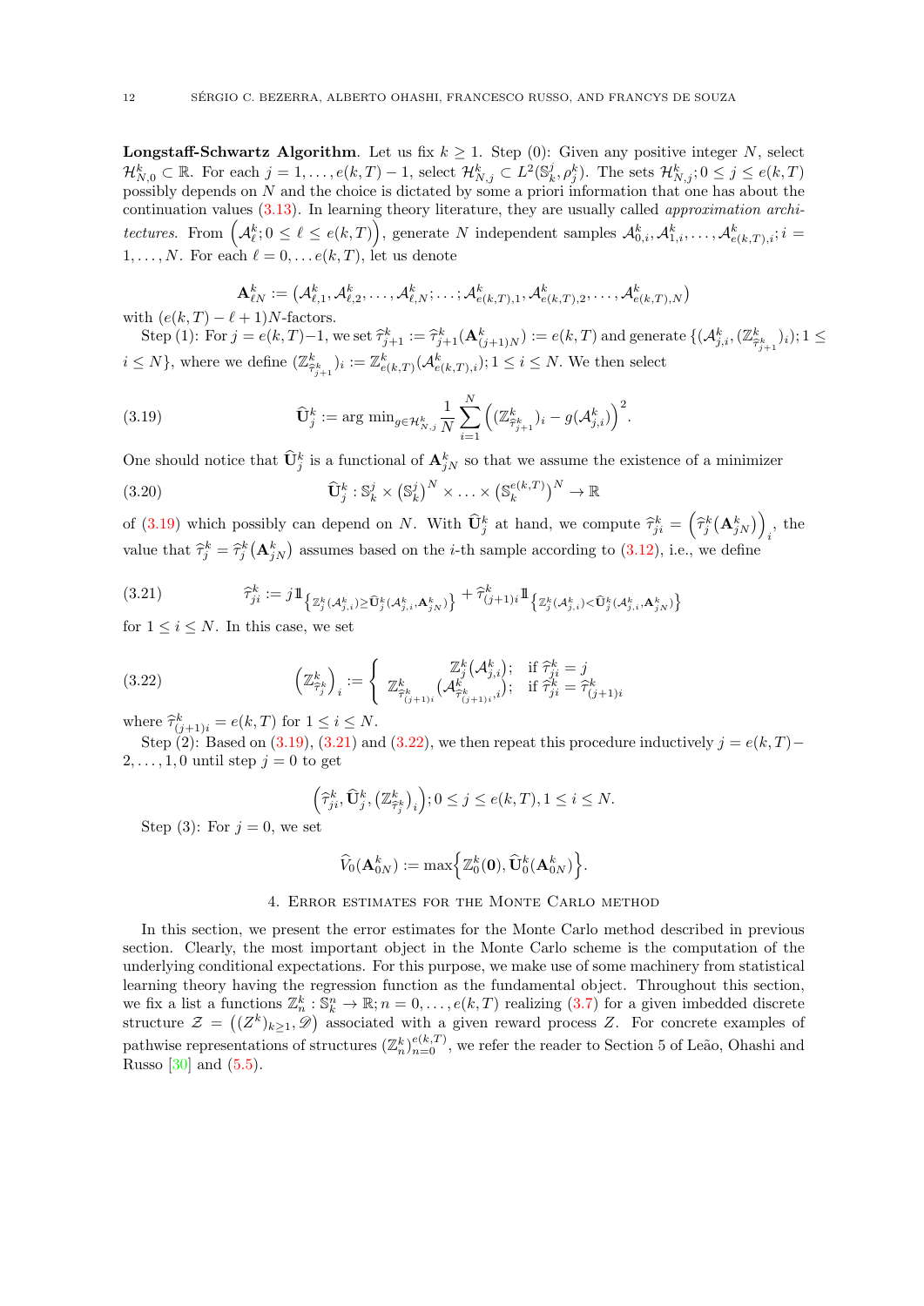**Longstaff-Schwartz Algorithm**. Let us fix $k \ge 1$. Step (0): Given any positive integer $N$, select $\mathcal{H}^k_{N,0} \subset \mathbb{R}$. For each $j = 1, \ldots, e(k,T)-1$, select $\mathcal{H}^k_{N,j} \subset L^2(\mathbb{S}^j_k, \rho^k_j)$. The sets $\mathcal{H}^k_{N,j}; 0 \le j \le e(k,T)$ possibly depends on $N$ and the choice is dictated by some a priori information that one has about the continuation values (3.13). In learning theory literature, they are usually called *approximation architectures*. From $\Big(\mathcal{A}^k_\ell; 0 \le \ell \le e(k,T)\Big)$, generate $N$ independent samples $\mathcal{A}^k_{0,i}, \mathcal{A}^k_{1,i}, \ldots, \mathcal{A}^k_{e(k,T),i}; i = 1, \ldots, N$. For each $\ell = 0, \ldots e(k,T)$, let us denote

$$\mathbf{A}^k_{\ell N} := \big(\mathcal{A}^k_{\ell,1}, \mathcal{A}^k_{\ell,2}, \ldots, \mathcal{A}^k_{\ell,N}; \ldots; \mathcal{A}^k_{e(k,T),1}, \mathcal{A}^k_{e(k,T),2}, \ldots, \mathcal{A}^k_{e(k,T),N}\big)$$

with $(e(k,T)-\ell+1)N$-factors.

Step (1): For $j = e(k,T)-1$, we set $\widehat{\tau}^k_{j+1} := \widehat{\tau}^k_{j+1}(\mathbf{A}^k_{(j+1)N}) := e(k,T)$ and generate $\{(\mathcal{A}^k_{j,i}, (\mathbb{Z}^k_{\widehat{\tau}^k_{j+1}})_i); 1 \le i \le N\}$, where we define $(\mathbb{Z}^k_{\widehat{\tau}^k_{j+1}})_i := \mathbb{Z}^k_{e(k,T)}(\mathcal{A}^k_{e(k,T),i}); 1 \le i \le N$. We then select

$$\widehat{\mathbf{U}}^k_j := \arg\min_{g \in \mathcal{H}^k_{N,j}} \frac{1}{N}\sum_{i=1}^N \Big((\mathbb{Z}^k_{\widehat{\tau}^k_{j+1}})_i - g(\mathcal{A}^k_{j,i})\Big)^2. \tag{3.19}$$

One should notice that $\widehat{\mathbf{U}}^k_j$ is a functional of $\mathbf{A}^k_{jN}$ so that we assume the existence of a minimizer

$$\widehat{\mathbf{U}}^k_j : \mathbb{S}^j_k \times \big(\mathbb{S}^j_k\big)^N \times \ldots \times \big(\mathbb{S}^{e(k,T)}_k\big)^N \to \mathbb{R} \tag{3.20}$$

of (3.19) which possibly can depend on $N$. With $\widehat{\mathbf{U}}^k_j$ at hand, we compute $\widehat{\tau}^k_{ji} = \Big(\widehat{\tau}^k_j\big(\mathbf{A}^k_{jN}\big)\Big)_i$, the value that $\widehat{\tau}^k_j = \widehat{\tau}^k_j\big(\mathbf{A}^k_{jN}\big)$ assumes based on the $i$-th sample according to (3.12), i.e., we define

$$\widehat{\tau}^k_{ji} := j 1\!\!1_{\big\{\mathbb{Z}^k_j(\mathcal{A}^k_{j,i}) \ge \widehat{\mathbf{U}}^k_j(\mathcal{A}^k_{j,i}, \mathbf{A}^k_{jN})\big\}} + \widehat{\tau}^k_{(j+1)i} 1\!\!1_{\big\{\mathbb{Z}^k_j(\mathcal{A}^k_{j,i}) < \widehat{\mathbf{U}}^k_j(\mathcal{A}^k_{j,i}, \mathbf{A}^k_{jN})\big\}} \tag{3.21}$$

for $1 \le i \le N$. In this case, we set

$$\Big(\mathbb{Z}^k_{\widehat{\tau}^k_j}\Big)_i := \left\{ \begin{array}{ll} \mathbb{Z}^k_j\big(\mathcal{A}^k_{j,i}\big); & \text{if } \widehat{\tau}^k_{ji} = j \\ \mathbb{Z}^k_{\widehat{\tau}^k_{(j+1)i}}\big(\mathcal{A}^k_{\widehat{\tau}^k_{(j+1)i},i}\big); & \text{if } \widehat{\tau}^k_{ji} = \widehat{\tau}^k_{(j+1)i} \end{array}\right. \tag{3.22}$$

where $\widehat{\tau}^k_{(j+1)i} = e(k,T)$ for $1 \le i \le N$.

Step (2): Based on (3.19), (3.21) and (3.22), we then repeat this procedure inductively $j = e(k,T)-2, \ldots, 1, 0$ until step $j = 0$ to get

$$\Big(\widehat{\tau}^k_{ji}, \widehat{\mathbf{U}}^k_j, \big(\mathbb{Z}^k_{\widehat{\tau}^k_j}\big)_i\Big); 0 \le j \le e(k,T), 1 \le i \le N.$$

Step (3): For $j = 0$, we set

$$\widehat{V}_0(\mathbf{A}^k_{0N}) := \max\Big\{\mathbb{Z}^k_0(\mathbf{0}), \widehat{\mathbf{U}}^k_0(\mathbf{A}^k_{0N})\Big\}.$$

## 4. Error estimates for the Monte Carlo method

In this section, we present the error estimates for the Monte Carlo method described in previous section. Clearly, the most important object in the Monte Carlo scheme is the computation of the underlying conditional expectations. For this purpose, we make use of some machinery from statistical learning theory having the regression function as the fundamental object. Throughout this section, we fix a list a functions $\mathbb{Z}^k_n : \mathbb{S}^n_k \to \mathbb{R}; n = 0, \ldots, e(k,T)$ realizing (3.7) for a given imbedded discrete structure $\mathcal{Z} = \big((Z^k)_{k\ge1}, \mathscr{D}\big)$ associated with a given reward process $Z$. For concrete examples of pathwise representations of structures $(\mathbb{Z}^k_n)_{n=0}^{e(k,T)}$, we refer the reader to Section 5 of Leão, Ohashi and Russo [30] and (5.5).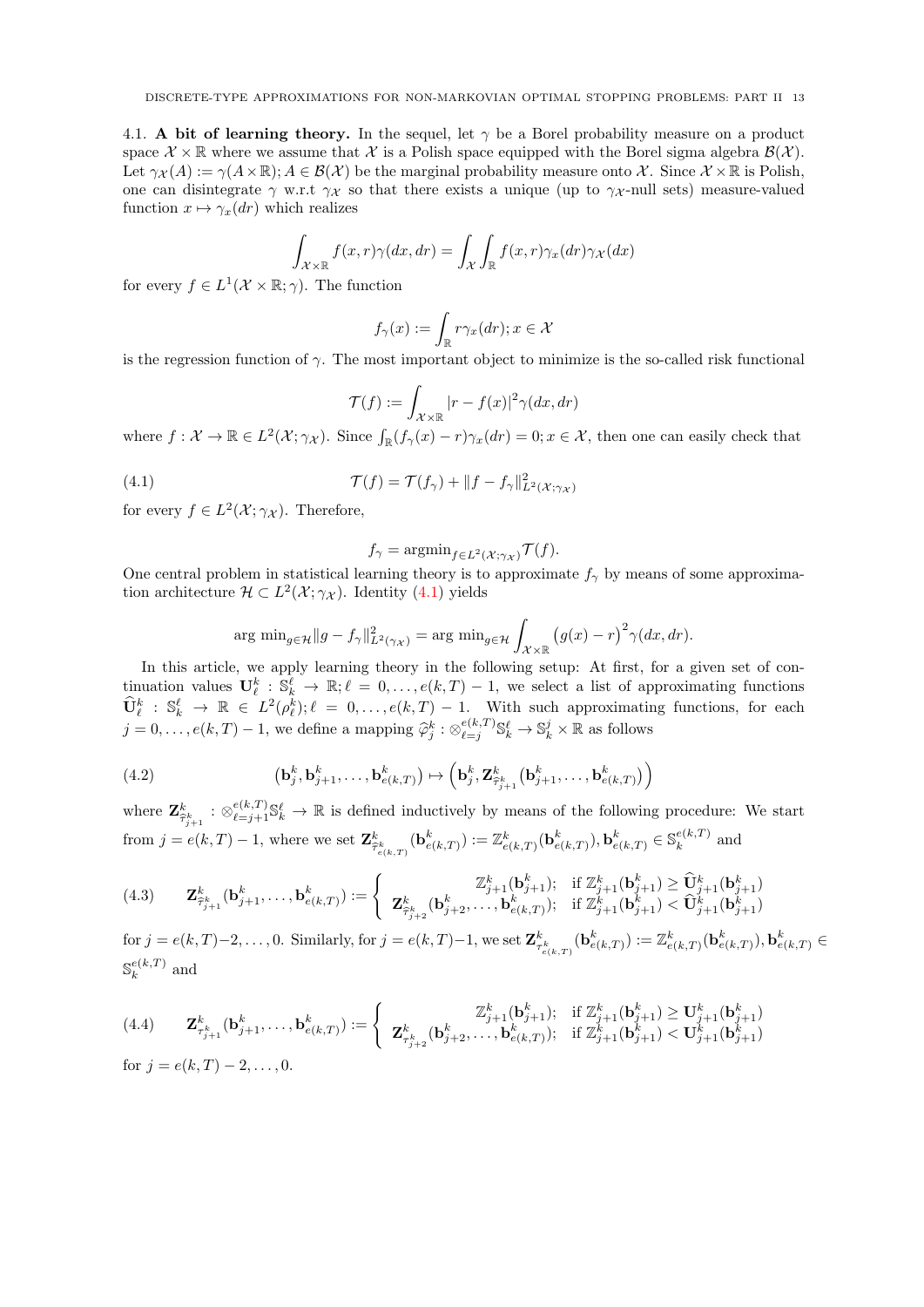4.1. **A bit of learning theory.** In the sequel, let $\gamma$ be a Borel probability measure on a product space $\mathcal{X} \times \mathbb{R}$ where we assume that $\mathcal{X}$ is a Polish space equipped with the Borel sigma algebra $\mathcal{B}(\mathcal{X})$. Let $\gamma_{\mathcal{X}}(A) := \gamma(A \times \mathbb{R}); A \in \mathcal{B}(\mathcal{X})$ be the marginal probability measure onto $\mathcal{X}$. Since $\mathcal{X} \times \mathbb{R}$ is Polish, one can disintegrate $\gamma$ w.r.t $\gamma_{\mathcal{X}}$ so that there exists a unique (up to $\gamma_{\mathcal{X}}$-null sets) measure-valued function $x \mapsto \gamma_x(dr)$ which realizes

$$\int_{\mathcal{X}\times\mathbb{R}} f(x,r)\gamma(dx,dr) = \int_{\mathcal{X}}\int_{\mathbb{R}} f(x,r)\gamma_x(dr)\gamma_{\mathcal{X}}(dx)$$

for every $f \in L^1(\mathcal{X}\times\mathbb{R};\gamma)$. The function

$$f_\gamma(x) := \int_{\mathbb{R}} r\gamma_x(dr); x \in \mathcal{X}$$

is the regression function of $\gamma$. The most important object to minimize is the so-called risk functional

$$\mathcal{T}(f) := \int_{\mathcal{X}\times\mathbb{R}} |r - f(x)|^2 \gamma(dx,dr)$$

where $f: \mathcal{X} \to \mathbb{R} \in L^2(\mathcal{X};\gamma_{\mathcal{X}})$. Since $\int_{\mathbb{R}}(f_\gamma(x) - r)\gamma_x(dr) = 0; x \in \mathcal{X}$, then one can easily check that

$$\mathcal{T}(f) = \mathcal{T}(f_\gamma) + \|f - f_\gamma\|^2_{L^2(\mathcal{X};\gamma_{\mathcal{X}})} \tag{4.1}$$

for every $f \in L^2(\mathcal{X};\gamma_{\mathcal{X}})$. Therefore,

$$f_\gamma = \text{argmin}_{f\in L^2(\mathcal{X};\gamma_{\mathcal{X}})}\mathcal{T}(f).$$

One central problem in statistical learning theory is to approximate $f_\gamma$ by means of some approximation architecture $\mathcal{H} \subset L^2(\mathcal{X};\gamma_{\mathcal{X}})$. Identity (4.1) yields

$$\arg\min_{g\in\mathcal{H}}\|g - f_\gamma\|^2_{L^2(\gamma_{\mathcal{X}})} = \arg\min_{g\in\mathcal{H}}\int_{\mathcal{X}\times\mathbb{R}}\big(g(x) - r\big)^2\gamma(dx,dr).$$

In this article, we apply learning theory in the following setup: At first, for a given set of continuation values $\mathbf{U}^k_\ell : \mathbb{S}^\ell_k \to \mathbb{R}; \ell = 0,\ldots,e(k,T)-1$, we select a list of approximating functions $\widehat{\mathbf{U}}^k_\ell : \mathbb{S}^\ell_k \to \mathbb{R} \in L^2(\rho^k_\ell); \ell = 0,\ldots,e(k,T)-1$. With such approximating functions, for each $j = 0,\ldots,e(k,T)-1$, we define a mapping $\widehat{\varphi}^k_j : \otimes_{\ell=j}^{e(k,T)}\mathbb{S}^\ell_k \to \mathbb{S}^j_k \times \mathbb{R}$ as follows

$$\big(\mathbf{b}^k_j, \mathbf{b}^k_{j+1}, \ldots, \mathbf{b}^k_{e(k,T)}\big) \mapsto \Big(\mathbf{b}^k_j, \mathbf{Z}^k_{\widehat{\tau}^k_{j+1}}\big(\mathbf{b}^k_{j+1},\ldots,\mathbf{b}^k_{e(k,T)}\big)\Big) \tag{4.2}$$

where $\mathbf{Z}^k_{\widehat{\tau}^k_{j+1}} : \otimes_{\ell=j+1}^{e(k,T)}\mathbb{S}^\ell_k \to \mathbb{R}$ is defined inductively by means of the following procedure: We start from $j = e(k,T)-1$, where we set $\mathbf{Z}^k_{\widehat{\tau}^k_{e(k,T)}}(\mathbf{b}^k_{e(k,T)}) := \mathbb{Z}^k_{e(k,T)}(\mathbf{b}^k_{e(k,T)}), \mathbf{b}^k_{e(k,T)} \in \mathbb{S}^{e(k,T)}_k$ and

$$\mathbf{Z}^k_{\widehat{\tau}^k_{j+1}}(\mathbf{b}^k_{j+1},\ldots,\mathbf{b}^k_{e(k,T)}) := \begin{cases} \mathbb{Z}^k_{j+1}(\mathbf{b}^k_{j+1}); & \text{if } \mathbb{Z}^k_{j+1}(\mathbf{b}^k_{j+1}) \ge \widehat{\mathbf{U}}^k_{j+1}(\mathbf{b}^k_{j+1}) \\ \mathbf{Z}^k_{\widehat{\tau}^k_{j+2}}(\mathbf{b}^k_{j+2},\ldots,\mathbf{b}^k_{e(k,T)}); & \text{if } \mathbb{Z}^k_{j+1}(\mathbf{b}^k_{j+1}) < \widehat{\mathbf{U}}^k_{j+1}(\mathbf{b}^k_{j+1}) \end{cases} \tag{4.3}$$

for $j = e(k,T)-2,\ldots,0$. Similarly, for $j = e(k,T)-1$, we set $\mathbf{Z}^k_{\tau^k_{e(k,T)}}(\mathbf{b}^k_{e(k,T)}) := \mathbb{Z}^k_{e(k,T)}(\mathbf{b}^k_{e(k,T)}), \mathbf{b}^k_{e(k,T)} \in \mathbb{S}^{e(k,T)}_k$ and

$$\mathbf{Z}^k_{\tau^k_{j+1}}(\mathbf{b}^k_{j+1},\ldots,\mathbf{b}^k_{e(k,T)}) := \begin{cases} \mathbb{Z}^k_{j+1}(\mathbf{b}^k_{j+1}); & \text{if } \mathbb{Z}^k_{j+1}(\mathbf{b}^k_{j+1}) \ge \mathbf{U}^k_{j+1}(\mathbf{b}^k_{j+1}) \\ \mathbf{Z}^k_{\tau^k_{j+2}}(\mathbf{b}^k_{j+2},\ldots,\mathbf{b}^k_{e(k,T)}); & \text{if } \mathbb{Z}^k_{j+1}(\mathbf{b}^k_{j+1}) < \mathbf{U}^k_{j+1}(\mathbf{b}^k_{j+1}) \end{cases} \tag{4.4}$$

for $j = e(k,T)-2,\ldots,0$.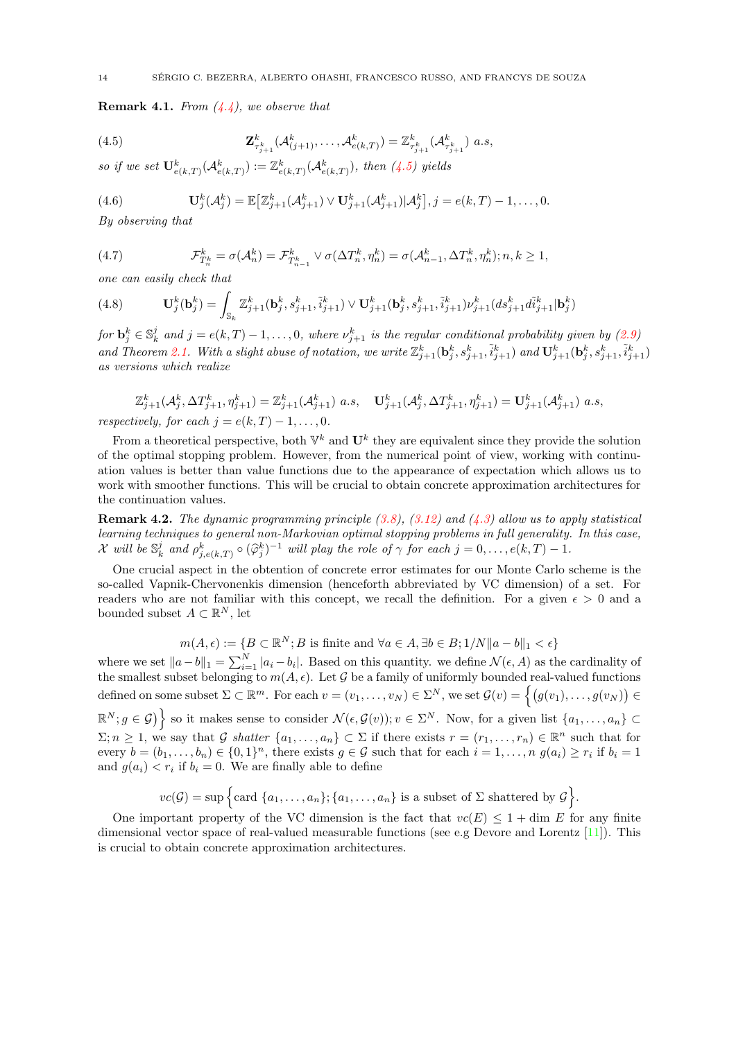**Remark 4.1.** *From (4.4), we observe that*

$$\mathbf{Z}^k_{\tau^k_{j+1}}(\mathcal{A}^k_{(j+1)},\ldots,\mathcal{A}^k_{e(k,T)}) = \mathbb{Z}^k_{\tau^k_{j+1}}(\mathcal{A}^k_{\tau^k_{j+1}})\ a.s, \tag{4.5}$$

*so if we set* $\mathbf{U}^k_{e(k,T)}(\mathcal{A}^k_{e(k,T)}) := \mathbb{Z}^k_{e(k,T)}(\mathcal{A}^k_{e(k,T)})$, *then (4.5) yields*

$$\mathbf{U}^k_j(\mathcal{A}^k_j) = \mathbb{E}\big[\mathbb{Z}^k_{j+1}(\mathcal{A}^k_{j+1}) \vee \mathbf{U}^k_{j+1}(\mathcal{A}^k_{j+1})|\mathcal{A}^k_j\big], j = e(k,T)-1,\ldots,0. \tag{4.6}$$

*By observing that*

$$\mathcal{F}^k_{T^k_n} = \sigma(\mathcal{A}^k_n) = \mathcal{F}^k_{T^k_{n-1}} \vee \sigma(\Delta T^k_n, \eta^k_n) = \sigma(\mathcal{A}^k_{n-1}, \Delta T^k_n, \eta^k_n); n,k \geq 1, \tag{4.7}$$

*one can easily check that*

$$\mathbf{U}^k_j(\mathbf{b}^k_j) = \int_{\mathbb{S}_k} \mathbb{Z}^k_{j+1}(\mathbf{b}^k_j, s^k_{j+1}, \tilde{i}^k_{j+1}) \vee \mathbf{U}^k_{j+1}(\mathbf{b}^k_j, s^k_{j+1}, \tilde{i}^k_{j+1})\nu^k_{j+1}(ds^k_{j+1}d\tilde{i}^k_{j+1}|\mathbf{b}^k_j) \tag{4.8}$$

*for* $\mathbf{b}^k_j \in \mathbb{S}^j_k$ *and* $j = e(k,T)-1,\ldots,0$, *where* $\nu^k_{j+1}$ *is the regular conditional probability given by (2.9) and Theorem 2.1. With a slight abuse of notation, we write* $\mathbb{Z}^k_{j+1}(\mathbf{b}^k_j, s^k_{j+1}, \tilde{i}^k_{j+1})$ *and* $\mathbf{U}^k_{j+1}(\mathbf{b}^k_j, s^k_{j+1}, \tilde{i}^k_{j+1})$ *as versions which realize*

$$\mathbb{Z}^k_{j+1}(\mathcal{A}^k_j, \Delta T^k_{j+1}, \eta^k_{j+1}) = \mathbb{Z}^k_{j+1}(\mathcal{A}^k_{j+1})\ a.s, \quad \mathbf{U}^k_{j+1}(\mathcal{A}^k_j, \Delta T^k_{j+1}, \eta^k_{j+1}) = \mathbf{U}^k_{j+1}(\mathcal{A}^k_{j+1})\ a.s,$$

*respectively, for each* $j = e(k,T)-1,\ldots,0$.

From a theoretical perspective, both $\mathbb{V}^k$ and $\mathbf{U}^k$ they are equivalent since they provide the solution of the optimal stopping problem. However, from the numerical point of view, working with continuation values is better than value functions due to the appearance of expectation which allows us to work with smoother functions. This will be crucial to obtain concrete approximation architectures for the continuation values.

**Remark 4.2.** *The dynamic programming principle (3.8), (3.12) and (4.3) allow us to apply statistical learning techniques to general non-Markovian optimal stopping problems in full generality. In this case,* $\mathcal{X}$ *will be* $\mathbb{S}^j_k$ *and* $\rho^k_{j,e(k,T)} \circ (\widehat{\varphi}^k_j)^{-1}$ *will play the role of* $\gamma$ *for each* $j = 0,\ldots,e(k,T)-1$.

One crucial aspect in the obtention of concrete error estimates for our Monte Carlo scheme is the so-called Vapnik-Chervonenkis dimension (henceforth abbreviated by VC dimension) of a set. For readers who are not familiar with this concept, we recall the definition. For a given $\epsilon > 0$ and a bounded subset $A \subset \mathbb{R}^N$, let

$$m(A,\epsilon) := \{B \subset \mathbb{R}^N; B \text{ is finite and } \forall a \in A, \exists b \in B; 1/N\|a-b\|_1 < \epsilon\}$$

where we set $\|a-b\|_1 = \sum_{i=1}^N |a_i - b_i|$. Based on this quantity. we define $\mathcal{N}(\epsilon, A)$ as the cardinality of the smallest subset belonging to $m(A,\epsilon)$. Let $\mathcal{G}$ be a family of uniformly bounded real-valued functions defined on some subset $\Sigma \subset \mathbb{R}^m$. For each $v = (v_1,\ldots,v_N) \in \Sigma^N$, we set $\mathcal{G}(v) = \Big\{\big(g(v_1),\ldots,g(v_N)\big) \in \mathbb{R}^N; g \in \mathcal{G}\big)\Big\}$ so it makes sense to consider $\mathcal{N}(\epsilon, \mathcal{G}(v)); v \in \Sigma^N$. Now, for a given list $\{a_1,\ldots,a_n\} \subset \Sigma; n \geq 1$, we say that $\mathcal{G}$ *shatter* $\{a_1,\ldots,a_n\} \subset \Sigma$ if there exists $r = (r_1,\ldots,r_n) \in \mathbb{R}^n$ such that for every $b = (b_1,\ldots,b_n) \in \{0,1\}^n$, there exists $g \in \mathcal{G}$ such that for each $i = 1,\ldots,n$ $g(a_i) \geq r_i$ if $b_i = 1$ and $g(a_i) < r_i$ if $b_i = 0$. We are finally able to define

$$vc(\mathcal{G}) = \sup\Big\{\text{card } \{a_1,\ldots,a_n\}; \{a_1,\ldots,a_n\} \text{ is a subset of } \Sigma \text{ shattered by } \mathcal{G}\Big\}.$$

One important property of the VC dimension is the fact that $vc(E) \leq 1 + \dim E$ for any finite dimensional vector space of real-valued measurable functions (see e.g Devore and Lorentz [11]). This is crucial to obtain concrete approximation architectures.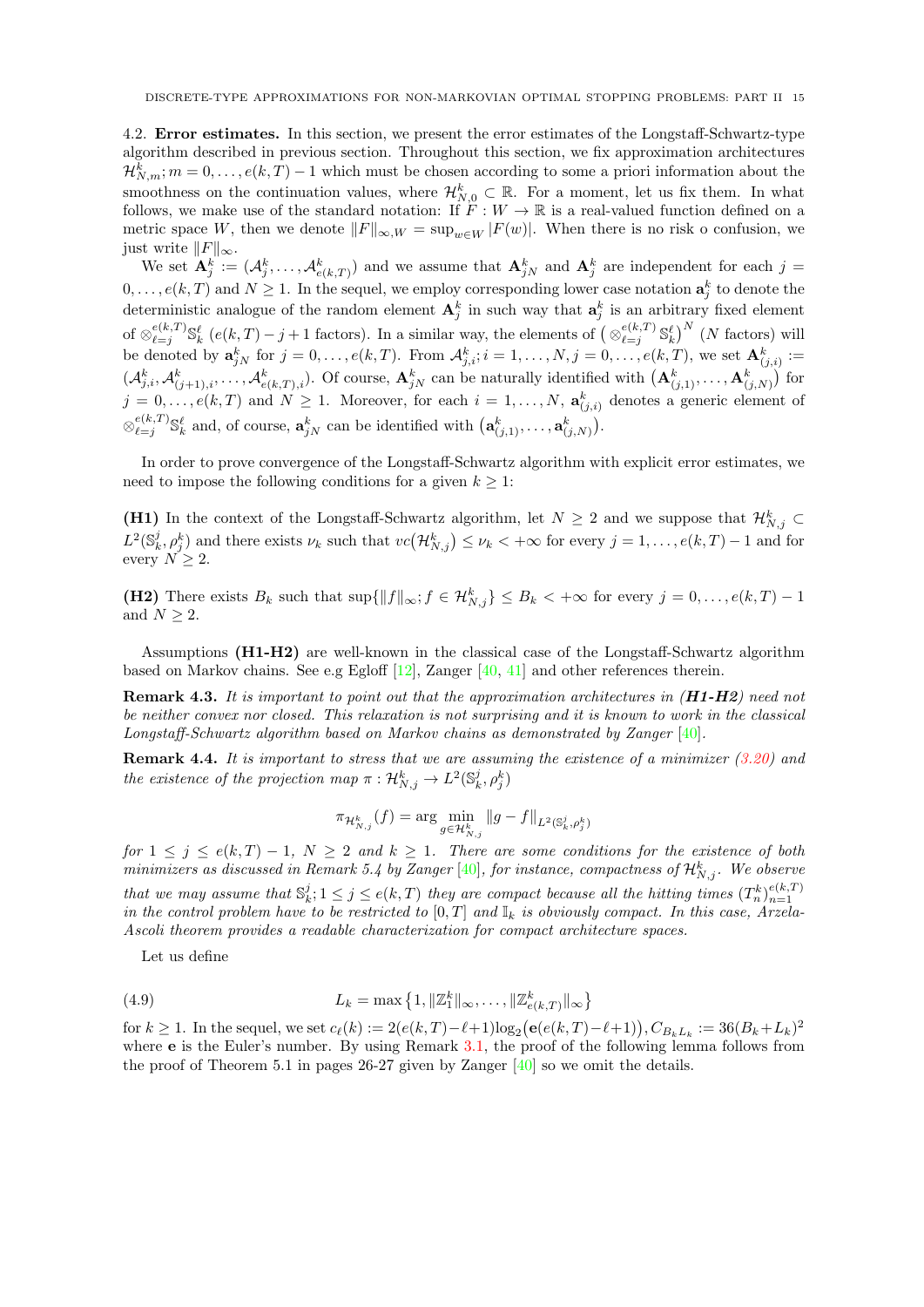4.2. **Error estimates.** In this section, we present the error estimates of the Longstaff-Schwartz-type algorithm described in previous section. Throughout this section, we fix approximation architectures $\mathcal{H}^k_{N,m}; m = 0, \ldots, e(k,T) - 1$ which must be chosen according to some a priori information about the smoothness on the continuation values, where $\mathcal{H}^k_{N,0} \subset \mathbb{R}$. For a moment, let us fix them. In what follows, we make use of the standard notation: If $F: W \to \mathbb{R}$ is a real-valued function defined on a metric space $W$, then we denote $\|F\|_{\infty,W} = \sup_{w \in W} |F(w)|$. When there is no risk o confusion, we just write $\|F\|_\infty$.

We set $\mathbf{A}^k_j := (\mathcal{A}^k_j, \ldots, \mathcal{A}^k_{e(k,T)})$ and we assume that $\mathbf{A}^k_{jN}$ and $\mathbf{A}^k_j$ are independent for each $j = 0, \ldots, e(k,T)$ and $N \geq 1$. In the sequel, we employ corresponding lower case notation $\mathbf{a}^k_j$ to denote the deterministic analogue of the random element $\mathbf{A}^k_j$ in such way that $\mathbf{a}^k_j$ is an arbitrary fixed element of $\otimes_{\ell=j}^{e(k,T)} \mathbb{S}^\ell_k$ ($e(k,T) - j + 1$ factors). In a similar way, the elements of $\big(\otimes_{\ell=j}^{e(k,T)} \mathbb{S}^\ell_k\big)^N$ ($N$ factors) will be denoted by $\mathbf{a}^k_{jN}$ for $j = 0, \ldots, e(k,T)$. From $\mathcal{A}^k_{j,i}; i = 1, \ldots, N, j = 0, \ldots, e(k,T)$, we set $\mathbf{A}^k_{(j,i)} := (\mathcal{A}^k_{j,i}, \mathcal{A}^k_{(j+1),i}, \ldots, \mathcal{A}^k_{e(k,T),i})$. Of course, $\mathbf{A}^k_{jN}$ can be naturally identified with $\big(\mathbf{A}^k_{(j,1)}, \ldots, \mathbf{A}^k_{(j,N)}\big)$ for $j = 0, \ldots, e(k,T)$ and $N \geq 1$. Moreover, for each $i = 1, \ldots, N$, $\mathbf{a}^k_{(j,i)}$ denotes a generic element of $\otimes_{\ell=j}^{e(k,T)} \mathbb{S}^\ell_k$ and, of course, $\mathbf{a}^k_{jN}$ can be identified with $\big(\mathbf{a}^k_{(j,1)}, \ldots, \mathbf{a}^k_{(j,N)}\big)$.

In order to prove convergence of the Longstaff-Schwartz algorithm with explicit error estimates, we need to impose the following conditions for a given $k \geq 1$:

**(H1)** In the context of the Longstaff-Schwartz algorithm, let $N \geq 2$ and we suppose that $\mathcal{H}^k_{N,j} \subset L^2(\mathbb{S}^j_k, \rho^k_j)$ and there exists $\nu_k$ such that $vc\big(\mathcal{H}^k_{N,j}\big) \leq \nu_k < +\infty$ for every $j = 1, \ldots, e(k,T) - 1$ and for every $N \geq 2$.

**(H2)** There exists $B_k$ such that $\sup\{\|f\|_\infty; f \in \mathcal{H}^k_{N,j}\} \leq B_k < +\infty$ for every $j = 0, \ldots, e(k,T) - 1$ and $N \geq 2$.

Assumptions **(H1-H2)** are well-known in the classical case of the Longstaff-Schwartz algorithm based on Markov chains. See e.g Egloff [12], Zanger [40, 41] and other references therein.

**Remark 4.3.** *It is important to point out that the approximation architectures in* ***(H1-H2)*** *need not be neither convex nor closed. This relaxation is not surprising and it is known to work in the classical Longstaff-Schwartz algorithm based on Markov chains as demonstrated by Zanger* [40].

**Remark 4.4.** *It is important to stress that we are assuming the existence of a minimizer (3.20) and the existence of the projection map* $\pi: \mathcal{H}^k_{N,j} \to L^2(\mathbb{S}^j_k, \rho^k_j)$

$$\pi_{\mathcal{H}^k_{N,j}}(f) = \arg \min_{g \in \mathcal{H}^k_{N,j}} \|g - f\|_{L^2(\mathbb{S}^j_k, \rho^k_j)}$$

*for* $1 \leq j \leq e(k,T) - 1$, $N \geq 2$ *and* $k \geq 1$. *There are some conditions for the existence of both minimizers as discussed in Remark 5.4 by Zanger* [40], *for instance, compactness of* $\mathcal{H}^k_{N,j}$. *We observe that we may assume that* $\mathbb{S}^j_k; 1 \leq j \leq e(k,T)$ *they are compact because all the hitting times* $(T^k_n)_{n=1}^{e(k,T)}$ *in the control problem have to be restricted to* $[0,T]$ *and* $\mathbb{I}_k$ *is obviously compact. In this case, Arzela-Ascoli theorem provides a readable characterization for compact architecture spaces.*

Let us define

$$L_k = \max\big\{1, \|\mathbb{Z}^k_1\|_\infty, \ldots, \|\mathbb{Z}^k_{e(k,T)}\|_\infty\big\} \tag{4.9}$$

for $k \geq 1$. In the sequel, we set $c_\ell(k) := 2(e(k,T) - \ell + 1)\log_2\big(\mathbf{e}(e(k,T) - \ell + 1)\big)$, $C_{B_k L_k} := 36(B_k + L_k)^2$ where $\mathbf{e}$ is the Euler's number. By using Remark 3.1, the proof of the following lemma follows from the proof of Theorem 5.1 in pages 26-27 given by Zanger [40] so we omit the details.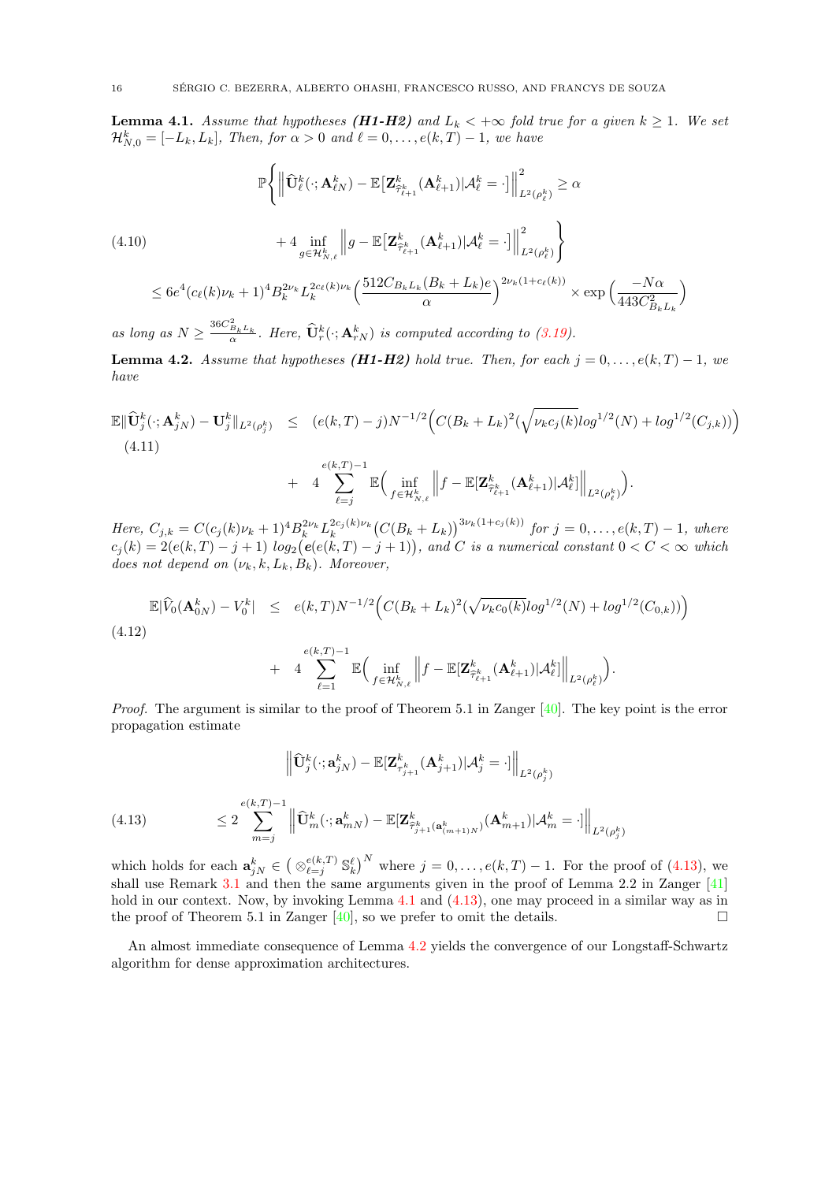**Lemma 4.1.** *Assume that hypotheses **(H1-H2)** and $L_k < +\infty$ fold true for a given $k \geq 1$. We set $\mathcal{H}^k_{N,0} = [-L_k, L_k]$, Then, for $\alpha > 0$ and $\ell = 0, \ldots, e(k,T) - 1$, we have*

$$
\begin{aligned}
&\mathbb{P}\Bigg\{ \Big\| \widehat{\mathbf{U}}^k_\ell(\cdot; \mathbf{A}^k_{\ell N}) - \mathbb{E}\big[\mathbf{Z}^k_{\widehat{\tau}^k_{\ell+1}}(\mathbf{A}^k_{\ell+1}) | \mathcal{A}^k_\ell = \cdot\big] \Big\|^2_{L^2(\rho^k_\ell)} \geq \alpha \\
&\qquad + 4 \inf_{g \in \mathcal{H}^k_{N,\ell}} \Big\| g - \mathbb{E}\big[\mathbf{Z}^k_{\widehat{\tau}^k_{\ell+1}}(\mathbf{A}^k_{\ell+1}) | \mathcal{A}^k_\ell = \cdot\big] \Big\|^2_{L^2(\rho^k_\ell)} \Bigg\} \qquad (4.10) \\
&\leq 6e^4 (c_\ell(k)\nu_k + 1)^4 B_k^{2\nu_k} L_k^{2c_\ell(k)\nu_k} \Big( \frac{512 C_{B_k L_k} (B_k + L_k) e}{\alpha} \Big)^{2\nu_k(1 + c_\ell(k))} \times \exp\Big( \frac{-N\alpha}{443 C^2_{B_k L_k}} \Big)
\end{aligned}
$$

*as long as $N \geq \frac{36 C^2_{B_k L_k}}{\alpha}$. Here, $\widehat{\mathbf{U}}^k_r(\cdot; \mathbf{A}^k_{rN})$ is computed according to (3.19).*

**Lemma 4.2.** *Assume that hypotheses **(H1-H2)** hold true. Then, for each $j = 0, \ldots, e(k,T) - 1$, we have*

$$
\begin{aligned}
\mathbb{E}\|\widehat{\mathbf{U}}^k_j(\cdot; \mathbf{A}^k_{jN}) - \mathbf{U}^k_j\|_{L^2(\rho^k_j)} &\leq (e(k,T) - j) N^{-1/2} \Big( C(B_k + L_k)^2 (\sqrt{\nu_k c_j(k)} log^{1/2}(N) + log^{1/2}(C_{j,k})) \Big) \qquad (4.11) \\
&+ 4 \sum_{\ell=j}^{e(k,T)-1} \mathbb{E}\Big( \inf_{f \in \mathcal{H}^k_{N,\ell}} \Big\| f - \mathbb{E}[\mathbf{Z}^k_{\widehat{\tau}^k_{\ell+1}}(\mathbf{A}^k_{\ell+1}) | \mathcal{A}^k_\ell] \Big\|_{L^2(\rho^k_\ell)} \Big).
\end{aligned}
$$

*Here, $C_{j,k} = C(c_j(k)\nu_k + 1)^4 B_k^{2\nu_k} L_k^{2c_j(k)\nu_k} \big( C(B_k + L_k) \big)^{3\nu_k(1 + c_j(k))}$ for $j = 0, \ldots, e(k,T) - 1$, where $c_j(k) = 2(e(k,T) - j + 1)\, log_2\big( e(e(k,T) - j + 1) \big)$, and $C$ is a numerical constant $0 < C < \infty$ which does not depend on $(\nu_k, k, L_k, B_k)$. Moreover,*

$$
\begin{aligned}
\mathbb{E}|\widehat{V}_0(\mathbf{A}^k_{0N}) - V^k_0| &\leq e(k,T) N^{-1/2} \Big( C(B_k + L_k)^2 (\sqrt{\nu_k c_0(k)} log^{1/2}(N) + log^{1/2}(C_{0,k})) \Big) \qquad (4.12) \\
&+ 4 \sum_{\ell=1}^{e(k,T)-1} \mathbb{E}\Big( \inf_{f \in \mathcal{H}^k_{N,\ell}} \Big\| f - \mathbb{E}[\mathbf{Z}^k_{\widehat{\tau}^k_{\ell+1}}(\mathbf{A}^k_{\ell+1}) | \mathcal{A}^k_\ell] \Big\|_{L^2(\rho^k_\ell)} \Big).
\end{aligned}
$$

*Proof.* The argument is similar to the proof of Theorem 5.1 in Zanger [40]. The key point is the error propagation estimate

$$
\begin{aligned}
&\Big\| \widehat{\mathbf{U}}^k_j(\cdot; \mathbf{a}^k_{jN}) - \mathbb{E}[\mathbf{Z}^k_{\tau^k_{j+1}}(\mathbf{A}^k_{j+1}) | \mathcal{A}^k_j = \cdot] \Big\|_{L^2(\rho^k_j)} \\
&\leq 2 \sum_{m=j}^{e(k,T)-1} \Big\| \widehat{\mathbf{U}}^k_m(\cdot; \mathbf{a}^k_{mN}) - \mathbb{E}[\mathbf{Z}^k_{\widehat{\tau}^k_{j+1}(\mathbf{a}^k_{(m+1)N})}(\mathbf{A}^k_{m+1}) | \mathcal{A}^k_m = \cdot] \Big\|_{L^2(\rho^k_j)} \qquad (4.13)
\end{aligned}
$$

which holds for each $\mathbf{a}^k_{jN} \in \big( \otimes_{\ell=j}^{e(k,T)} \mathbb{S}^\ell_k \big)^N$ where $j = 0, \ldots, e(k,T) - 1$. For the proof of (4.13), we shall use Remark 3.1 and then the same arguments given in the proof of Lemma 2.2 in Zanger [41] hold in our context. Now, by invoking Lemma 4.1 and (4.13), one may proceed in a similar way as in the proof of Theorem 5.1 in Zanger [40], so we prefer to omit the details. $\square$

An almost immediate consequence of Lemma 4.2 yields the convergence of our Longstaff-Schwartz algorithm for dense approximation architectures.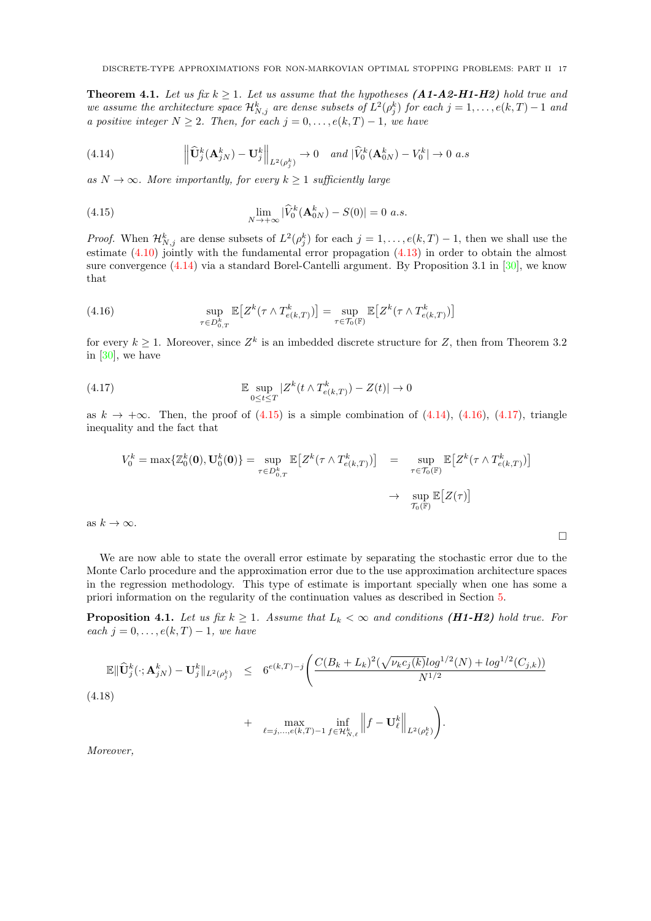**Theorem 4.1.** *Let us fix $k \geq 1$. Let us assume that the hypotheses **(A1-A2-H1-H2)** hold true and we assume the architecture space $\mathcal{H}^k_{N,j}$ are dense subsets of $L^2(\rho^k_j)$ for each $j = 1, \ldots, e(k,T)-1$ and a positive integer $N \geq 2$. Then, for each $j = 0, \ldots, e(k,T)-1$, we have*

$$\Big\| \widehat{\mathbf{U}}^k_j(\mathbf{A}^k_{jN}) - \mathbf{U}^k_j \Big\|_{L^2(\rho^k_j)} \to 0 \quad \text{and } |\widehat{V}^k_0(\mathbf{A}^k_{0N}) - V^k_0| \to 0 \text{ a.s} \tag{4.14}$$

*as $N \to \infty$. More importantly, for every $k \geq 1$ sufficiently large*

$$\lim_{N \to +\infty} |\widehat{V}^k_0(\mathbf{A}^k_{0N}) - S(0)| = 0 \text{ a.s.} \tag{4.15}$$

*Proof.* When $\mathcal{H}^k_{N,j}$ are dense subsets of $L^2(\rho^k_j)$ for each $j = 1, \ldots, e(k,T)-1$, then we shall use the estimate (4.10) jointly with the fundamental error propagation (4.13) in order to obtain the almost sure convergence (4.14) via a standard Borel-Cantelli argument. By Proposition 3.1 in [30], we know that

$$\sup_{\tau \in D^k_{0,T}} \mathbb{E}\big[Z^k(\tau \wedge T^k_{e(k,T)})\big] = \sup_{\tau \in \mathcal{T}_0(\mathbb{F})} \mathbb{E}\big[Z^k(\tau \wedge T^k_{e(k,T)})\big] \tag{4.16}$$

for every $k \geq 1$. Moreover, since $Z^k$ is an imbedded discrete structure for $Z$, then from Theorem 3.2 in [30], we have

$$\mathbb{E} \sup_{0 \leq t \leq T} |Z^k(t \wedge T^k_{e(k,T)}) - Z(t)| \to 0 \tag{4.17}$$

as $k \to +\infty$. Then, the proof of (4.15) is a simple combination of (4.14), (4.16), (4.17), triangle inequality and the fact that

$$\begin{aligned} V^k_0 = \max\{\mathbb{Z}^k_0(\mathbf{0}), \mathbf{U}^k_0(\mathbf{0})\} = \sup_{\tau \in D^k_{0,T}} \mathbb{E}\big[Z^k(\tau \wedge T^k_{e(k,T)})\big] &= \sup_{\tau \in \mathcal{T}_0(\mathbb{F})} \mathbb{E}\big[Z^k(\tau \wedge T^k_{e(k,T)})\big] \\ &\to \sup_{\mathcal{T}_0(\mathbb{F})} \mathbb{E}\big[Z(\tau)\big] \end{aligned}$$

as $k \to \infty$.

□

We are now able to state the overall error estimate by separating the stochastic error due to the Monte Carlo procedure and the approximation error due to the use approximation architecture spaces in the regression methodology. This type of estimate is important specially when one has some a priori information on the regularity of the continuation values as described in Section 5.

**Proposition 4.1.** *Let us fix $k \geq 1$. Assume that $L_k < \infty$ and conditions **(H1-H2)** hold true. For each $j = 0, \ldots, e(k,T)-1$, we have*

$$\begin{aligned} \mathbb{E}\|\widehat{\mathbf{U}}^k_j(\cdot; \mathbf{A}^k_{jN}) - \mathbf{U}^k_j\|_{L^2(\rho^k_j)} \quad &\leq \quad 6^{e(k,T)-j}\Bigg( \frac{C(B_k + L_k)^2(\sqrt{\nu_k c_j(k)} log^{1/2}(N) + log^{1/2}(C_{j,k}))}{N^{1/2}} \\ &+ \max_{\ell = j, \ldots, e(k,T)-1} \inf_{f \in \mathcal{H}^k_{N,\ell}} \Big\| f - \mathbf{U}^k_\ell \Big\|_{L^2(\rho^k_\ell)} \Bigg). \end{aligned} \tag{4.18}$$

*Moreover,*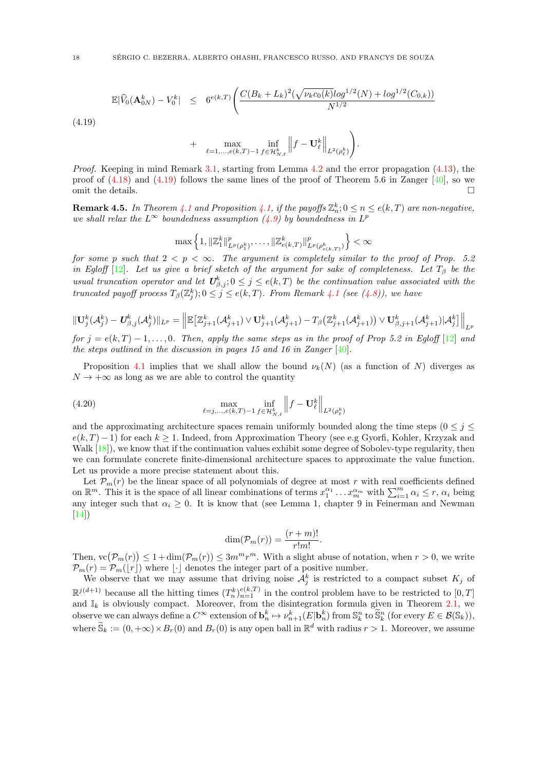$$
\mathbb{E}|\widehat{V}_0(\mathbf{A}^k_{0N}) - V^k_0| \quad \leq \quad 6^{e(k,T)}\Bigg(\frac{C(B_k+L_k)^2(\sqrt{\nu_k c_0(k)}log^{1/2}(N) + log^{1/2}(C_{0,k}))}{N^{1/2}}
$$

(4.19)

$$
+ \quad \max_{\ell=1,\ldots,e(k,T)-1}\inf_{f\in\mathcal{H}^k_{N,\ell}}\Big\|f-\mathbf{U}^k_\ell\Big\|_{L^2(\rho^k_\ell)}\Bigg).
$$

*Proof.* Keeping in mind Remark 3.1, starting from Lemma 4.2 and the error propagation (4.13), the proof of (4.18) and (4.19) follows the same lines of the proof of Theorem 5.6 in Zanger [40], so we omit the details. □

**Remark 4.5.** *In Theorem 4.1 and Proposition 4.1, if the payoffs $\mathbb{Z}^k_n; 0\le n\le e(k,T)$ are non-negative, we shall relax the $L^\infty$ boundedness assumption (4.9) by boundedness in $L^p$*

$$
\max\Big\{1, \|\mathbb{Z}^k_1\|^p_{L^p(\rho^k_1)},\ldots,\|\mathbb{Z}^k_{e(k,T)}\|^p_{L^p(\rho^k_{e(k,T)})}\Big\}<\infty
$$

*for some $p$ such that $2<p<\infty$. The argument is completely similar to the proof of Prop. 5.2 in Egloff [12]. Let us give a brief sketch of the argument for sake of completeness. Let $T_\beta$ be the usual truncation operator and let $\boldsymbol{U}^k_{\beta,j}; 0\le j\le e(k,T)$ be the continuation value associated with the truncated payoff process $T_\beta(\mathbb{Z}^k_j); 0\le j\le e(k,T)$. From Remark 4.1 (see (4.8)), we have*

$$
\|\mathbf{U}^k_j(\mathcal{A}^k_j)-\boldsymbol{U}^k_{\beta,j}(\mathcal{A}^k_j)\|_{L^p} = \Big\|\mathbb{E}\big[\mathbb{Z}^k_{j+1}(\mathcal{A}^k_{j+1})\vee\mathbf{U}^k_{j+1}(\mathcal{A}^k_{j+1}) - T_\beta\big(\mathbb{Z}^k_{j+1}(\mathcal{A}^k_{j+1})\big)\vee\mathbf{U}^k_{\beta,j+1}(\mathcal{A}^k_{j+1})|\mathcal{A}^k_j\big]\Big\|_{L^p}
$$

*for $j=e(k,T)-1,\ldots,0$. Then, apply the same steps as in the proof of Prop 5.2 in Egloff [12] and the steps outlined in the discussion in pages 15 and 16 in Zanger [40].*

Proposition 4.1 implies that we shall allow the bound $\nu_k(N)$ (as a function of $N$) diverges as $N\to+\infty$ as long as we are able to control the quantity

$$
\max_{\ell=j,\ldots,e(k,T)-1}\inf_{f\in\mathcal{H}^k_{N,\ell}}\Big\|f-\mathbf{U}^k_\ell\Big\|_{L^2(\rho^k_\ell)} \tag{4.20}
$$

and the approximating architecture spaces remain uniformly bounded along the time steps ($0\le j\le e(k,T)-1$) for each $k\ge 1$. Indeed, from Approximation Theory (see e.g Gyorfi, Kohler, Krzyzak and Walk [18]), we know that if the continuation values exhibit some degree of Sobolev-type regularity, then we can formulate concrete finite-dimensional architecture spaces to approximate the value function. Let us provide a more precise statement about this.

Let $\mathcal{P}_m(r)$ be the linear space of all polynomials of degree at most $r$ with real coefficients defined on $\mathbb{R}^m$. This it is the space of all linear combinations of terms $x_1^{\alpha_1}\ldots x_m^{\alpha_m}$ with $\sum_{i=1}^m\alpha_i\le r$, $\alpha_i$ being any integer such that $\alpha_i\ge 0$. It is know that (see Lemma 1, chapter 9 in Feinerman and Newman [14])

$$
\dim(\mathcal{P}_m(r)) = \frac{(r+m)!}{r!m!}.
$$

Then, $\text{vc}\big(\mathcal{P}_m(r)\big)\le 1+\dim(\mathcal{P}_m(r))\le 3m^m r^m$. With a slight abuse of notation, when $r>0$, we write $\mathcal{P}_m(r)=\mathcal{P}_m(\lfloor r\rfloor)$ where $\lfloor\cdot\rfloor$ denotes the integer part of a positive number.

We observe that we may assume that driving noise $\mathcal{A}^k_j$ is restricted to a compact subset $K_j$ of $\mathbb{R}^{j(d+1)}$ because all the hitting times $(T^k_n)_{n=1}^{e(k,T)}$ in the control problem have to be restricted to $[0,T]$ and $\mathbb{I}_k$ is obviously compact. Moreover, from the disintegration formula given in Theorem 2.1, we observe we can always define a $C^\infty$ extension of $\mathbf{b}^k_n\mapsto\nu^k_{n+1}(E|\mathbf{b}^k_n)$ from $\mathbb{S}^n_k$ to $\widetilde{\mathbb{S}}^n_k$ (for every $E\in\mathcal{B}(\mathbb{S}_k)$), where $\widetilde{\mathbb{S}}_k := (0,+\infty)\times B_r(0)$ and $B_r(0)$ is any open ball in $\mathbb{R}^d$ with radius $r>1$. Moreover, we assume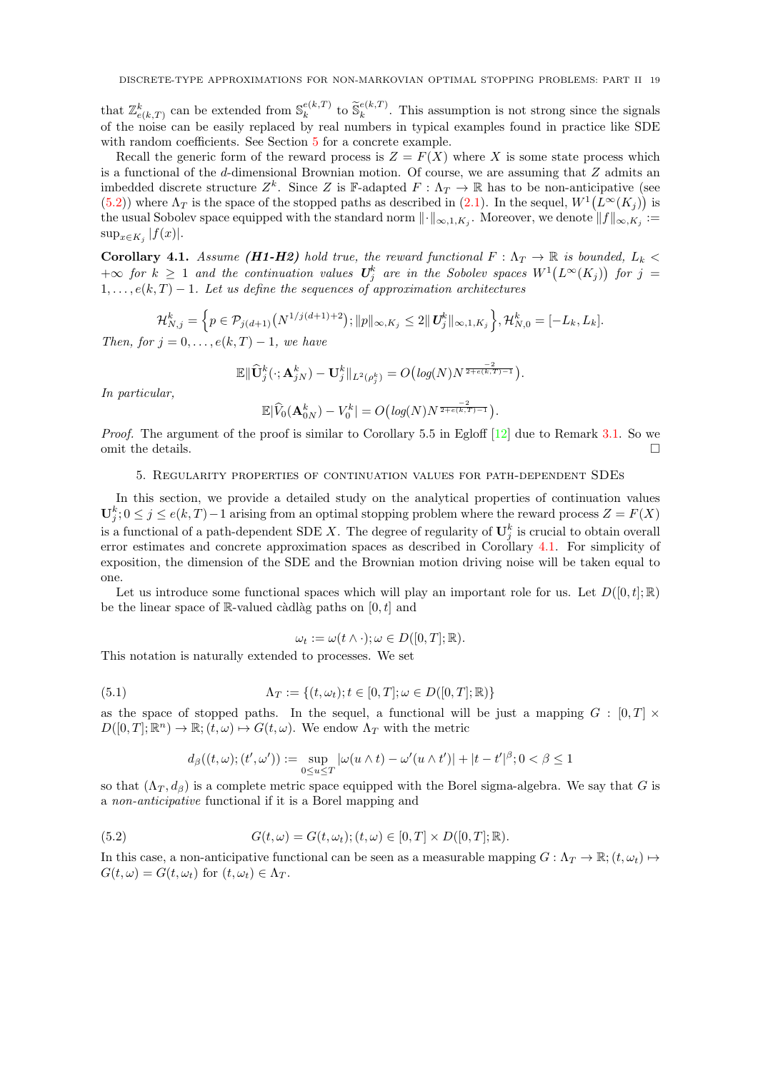that $\mathbb{Z}^k_{e(k,T)}$ can be extended from $\mathbb{S}^{e(k,T)}_k$ to $\widetilde{\mathbb{S}}^{e(k,T)}_k$. This assumption is not strong since the signals of the noise can be easily replaced by real numbers in typical examples found in practice like SDE with random coefficients. See Section 5 for a concrete example.

Recall the generic form of the reward process is $Z = F(X)$ where $X$ is some state process which is a functional of the $d$-dimensional Brownian motion. Of course, we are assuming that $Z$ admits an imbedded discrete structure $Z^k$. Since $Z$ is $\mathbb{F}$-adapted $F : \Lambda_T \to \mathbb{R}$ has to be non-anticipative (see (5.2)) where $\Lambda_T$ is the space of the stopped paths as described in (2.1). In the sequel, $W^1\big(L^\infty(K_j)\big)$ is the usual Sobolev space equipped with the standard norm $\|\cdot\|_{\infty,1,K_j}$. Moreover, we denote $\|f\|_{\infty,K_j} := \sup_{x\in K_j}|f(x)|$.

**Corollary 4.1.** *Assume **(H1-H2)** hold true, the reward functional $F : \Lambda_T \to \mathbb{R}$ is bounded, $L_k < +\infty$ for $k \geq 1$ and the continuation values $\mathbf{U}^k_j$ are in the Sobolev spaces $W^1\big(L^\infty(K_j)\big)$ for $j = 1, \ldots, e(k,T) - 1$. Let us define the sequences of approximation architectures*

$$\mathcal{H}^k_{N,j} = \Big\{p \in \mathcal{P}_{j(d+1)}\big(N^{1/j(d+1)+2}\big); \|p\|_{\infty,K_j} \leq 2\|\mathbf{U}^k_j\|_{\infty,1,K_j}\Big\}, \mathcal{H}^k_{N,0} = [-L_k, L_k].$$

*Then, for $j = 0, \ldots, e(k,T) - 1$, we have*

$$\mathbb{E}\|\widehat{\mathbf{U}}^k_j(\cdot; \mathbf{A}^k_{jN}) - \mathbf{U}^k_j\|_{L^2(\rho^k_j)} = O\big(log(N)N^{\frac{-2}{2+e(k,T)-1}}\big).$$

*In particular,*

$$\mathbb{E}|\widehat{V}_0(\mathbf{A}^k_{0N}) - V^k_0| = O\big(log(N)N^{\frac{-2}{2+e(k,T)-1}}\big).$$

*Proof.* The argument of the proof is similar to Corollary 5.5 in Egloff [12] due to Remark 3.1. So we omit the details. □

## 5. Regularity properties of continuation values for path-dependent SDEs

In this section, we provide a detailed study on the analytical properties of continuation values $\mathbf{U}^k_j; 0 \leq j \leq e(k,T)-1$ arising from an optimal stopping problem where the reward process $Z = F(X)$ is a functional of a path-dependent SDE $X$. The degree of regularity of $\mathbf{U}^k_j$ is crucial to obtain overall error estimates and concrete approximation spaces as described in Corollary 4.1. For simplicity of exposition, the dimension of the SDE and the Brownian motion driving noise will be taken equal to one.

Let us introduce some functional spaces which will play an important role for us. Let $D([0,t];\mathbb{R})$ be the linear space of $\mathbb{R}$-valued càdlàg paths on $[0,t]$ and

$$\omega_t := \omega(t \wedge \cdot); \omega \in D([0,T];\mathbb{R}).$$

This notation is naturally extended to processes. We set

$$\Lambda_T := \{(t,\omega_t); t \in [0,T]; \omega \in D([0,T];\mathbb{R})\} \tag{5.1}$$

as the space of stopped paths. In the sequel, a functional will be just a mapping $G : [0,T] \times D([0,T];\mathbb{R}^n) \to \mathbb{R}; (t,\omega) \mapsto G(t,\omega)$. We endow $\Lambda_T$ with the metric

$$d_\beta((t,\omega);(t',\omega')) := \sup_{0\leq u\leq T}|\omega(u\wedge t) - \omega'(u\wedge t')| + |t-t'|^\beta; 0 < \beta \leq 1$$

so that $(\Lambda_T, d_\beta)$ is a complete metric space equipped with the Borel sigma-algebra. We say that $G$ is a *non-anticipative* functional if it is a Borel mapping and

$$G(t,\omega) = G(t,\omega_t); (t,\omega) \in [0,T] \times D([0,T];\mathbb{R}). \tag{5.2}$$

In this case, a non-anticipative functional can be seen as a measurable mapping $G : \Lambda_T \to \mathbb{R}; (t,\omega_t) \mapsto G(t,\omega) = G(t,\omega_t)$ for $(t,\omega_t) \in \Lambda_T$.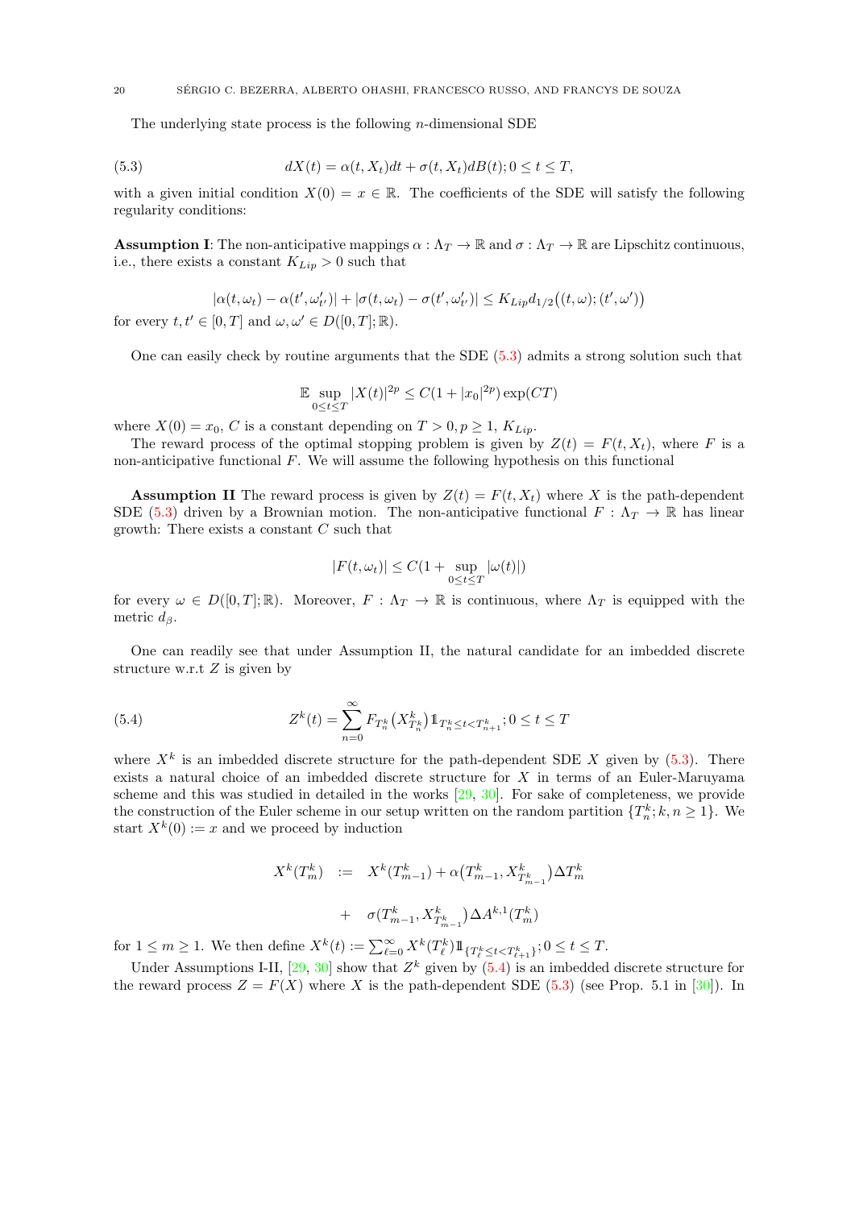The underlying state process is the following $n$-dimensional SDE

$$dX(t) = \alpha(t, X_t)dt + \sigma(t, X_t)dB(t); 0 \le t \le T, \tag{5.3}$$

with a given initial condition $X(0) = x \in \mathbb{R}$. The coefficients of the SDE will satisfy the following regularity conditions:

**Assumption I**: The non-anticipative mappings $\alpha : \Lambda_T \to \mathbb{R}$ and $\sigma : \Lambda_T \to \mathbb{R}$ are Lipschitz continuous, i.e., there exists a constant $K_{Lip} > 0$ such that

$$|\alpha(t, \omega_t) - \alpha(t', \omega'_{t'})| + |\sigma(t, \omega_t) - \sigma(t', \omega'_{t'})| \le K_{Lip} d_{1/2}\big((t, \omega); (t', \omega')\big)$$

for every $t, t' \in [0, T]$ and $\omega, \omega' \in D([0, T]; \mathbb{R})$.

One can easily check by routine arguments that the SDE (5.3) admits a strong solution such that

$$\mathbb{E} \sup_{0 \le t \le T} |X(t)|^{2p} \le C(1 + |x_0|^{2p}) \exp(CT)$$

where $X(0) = x_0$, $C$ is a constant depending on $T > 0, p \ge 1$, $K_{Lip}$.

The reward process of the optimal stopping problem is given by $Z(t) = F(t, X_t)$, where $F$ is a non-anticipative functional $F$. We will assume the following hypothesis on this functional

**Assumption II** The reward process is given by $Z(t) = F(t, X_t)$ where $X$ is the path-dependent SDE (5.3) driven by a Brownian motion. The non-anticipative functional $F : \Lambda_T \to \mathbb{R}$ has linear growth: There exists a constant $C$ such that

$$|F(t, \omega_t)| \le C(1 + \sup_{0 \le t \le T} |\omega(t)|)$$

for every $\omega \in D([0, T]; \mathbb{R})$. Moreover, $F : \Lambda_T \to \mathbb{R}$ is continuous, where $\Lambda_T$ is equipped with the metric $d_\beta$.

One can readily see that under Assumption II, the natural candidate for an imbedded discrete structure w.r.t $Z$ is given by

$$Z^k(t) = \sum_{n=0}^{\infty} F_{T_n^k}\big(X^k_{T_n^k}\big) \mathbb{1}_{T_n^k \le t < T_{n+1}^k}; 0 \le t \le T \tag{5.4}$$

where $X^k$ is an imbedded discrete structure for the path-dependent SDE $X$ given by (5.3). There exists a natural choice of an imbedded discrete structure for $X$ in terms of an Euler-Maruyama scheme and this was studied in detailed in the works [29, 30]. For sake of completeness, we provide the construction of the Euler scheme in our setup written on the random partition $\{T_n^k; k, n \ge 1\}$. We start $X^k(0) := x$ and we proceed by induction

$$\begin{aligned} X^k(T_m^k) &:= X^k(T_{m-1}^k) + \alpha\big(T_{m-1}^k, X^k_{T_{m-1}^k}\big)\Delta T_m^k \\ &+ \sigma\big(T_{m-1}^k, X^k_{T_{m-1}^k}\big)\Delta A^{k,1}(T_m^k) \end{aligned}$$

for $1 \le m \ge 1$. We then define $X^k(t) := \sum_{\ell=0}^{\infty} X^k(T_\ell^k) \mathbb{1}_{\{T_\ell^k \le t < T_{\ell+1}^k\}}; 0 \le t \le T$.

Under Assumptions I-II, [29, 30] show that $Z^k$ given by (5.4) is an imbedded discrete structure for the reward process $Z = F(X)$ where $X$ is the path-dependent SDE (5.3) (see Prop. 5.1 in [30]). In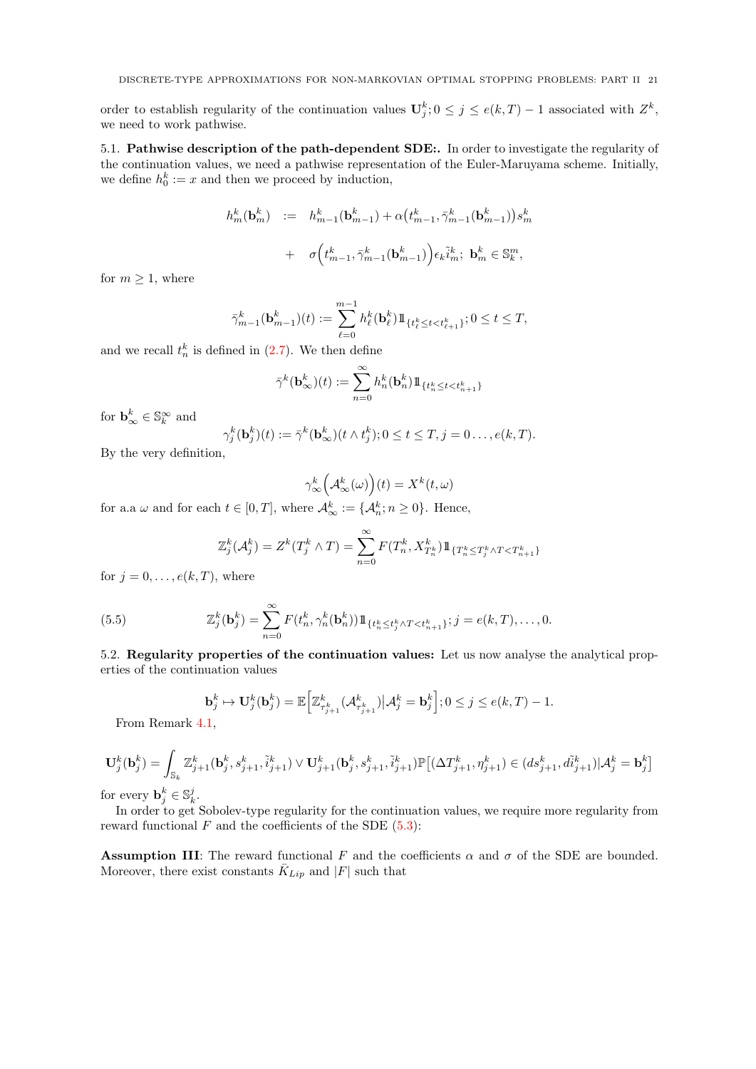order to establish regularity of the continuation values $\mathbf{U}^k_j; 0 \le j \le e(k,T)-1$ associated with $Z^k$, we need to work pathwise.

5.1. **Pathwise description of the path-dependent SDE:.** In order to investigate the regularity of the continuation values, we need a pathwise representation of the Euler-Maruyama scheme. Initially, we define $h^k_0 := x$ and then we proceed by induction,

$$
\begin{aligned}
h^k_m(\mathbf{b}^k_m) \;\; &:= \;\; h^k_{m-1}(\mathbf{b}^k_{m-1}) + \alpha\big(t^k_{m-1}, \bar{\gamma}^k_{m-1}(\mathbf{b}^k_{m-1})\big) s^k_m \\
&+ \;\; \sigma\Big(t^k_{m-1}, \bar{\gamma}^k_{m-1}(\mathbf{b}^k_{m-1})\Big)\epsilon_k \tilde{i}^k_m; \;\; \mathbf{b}^k_m \in \mathbb{S}^m_k,
\end{aligned}
$$

for $m \ge 1$, where

$$
\bar{\gamma}^k_{m-1}(\mathbf{b}^k_{m-1})(t) := \sum_{\ell=0}^{m-1} h^k_\ell(\mathbf{b}^k_\ell)\mathbb{1}_{\{t^k_\ell \le t < t^k_{\ell+1}\}}; 0 \le t \le T,
$$

and we recall $t^k_n$ is defined in (2.7). We then define

$$
\bar{\gamma}^k(\mathbf{b}^k_\infty)(t) := \sum_{n=0}^{\infty} h^k_n(\mathbf{b}^k_n)\mathbb{1}_{\{t^k_n \le t < t^k_{n+1}\}}
$$

for $\mathbf{b}^k_\infty \in \mathbb{S}^\infty_k$ and

$$
\gamma^k_j(\mathbf{b}^k_j)(t) := \bar{\gamma}^k(\mathbf{b}^k_\infty)(t \wedge t^k_j); 0 \le t \le T, j = 0 \ldots, e(k,T).
$$

By the very definition,

$$
\gamma^k_\infty\Big(\mathcal{A}^k_\infty(\omega)\Big)(t) = X^k(t,\omega)
$$

for a.a $\omega$ and for each $t \in [0,T]$, where $\mathcal{A}^k_\infty := \{\mathcal{A}^k_n; n \ge 0\}$. Hence,

$$
\mathbb{Z}^k_j(\mathcal{A}^k_j) = Z^k(T^k_j \wedge T) = \sum_{n=0}^{\infty} F(T^k_n, X^k_{T^k_n})\mathbb{1}_{\{T^k_n \le T^k_j \wedge T < T^k_{n+1}\}}
$$

for $j = 0, \ldots, e(k,T)$, where

$$
\mathbb{Z}^k_j(\mathbf{b}^k_j) = \sum_{n=0}^{\infty} F(t^k_n, \gamma^k_n(\mathbf{b}^k_n))\mathbb{1}_{\{t^k_n \le t^k_j \wedge T < t^k_{n+1}\}}; j = e(k,T), \ldots, 0. \tag{5.5}
$$

5.2. **Regularity properties of the continuation values:** Let us now analyse the analytical properties of the continuation values

$$
\mathbf{b}^k_j \mapsto \mathbf{U}^k_j(\mathbf{b}^k_j) = \mathbb{E}\Big[\mathbb{Z}^k_{\tau^k_{j+1}}(\mathcal{A}^k_{\tau^k_{j+1}})\big|\mathcal{A}^k_j = \mathbf{b}^k_j\Big]; 0 \le j \le e(k,T)-1.
$$

From Remark 4.1,

$$
\mathbf{U}^k_j(\mathbf{b}^k_j) = \int_{\mathbb{S}_k} \mathbb{Z}^k_{j+1}(\mathbf{b}^k_j, s^k_{j+1}, \tilde{i}^k_{j+1}) \vee \mathbf{U}^k_{j+1}(\mathbf{b}^k_j, s^k_{j+1}, \tilde{i}^k_{j+1})\mathbb{P}\big[(\Delta T^k_{j+1}, \eta^k_{j+1}) \in (ds^k_{j+1}, d\tilde{i}^k_{j+1})|\mathcal{A}^k_j = \mathbf{b}^k_j\big]
$$

for every $\mathbf{b}^k_j \in \mathbb{S}^j_k$.

In order to get Sobolev-type regularity for the continuation values, we require more regularity from reward functional $F$ and the coefficients of the SDE (5.3):

**Assumption III**: The reward functional $F$ and the coefficients $\alpha$ and $\sigma$ of the SDE are bounded. Moreover, there exist constants $\bar{K}_{Lip}$ and $|F|$ such that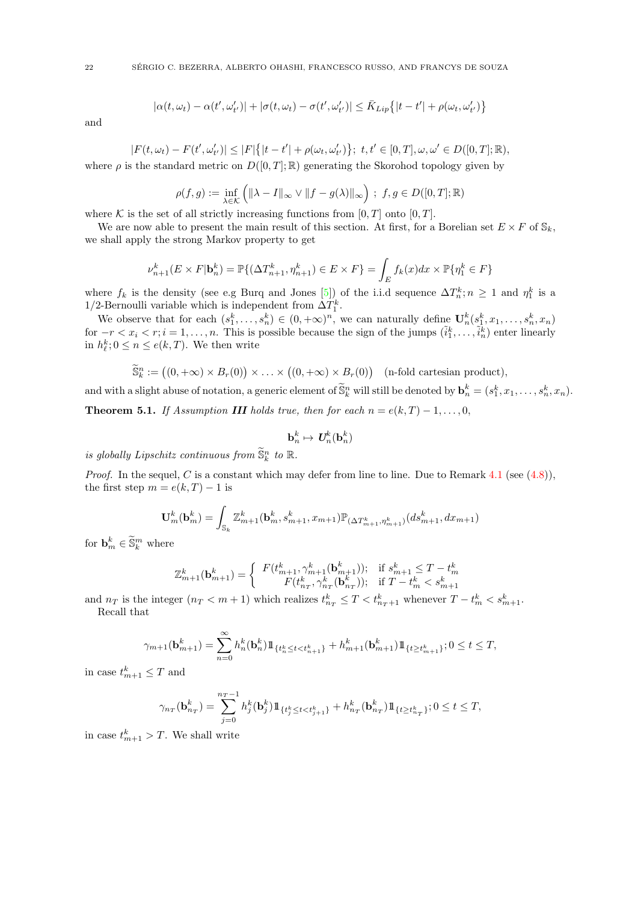$$|\alpha(t,\omega_t) - \alpha(t',\omega'_{t'})| + |\sigma(t,\omega_t) - \sigma(t',\omega'_{t'})| \le \bar{K}_{Lip}\big\{|t-t'| + \rho(\omega_t,\omega'_{t'})\big\}$$

and

$$|F(t,\omega_t) - F(t',\omega'_{t'})| \le |F|\big\{|t-t'| + \rho(\omega_t,\omega'_{t'})\big\};\ t,t' \in [0,T], \omega,\omega' \in D([0,T];\mathbb{R}),$$

where $\rho$ is the standard metric on $D([0,T];\mathbb{R})$ generating the Skorohod topology given by

$$\rho(f,g) := \inf_{\lambda\in\mathcal{K}} \Big( \|\lambda - I\|_\infty \vee \|f - g(\lambda)\|_\infty \Big) \ ;\ f,g \in D([0,T];\mathbb{R})$$

where $\mathcal{K}$ is the set of all strictly increasing functions from $[0,T]$ onto $[0,T]$.

We are now able to present the main result of this section. At first, for a Borelian set $E\times F$ of $\mathbb{S}_k$, we shall apply the strong Markov property to get

$$\nu^k_{n+1}(E\times F|\mathbf{b}^k_n) = \mathbb{P}\{(\Delta T^k_{n+1}, \eta^k_{n+1}) \in E\times F\} = \int_E f_k(x)dx \times \mathbb{P}\{\eta^k_1 \in F\}$$

where $f_k$ is the density (see e.g Burq and Jones [5]) of the i.i.d sequence $\Delta T^k_n; n\ge 1$ and $\eta^k_1$ is a 1/2-Bernoulli variable which is independent from $\Delta T^k_1$.

We observe that for each $(s^k_1,\ldots,s^k_n) \in (0,+\infty)^n$, we can naturally define $\mathbf{U}^k_n(s^k_1,x_1,\ldots,s^k_n,x_n)$ for $-r<x_i<r; i=1,\ldots,n$. This is possible because the sign of the jumps $(\tilde{i}^k_1,\ldots,\tilde{i}^k_n)$ enter linearly in $h^k_\ell; 0\le n\le e(k,T)$. We then write

$$\widetilde{\mathbb{S}}^n_k := \big((0,+\infty)\times B_r(0)\big)\times\ldots\times\big((0,+\infty)\times B_r(0)\big) \quad \text{(n-fold cartesian product)},$$

and with a slight abuse of notation, a generic element of $\widetilde{\mathbb{S}}^n_k$ will still be denoted by $\mathbf{b}^k_n = (s^k_1,x_1,\ldots,s^k_n,x_n)$.

**Theorem 5.1.** *If Assumption **III** holds true, then for each $n = e(k,T)-1,\ldots,0$,*

$$\mathbf{b}^k_n \mapsto \boldsymbol{U}^k_n(\mathbf{b}^k_n)$$

*is globally Lipschitz continuous from $\widetilde{\mathbb{S}}^n_k$ to $\mathbb{R}$.*

*Proof.* In the sequel, $C$ is a constant which may defer from line to line. Due to Remark 4.1 (see (4.8)), the first step $m = e(k,T)-1$ is

$$\mathbf{U}^k_m(\mathbf{b}^k_m) = \int_{\mathbb{S}_k} \mathbb{Z}^k_{m+1}(\mathbf{b}^k_m, s^k_{m+1}, x_{m+1})\mathbb{P}_{(\Delta T^k_{m+1},\eta^k_{m+1})}(ds^k_{m+1}, dx_{m+1})$$

for $\mathbf{b}^k_m \in \widetilde{\mathbb{S}}^m_k$ where

$$\mathbb{Z}^k_{m+1}(\mathbf{b}^k_{m+1}) = \begin{cases} F(t^k_{m+1}, \gamma^k_{m+1}(\mathbf{b}^k_{m+1})); & \text{if } s^k_{m+1} \le T - t^k_m \\ F(t^k_{n_T}, \gamma^k_{n_T}(\mathbf{b}^k_{n_T})); & \text{if } T - t^k_m < s^k_{m+1} \end{cases}$$

and $n_T$ is the integer ($n_T < m+1$) which realizes $t^k_{n_T} \le T < t^k_{n_T+1}$ whenever $T - t^k_m < s^k_{m+1}$.

Recall that

$$\gamma_{m+1}(\mathbf{b}^k_{m+1}) = \sum_{n=0}^{\infty} h^k_n(\mathbf{b}^k_n)1\!\!1_{\{t^k_n \le t < t^k_{n+1}\}} + h^k_{m+1}(\mathbf{b}^k_{m+1})1\!\!1_{\{t\ge t^k_{m+1}\}}; 0\le t\le T,$$

in case $t^k_{m+1}\le T$ and

$$\gamma_{n_T}(\mathbf{b}^k_{n_T}) = \sum_{j=0}^{n_T-1} h^k_j(\mathbf{b}^k_j)1\!\!1_{\{t^k_j \le t < t^k_{j+1}\}} + h^k_{n_T}(\mathbf{b}^k_{n_T})1\!\!1_{\{t\ge t^k_{n_T}\}}; 0\le t\le T,$$

in case $t^k_{m+1} > T$. We shall write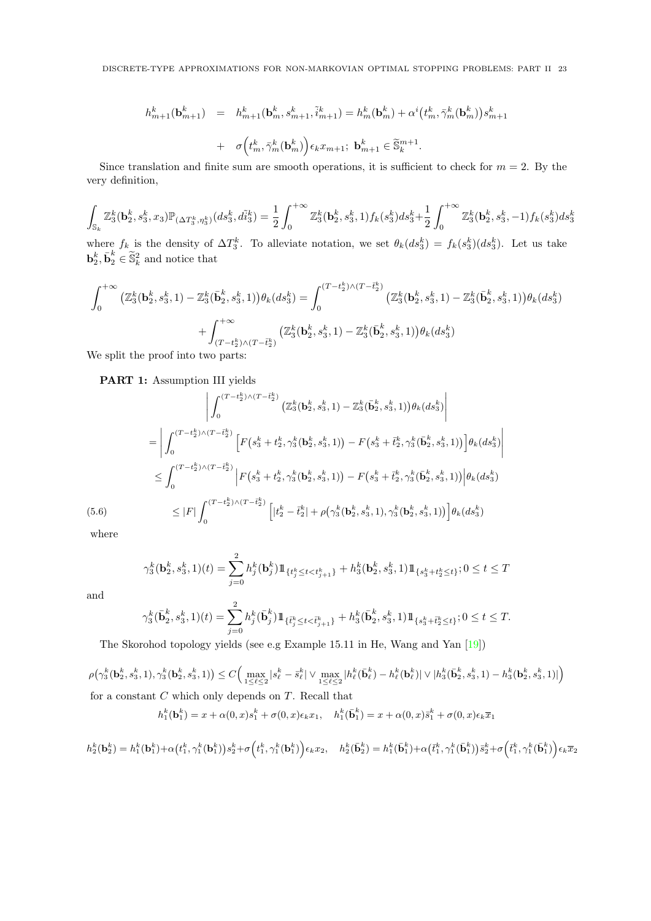$$
\begin{aligned}
h^k_{m+1}(\mathbf{b}^k_{m+1}) &= h^k_{m+1}(\mathbf{b}^k_m, s^k_{m+1}, \tilde{i}^k_{m+1}) = h^k_m(\mathbf{b}^k_m) + \alpha^i\big(t^k_m, \bar{\gamma}^k_m(\mathbf{b}^k_m)\big)s^k_{m+1} \\
&+ \sigma\Big(t^k_m, \bar{\gamma}^k_m(\mathbf{b}^k_m)\Big)\epsilon_k x_{m+1};\ \mathbf{b}^k_{m+1} \in \widetilde{\mathbb{S}}^{m+1}_k.
\end{aligned}
$$

Since translation and finite sum are smooth operations, it is sufficient to check for $m = 2$. By the very definition,

$$
\int_{\mathbb{S}_k} \mathbb{Z}^k_3(\mathbf{b}^k_2, s^k_3, x_3)\mathbb{P}_{(\Delta T^k_3, \eta^k_3)}(ds^k_3, d\tilde{i}^k_3) = \frac{1}{2}\int_0^{+\infty} \mathbb{Z}^k_3(\mathbf{b}^k_2, s^k_3, 1)f_k(s^k_3)ds^k_3 + \frac{1}{2}\int_0^{+\infty} \mathbb{Z}^k_3(\mathbf{b}^k_2, s^k_3, -1)f_k(s^k_3)ds^k_3
$$

where $f_k$ is the density of $\Delta T^k_3$. To alleviate notation, we set $\theta_k(ds^k_3) = f_k(s^k_3)(ds^k_3)$. Let us take $\mathbf{b}^k_2, \bar{\mathbf{b}}^k_2 \in \widetilde{\mathbb{S}}^2_k$ and notice that

$$
\begin{aligned}
\int_0^{+\infty} \big(\mathbb{Z}^k_3(\mathbf{b}^k_2, s^k_3, 1) - \mathbb{Z}^k_3(\bar{\mathbf{b}}^k_2, s^k_3, 1)\big)\theta_k(ds^k_3) &= \int_0^{(T-t^k_2)\wedge(T-\bar{t}^k_2)} \big(\mathbb{Z}^k_3(\mathbf{b}^k_2, s^k_3, 1) - \mathbb{Z}^k_3(\bar{\mathbf{b}}^k_2, s^k_3, 1)\big)\theta_k(ds^k_3) \\
&+ \int_{(T-t^k_2)\wedge(T-\bar{t}^k_2)}^{+\infty} \big(\mathbb{Z}^k_3(\mathbf{b}^k_2, s^k_3, 1) - \mathbb{Z}^k_3(\bar{\mathbf{b}}^k_2, s^k_3, 1)\big)\theta_k(ds^k_3)
\end{aligned}
$$

We split the proof into two parts:

**PART 1:** Assumption III yields

$$
\begin{aligned}
&\left|\int_0^{(T-t^k_2)\wedge(T-\bar{t}^k_2)} \big(\mathbb{Z}^k_3(\mathbf{b}^k_2, s^k_3, 1) - \mathbb{Z}^k_3(\bar{\mathbf{b}}^k_2, s^k_3, 1)\big)\theta_k(ds^k_3)\right| \\
&= \left|\int_0^{(T-t^k_2)\wedge(T-\bar{t}^k_2)} \Big[F\big(s^k_3 + t^k_2, \gamma^k_3(\mathbf{b}^k_2, s^k_3, 1)\big) - F\big(s^k_3 + \bar{t}^k_2, \gamma^k_3(\bar{\mathbf{b}}^k_2, s^k_3, 1)\big)\Big]\theta_k(ds^k_3)\right| \\
&\le \int_0^{(T-t^k_2)\wedge(T-\bar{t}^k_2)} \Big|F\big(s^k_3 + t^k_2, \gamma^k_3(\mathbf{b}^k_2, s^k_3, 1)\big) - F\big(s^k_3 + \bar{t}^k_2, \gamma^k_3(\bar{\mathbf{b}}^k_2, s^k_3, 1)\big)\Big|\theta_k(ds^k_3) \\
&\le |F|\int_0^{(T-t^k_2)\wedge(T-\bar{t}^k_2)} \Big[|t^k_2 - \bar{t}^k_2| + \rho\big(\gamma^k_3(\mathbf{b}^k_2, s^k_3, 1), \gamma^k_3(\mathbf{b}^k_2, s^k_3, 1)\big)\Big]\theta_k(ds^k_3) \qquad (5.6)
\end{aligned}
$$

where

$$
\gamma^k_3(\mathbf{b}^k_2, s^k_3, 1)(t) = \sum_{j=0}^{2} h^k_j(\mathbf{b}^k_j)1\!\!1_{\{t^k_j \le t < t^k_{j+1}\}} + h^k_3(\mathbf{b}^k_2, s^k_3, 1)1\!\!1_{\{s^k_3 + t^k_2 \le t\}}; 0 \le t \le T
$$

and

$$
\gamma^k_3(\bar{\mathbf{b}}^k_2, s^k_3, 1)(t) = \sum_{j=0}^{2} h^k_j(\bar{\mathbf{b}}^k_j)1\!\!1_{\{\bar{t}^k_j \le t < \bar{t}^k_{j+1}\}} + h^k_3(\bar{\mathbf{b}}^k_2, s^k_3, 1)1\!\!1_{\{s^k_3 + \bar{t}^k_2 \le t\}}; 0 \le t \le T.
$$

The Skorohod topology yields (see e.g Example 15.11 in He, Wang and Yan [19])

$$
\rho\big(\gamma^k_3(\mathbf{b}^k_2, s^k_3, 1), \gamma^k_3(\mathbf{b}^k_2, s^k_3, 1)\big) \le C\Big(\max_{1\le\ell\le2}|s^k_\ell - \bar{s}^k_\ell| \vee \max_{1\le\ell\le2}|h^k_\ell(\bar{\mathbf{b}}^k_\ell) - h^k_\ell(\mathbf{b}^k_\ell)| \vee |h^k_3(\bar{\mathbf{b}}^k_2, s^k_3, 1) - h^k_3(\mathbf{b}^k_2, s^k_3, 1)|\Big)
$$

for a constant $C$ which only depends on $T$. Recall that

$$
h^k_1(\mathbf{b}^k_1) = x + \alpha(0,x)s^k_1 + \sigma(0,x)\epsilon_k x_1, \quad h^k_1(\bar{\mathbf{b}}^k_1) = x + \alpha(0,x)\bar{s}^k_1 + \sigma(0,x)\epsilon_k\overline{x}_1
$$

$$
h^k_2(\mathbf{b}^k_2) = h^k_1(\mathbf{b}^k_1) + \alpha\big(t^k_1, \gamma^k_1(\mathbf{b}^k_1)\big)s^k_2 + \sigma\Big(t^k_1, \gamma^k_1(\mathbf{b}^k_1)\Big)\epsilon_k x_2, \quad h^k_2(\bar{\mathbf{b}}^k_2) = h^k_1(\bar{\mathbf{b}}^k_1) + \alpha\big(\bar{t}^k_1, \gamma^k_1(\bar{\mathbf{b}}^k_1)\big)\bar{s}^k_2 + \sigma\Big(\bar{t}^k_1, \gamma^k_1(\bar{\mathbf{b}}^k_1)\Big)\epsilon_k\overline{x}_2
$$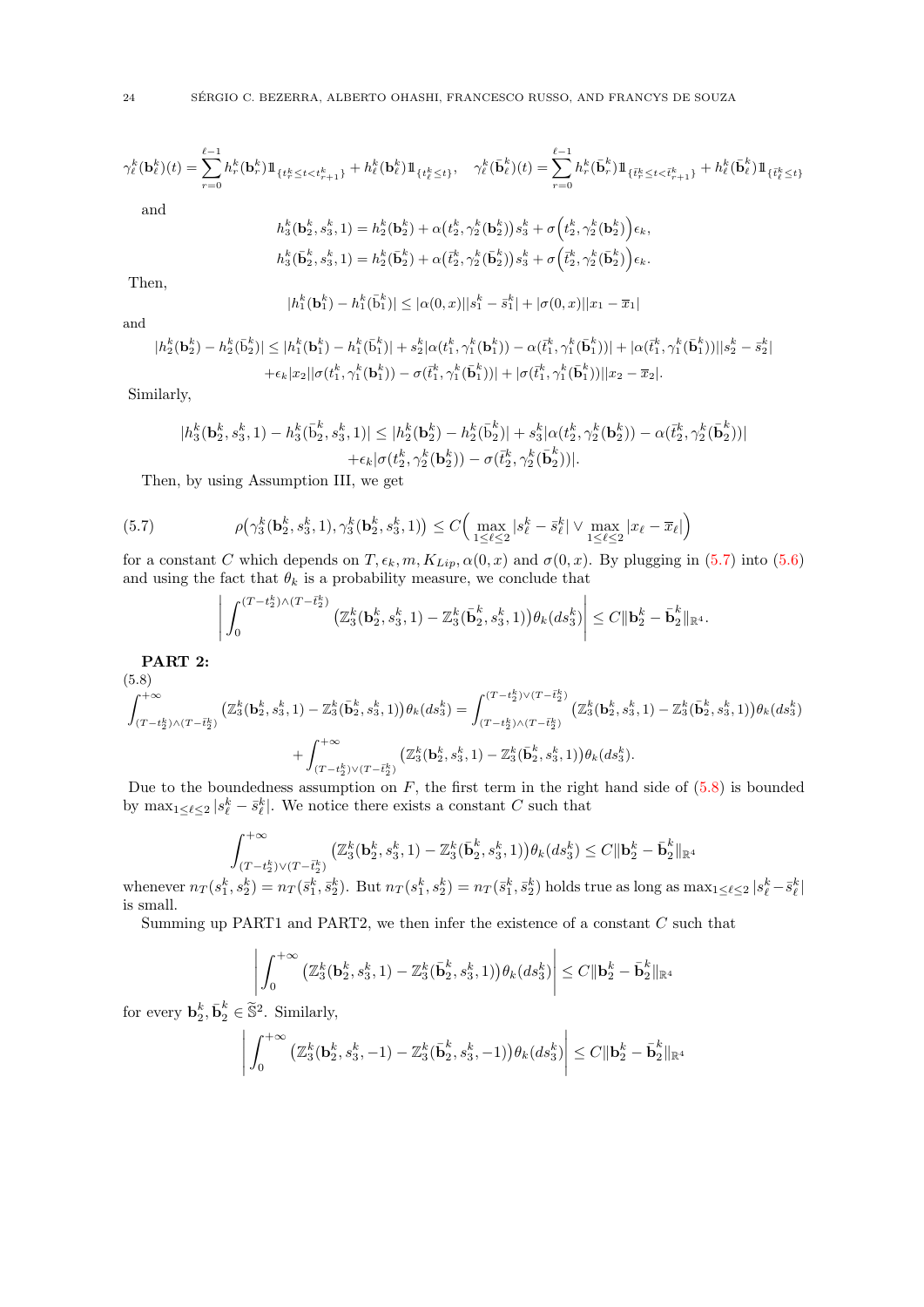$$\gamma^k_\ell(\mathbf{b}^k_\ell)(t) = \sum_{r=0}^{\ell-1} h^k_r(\mathbf{b}^k_r)1\!\!1_{\{t^k_r \le t < t^k_{r+1}\}} + h^k_\ell(\mathbf{b}^k_\ell)1\!\!1_{\{t^k_\ell \le t\}}, \quad \gamma^k_\ell(\bar{\mathbf{b}}^k_\ell)(t) = \sum_{r=0}^{\ell-1} h^k_r(\bar{\mathbf{b}}^k_r)1\!\!1_{\{\bar{t}^k_r \le t < \bar{t}^k_{r+1}\}} + h^k_\ell(\bar{\mathbf{b}}^k_\ell)1\!\!1_{\{\bar{t}^k_\ell \le t\}}$$

and

$$h^k_3(\mathbf{b}^k_2, s^k_3, 1) = h^k_2(\mathbf{b}^k_2) + \alpha\big(t^k_2, \gamma^k_2(\mathbf{b}^k_2)\big)s^k_3 + \sigma\Big(t^k_2, \gamma^k_2(\mathbf{b}^k_2)\Big)\epsilon_k,$$

$$h^k_3(\bar{\mathbf{b}}^k_2, s^k_3, 1) = h^k_2(\bar{\mathbf{b}}^k_2) + \alpha\big(\bar{t}^k_2, \gamma^k_2(\bar{\mathbf{b}}^k_2)\big)s^k_3 + \sigma\Big(\bar{t}^k_2, \gamma^k_2(\bar{\mathbf{b}}^k_2)\Big)\epsilon_k.$$

Then,

$$|h^k_1(\mathbf{b}^k_1) - h^k_1(\bar{\mathrm{b}}^k_1)| \le |\alpha(0,x)||s^k_1 - \bar{s}^k_1| + |\sigma(0,x)||x_1 - \overline{x}_1|$$

and

$$|h^k_2(\mathbf{b}^k_2) - h^k_2(\bar{\mathrm{b}}^k_2)| \le |h^k_1(\mathbf{b}^k_1) - h^k_1(\bar{\mathrm{b}}^k_1)| + s^k_2|\alpha(t^k_1, \gamma^k_1(\mathbf{b}^k_1)) - \alpha(\bar{t}^k_1, \gamma^k_1(\bar{\mathbf{b}}^k_1))| + |\alpha(\bar{t}^k_1, \gamma^k_1(\bar{\mathbf{b}}^k_1))||s^k_2 - \bar{s}^k_2|$$
$$+\epsilon_k|x_2||\sigma(t^k_1, \gamma^k_1(\mathbf{b}^k_1)) - \sigma(\bar{t}^k_1, \gamma^k_1(\bar{\mathbf{b}}^k_1))| + |\sigma(\bar{t}^k_1, \gamma^k_1(\bar{\mathbf{b}}^k_1))||x_2 - \overline{x}_2|.$$

Similarly,

$$|h^k_3(\mathbf{b}^k_2, s^k_3, 1) - h^k_3(\bar{\mathrm{b}}^k_2, s^k_3, 1)| \le |h^k_2(\mathbf{b}^k_2) - h^k_2(\bar{\mathrm{b}}^k_2)| + s^k_3|\alpha(t^k_2, \gamma^k_2(\mathbf{b}^k_2)) - \alpha(\bar{t}^k_2, \gamma^k_2(\bar{\mathbf{b}}^k_2))|$$
$$+\epsilon_k|\sigma(t^k_2, \gamma^k_2(\mathbf{b}^k_2)) - \sigma(\bar{t}^k_2, \gamma^k_2(\bar{\mathbf{b}}^k_2))|.$$

Then, by using Assumption III, we get

$$\rho\big(\gamma^k_3(\mathbf{b}^k_2, s^k_3, 1), \gamma^k_3(\mathbf{b}^k_2, s^k_3, 1)\big) \le C\Big(\max_{1\le \ell \le 2}|s^k_\ell - \bar{s}^k_\ell| \vee \max_{1\le \ell\le 2}|x_\ell - \overline{x}_\ell|\Big) \tag{5.7}$$

for a constant $C$ which depends on $T, \epsilon_k, m, K_{Lip}, \alpha(0,x)$ and $\sigma(0,x)$. By plugging in (5.7) into (5.6) and using the fact that $\theta_k$ is a probability measure, we conclude that

$$\left|\int_0^{(T-t^k_2)\wedge(T-\bar{t}^k_2)} \big(\mathbb{Z}^k_3(\mathbf{b}^k_2, s^k_3, 1) - \mathbb{Z}^k_3(\bar{\mathbf{b}}^k_2, s^k_3, 1)\big)\theta_k(ds^k_3)\right| \le C\|\mathbf{b}^k_2 - \bar{\mathbf{b}}^k_2\|_{\mathbb{R}^4}.$$

**PART 2:**

$$\int_{(T-t^k_2)\wedge(T-\bar{t}^k_2)}^{+\infty} \big(\mathbb{Z}^k_3(\mathbf{b}^k_2, s^k_3, 1) - \mathbb{Z}^k_3(\bar{\mathbf{b}}^k_2, s^k_3, 1)\big)\theta_k(ds^k_3) = \int_{(T-t^k_2)\wedge(T-\bar{t}^k_2)}^{(T-t^k_2)\vee(T-\bar{t}^k_2)} \big(\mathbb{Z}^k_3(\mathbf{b}^k_2, s^k_3, 1) - \mathbb{Z}^k_3(\bar{\mathbf{b}}^k_2, s^k_3, 1)\big)\theta_k(ds^k_3)$$
$$+ \int_{(T-t^k_2)\vee(T-\bar{t}^k_2)}^{+\infty} \big(\mathbb{Z}^k_3(\mathbf{b}^k_2, s^k_3, 1) - \mathbb{Z}^k_3(\bar{\mathbf{b}}^k_2, s^k_3, 1)\big)\theta_k(ds^k_3). \tag{5.8}$$

Due to the boundedness assumption on $F$, the first term in the right hand side of (5.8) is bounded by $\max_{1\le\ell\le 2}|s^k_\ell - \bar{s}^k_\ell|$. We notice there exists a constant $C$ such that

$$\int_{(T-t^k_2)\vee(T-\bar{t}^k_2)}^{+\infty} \big(\mathbb{Z}^k_3(\mathbf{b}^k_2, s^k_3, 1) - \mathbb{Z}^k_3(\bar{\mathbf{b}}^k_2, s^k_3, 1)\big)\theta_k(ds^k_3) \le C\|\mathbf{b}^k_2 - \bar{\mathbf{b}}^k_2\|_{\mathbb{R}^4}$$

whenever $n_T(s^k_1, s^k_2) = n_T(\bar{s}^k_1, \bar{s}^k_2)$. But $n_T(s^k_1, s^k_2) = n_T(\bar{s}^k_1, \bar{s}^k_2)$ holds true as long as $\max_{1\le\ell\le 2}|s^k_\ell - \bar{s}^k_\ell|$ is small.

Summing up PART1 and PART2, we then infer the existence of a constant $C$ such that

$$\left|\int_0^{+\infty} \big(\mathbb{Z}^k_3(\mathbf{b}^k_2, s^k_3, 1) - \mathbb{Z}^k_3(\bar{\mathbf{b}}^k_2, s^k_3, 1)\big)\theta_k(ds^k_3)\right| \le C\|\mathbf{b}^k_2 - \bar{\mathbf{b}}^k_2\|_{\mathbb{R}^4}$$

for every $\mathbf{b}^k_2, \bar{\mathbf{b}}^k_2 \in \widetilde{\mathbb{S}}^2$. Similarly,

$$\left|\int_0^{+\infty} \big(\mathbb{Z}^k_3(\mathbf{b}^k_2, s^k_3, -1) - \mathbb{Z}^k_3(\bar{\mathbf{b}}^k_2, s^k_3, -1)\big)\theta_k(ds^k_3)\right| \le C\|\mathbf{b}^k_2 - \bar{\mathbf{b}}^k_2\|_{\mathbb{R}^4}$$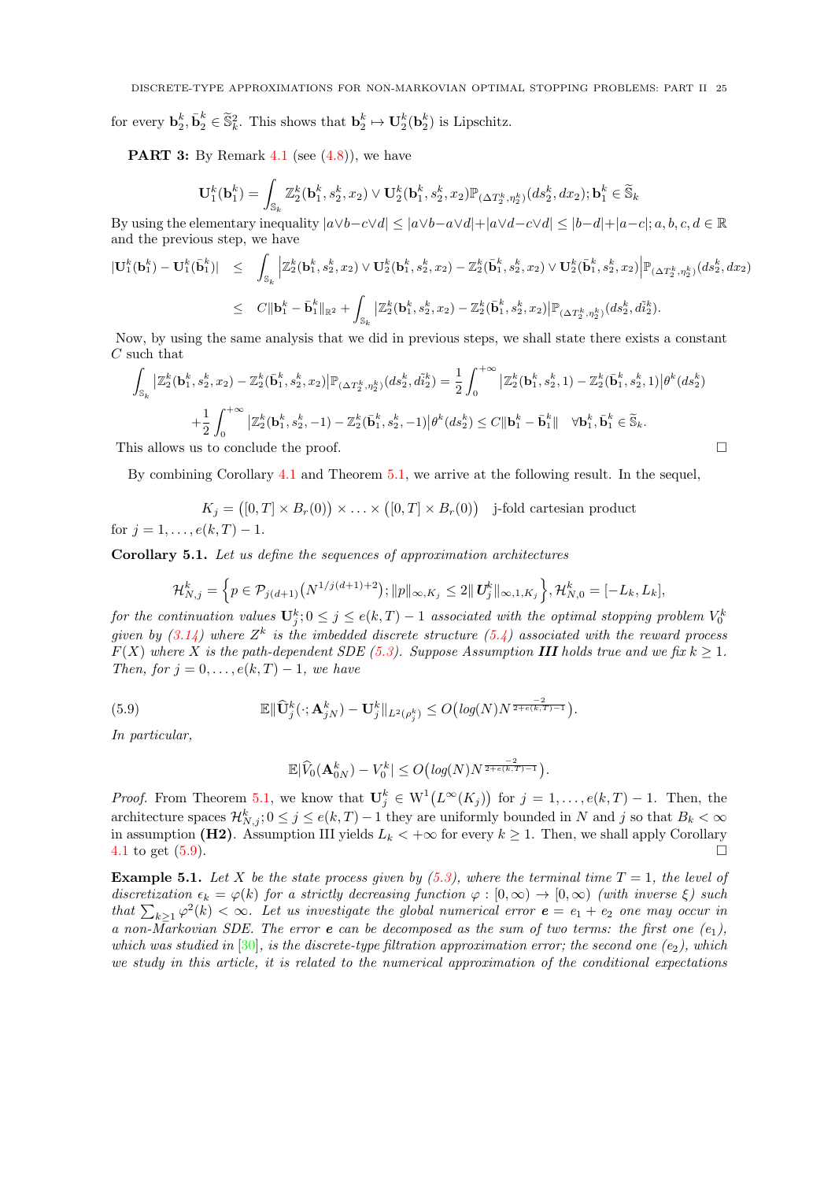for every $\mathbf{b}^k_2, \bar{\mathbf{b}}^k_2 \in \widetilde{\mathbb{S}}^2_k$. This shows that $\mathbf{b}^k_2 \mapsto \mathbf{U}^k_2(\mathbf{b}^k_2)$ is Lipschitz.

**PART 3:** By Remark 4.1 (see (4.8)), we have

$$\mathbf{U}^k_1(\mathbf{b}^k_1) = \int_{\mathbb{S}_k} \mathbb{Z}^k_2(\mathbf{b}^k_1, s^k_2, x_2) \vee \mathbf{U}^k_2(\mathbf{b}^k_1, s^k_2, x_2)\mathbb{P}_{(\Delta T^k_2, \eta^k_2)}(ds^k_2, dx_2); \mathbf{b}^k_1 \in \widetilde{\mathbb{S}}_k$$

By using the elementary inequality $|a\vee b - c\vee d| \le |a\vee b - a\vee d| + |a\vee d - c\vee d| \le |b-d| + |a-c|; a,b,c,d \in \mathbb{R}$ and the previous step, we have

$$\begin{aligned}
|\mathbf{U}^k_1(\mathbf{b}^k_1) - \mathbf{U}^k_1(\bar{\mathbf{b}}^k_1)| &\le \int_{\mathbb{S}_k} \Big|\mathbb{Z}^k_2(\mathbf{b}^k_1, s^k_2, x_2) \vee \mathbf{U}^k_2(\mathbf{b}^k_1, s^k_2, x_2) - \mathbb{Z}^k_2(\bar{\mathbf{b}}^k_1, s^k_2, x_2) \vee \mathbf{U}^k_2(\bar{\mathbf{b}}^k_1, s^k_2, x_2)\Big|\mathbb{P}_{(\Delta T^k_2, \eta^k_2)}(ds^k_2, dx_2)\\
&\le C\|\mathbf{b}^k_1 - \bar{\mathbf{b}}^k_1\|_{\mathbb{R}^2} + \int_{\mathbb{S}_k} \big|\mathbb{Z}^k_2(\mathbf{b}^k_1, s^k_2, x_2) - \mathbb{Z}^k_2(\bar{\mathbf{b}}^k_1, s^k_2, x_2)\big|\mathbb{P}_{(\Delta T^k_2, \eta^k_2)}(ds^k_2, d\tilde{i}^k_2).
\end{aligned}$$

Now, by using the same analysis that we did in previous steps, we shall state there exists a constant $C$ such that

$$\begin{aligned}
\int_{\mathbb{S}_k} \big|\mathbb{Z}^k_2(\mathbf{b}^k_1, s^k_2, x_2) - \mathbb{Z}^k_2(\bar{\mathbf{b}}^k_1, s^k_2, x_2)\big|\mathbb{P}_{(\Delta T^k_2, \eta^k_2)}(ds^k_2, d\tilde{i}^k_2) &= \frac{1}{2}\int_0^{+\infty} \big|\mathbb{Z}^k_2(\mathbf{b}^k_1, s^k_2, 1) - \mathbb{Z}^k_2(\bar{\mathbf{b}}^k_1, s^k_2, 1)\big|\theta^k(ds^k_2)\\
+\frac{1}{2}\int_0^{+\infty} \big|\mathbb{Z}^k_2(\mathbf{b}^k_1, s^k_2, -1) - \mathbb{Z}^k_2(\bar{\mathbf{b}}^k_1, s^k_2, -1)\big|\theta^k(ds^k_2) &\le C\|\mathbf{b}^k_1 - \bar{\mathbf{b}}^k_1\| \quad \forall \mathbf{b}^k_1, \bar{\mathbf{b}}^k_1 \in \widetilde{\mathbb{S}}_k.
\end{aligned}$$

This allows us to conclude the proof. □

By combining Corollary 4.1 and Theorem 5.1, we arrive at the following result. In the sequel,

$$K_j = \big([0,T]\times B_r(0)\big) \times \ldots \times \big([0,T]\times B_r(0)\big) \quad \text{j-fold cartesian product}$$

for $j = 1, \ldots, e(k,T) - 1$.

**Corollary 5.1.** *Let us define the sequences of approximation architectures*

$$\mathcal{H}^k_{N,j} = \Big\{p \in \mathcal{P}_{j(d+1)}\big(N^{1/j(d+1)+2}\big); \|p\|_{\infty, K_j} \le 2\|\,\mathbf{U}^k_j\|_{\infty,1,K_j}\Big\}, \mathcal{H}^k_{N,0} = [-L_k, L_k],$$

*for the continuation values $\mathbf{U}^k_j; 0 \le j \le e(k,T) - 1$ associated with the optimal stopping problem $V^k_0$ given by (3.14) where $Z^k$ is the imbedded discrete structure (5.4) associated with the reward process $F(X)$ where $X$ is the path-dependent SDE (5.3). Suppose Assumption **III** holds true and we fix $k \ge 1$. Then, for $j = 0, \ldots, e(k,T) - 1$, we have*

$$\mathbb{E}\|\widehat{\mathbf{U}}^k_j(\cdot; \mathbf{A}^k_{jN}) - \mathbf{U}^k_j\|_{L^2(\rho^k_j)} \le O\big(\log(N)N^{\frac{-2}{2+e(k,T)-1}}\big). \tag{5.9}$$

*In particular,*

$$\mathbb{E}|\widehat{V}_0(\mathbf{A}^k_{0N}) - V^k_0| \le O\big(\log(N)N^{\frac{-2}{2+e(k,T)-1}}\big).$$

*Proof.* From Theorem 5.1, we know that $\mathbf{U}^k_j \in \mathrm{W}^1\big(L^\infty(K_j)\big)$ for $j = 1, \ldots, e(k,T) - 1$. Then, the architecture spaces $\mathcal{H}^k_{N,j}; 0 \le j \le e(k,T) - 1$ they are uniformly bounded in $N$ and $j$ so that $B_k < \infty$ in assumption **(H2)**. Assumption III yields $L_k < +\infty$ for every $k \ge 1$. Then, we shall apply Corollary 4.1 to get (5.9). □

**Example 5.1.** *Let $X$ be the state process given by (5.3), where the terminal time $T = 1$, the level of discretization $\epsilon_k = \varphi(k)$ for a strictly decreasing function $\varphi : [0,\infty) \to [0,\infty)$ (with inverse $\xi$) such that $\sum_{k\ge1}\varphi^2(k) < \infty$. Let us investigate the global numerical error $\boldsymbol{e} = e_1 + e_2$ one may occur in a non-Markovian SDE. The error $\boldsymbol{e}$ can be decomposed as the sum of two terms: the first one ($e_1$), which was studied in [30], is the discrete-type filtration approximation error; the second one ($e_2$), which we study in this article, it is related to the numerical approximation of the conditional expectations*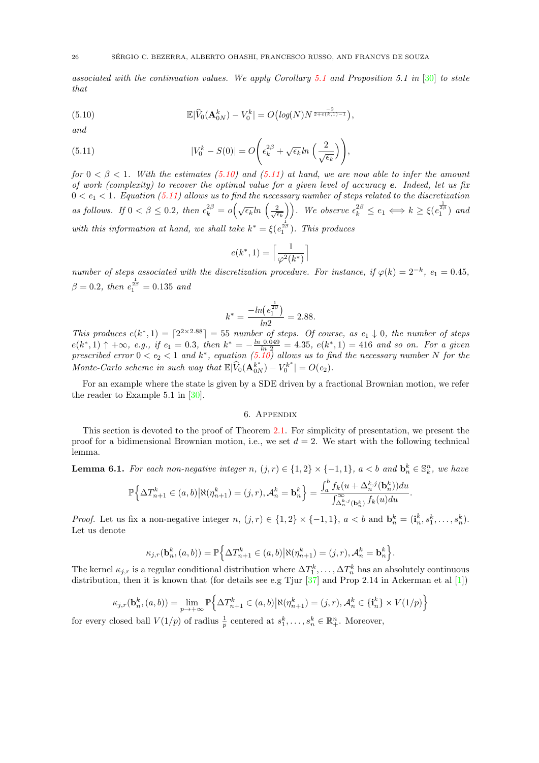*associated with the continuation values. We apply Corollary 5.1 and Proposition 5.1 in [30] to state that*

$$
\mathbb{E}|\widehat{V}_0(\mathbf{A}^k_{0N}) - V^k_0| = O\big(log(N)N^{\frac{-2}{2+e(k,1)-1}}\big), \tag{5.10}
$$

*and*

$$
|V^k_0 - S(0)| = O\Bigg(\epsilon^{2\beta}_k + \sqrt{\epsilon_k} ln\ \Big(\frac{2}{\sqrt{\epsilon_k}}\Big)\Bigg), \tag{5.11}
$$

*for $0<\beta<1$. With the estimates (5.10) and (5.11) at hand, we are now able to infer the amount of work (complexity) to recover the optimal value for a given level of accuracy $\boldsymbol{e}$. Indeed, let us fix $0<e_1<1$. Equation (5.11) allows us to find the necessary number of steps related to the discretization as follows. If $0<\beta\le 0.2$, then $\epsilon^{2\beta}_k = o\Big(\sqrt{\epsilon_k}ln\ \Big(\frac{2}{\sqrt{\epsilon_k}}\Big)\Big)$. We observe $\epsilon^{2\beta}_k \le e_1 \iff k \ge \xi(e_1^{\frac{1}{2\beta}})$ and with this information at hand, we shall take $k^* = \xi(e_1^{\frac{1}{2\beta}})$. This produces*

$$
e(k^*,1) = \Big\lceil \frac{1}{\varphi^2(k^*)}\Big\rceil
$$

*number of steps associated with the discretization procedure. For instance, if $\varphi(k) = 2^{-k}$, $e_1 = 0.45$, $\beta = 0.2$, then $e_1^{\frac{1}{2\beta}} = 0.135$ and*

$$
k^* = \frac{-ln\big(e_1^{\frac{1}{2\beta}}\big)}{ln2} = 2.88.
$$

*This produces $e(k^*,1) = \lceil 2^{2\times 2.88}\rceil = 55$ number of steps. Of course, as $e_1\downarrow 0$, the number of steps $e(k^*,1)\uparrow +\infty$, e.g., if $e_1 = 0.3$, then $k^* = -\frac{ln\ 0.049}{ln\ 2} = 4.35$, $e(k^*,1) = 416$ and so on. For a given prescribed error $0<e_2<1$ and $k^*$, equation (5.10) allows us to find the necessary number $N$ for the Monte-Carlo scheme in such way that $\mathbb{E}|\widehat{V}_0(\mathbf{A}^{k^*}_{0N}) - V^{k^*}_0| = O(e_2)$.*

For an example where the state is given by a SDE driven by a fractional Brownian motion, we refer the reader to Example 5.1 in [30].

## 6. Appendix

This section is devoted to the proof of Theorem 2.1. For simplicity of presentation, we present the proof for a bidimensional Brownian motion, i.e., we set $d=2$. We start with the following technical lemma.

**Lemma 6.1.** *For each non-negative integer $n$, $(j,r)\in\{1,2\}\times\{-1,1\}$, $a<b$ and $\mathbf{b}^k_n\in\mathbb{S}^n_k$, we have*

$$
\mathbb{P}\Big\{\Delta T^k_{n+1}\in(a,b)\big|\aleph(\eta^k_{n+1}) = (j,r), \mathcal{A}^k_n = \mathbf{b}^k_n\Big\} = \frac{\int_a^b f_k(u+\Delta^{k,j}_n(\mathbf{b}^k_n))du}{\int_{\Delta^{k,j}_n(\mathbf{b}^k_n)}^\infty f_k(u)du}.
$$

*Proof.* Let us fix a non-negative integer $n$, $(j,r)\in\{1,2\}\times\{-1,1\}$, $a<b$ and $\mathbf{b}^k_n = (\mathbf{i}^k_n, s^k_1,\ldots,s^k_n)$. Let us denote

$$
\kappa_{j,r}(\mathbf{b}^k_n,(a,b)) = \mathbb{P}\Big\{\Delta T^k_{n+1}\in(a,b)\big|\aleph(\eta^k_{n+1}) = (j,r), \mathcal{A}^k_n = \mathbf{b}^k_n\Big\}.
$$

The kernel $\kappa_{j,r}$ is a regular conditional distribution where $\Delta T^k_1,\ldots,\Delta T^k_n$ has an absolutely continuous distribution, then it is known that (for details see e.g Tjur [37] and Prop 2.14 in Ackerman et al [1])

$$
\kappa_{j,r}(\mathbf{b}^k_n,(a,b)) = \lim_{p\to+\infty}\mathbb{P}\Big\{\Delta T^k_{n+1}\in(a,b)\big|\aleph(\eta^k_{n+1}) = (j,r), \mathcal{A}^k_n \in\{\mathbf{i}^k_n\}\times V(1/p)\Big\}
$$

for every closed ball $V(1/p)$ of radius $\frac{1}{p}$ centered at $s^k_1,\ldots,s^k_n\in\mathbb{R}^n_+$. Moreover,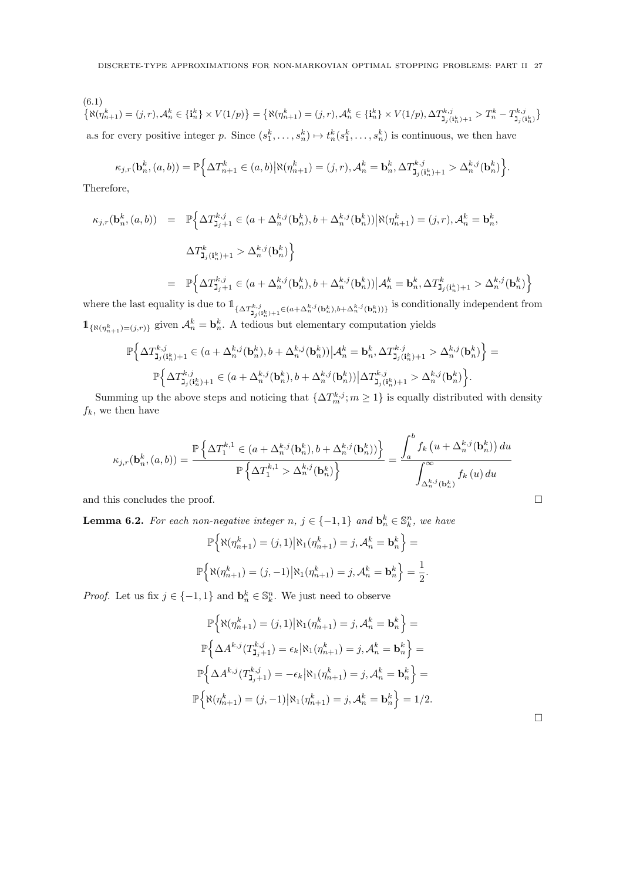(6.1)

$$\big\{\aleph(\eta^k_{n+1})=(j,r), \mathcal{A}^k_n\in\{\mathbf{i}^k_n\}\times V(1/p)\big\} = \big\{\aleph(\eta^k_{n+1})=(j,r), \mathcal{A}^k_n\in\{\mathbf{i}^k_n\}\times V(1/p), \Delta T^{k,j}_{\mathtt{J}_j(\mathbf{i}^k_n)+1} > T^k_n - T^{k,j}_{\mathtt{J}_j(\mathbf{i}^k_n)}\big\}$$

a.s for every positive integer $p$. Since $(s^k_1,\ldots,s^k_n)\mapsto t^k_n(s^k_1,\ldots,s^k_n)$ is continuous, we then have

$$\kappa_{j,r}(\mathbf{b}^k_n,(a,b)) = \mathbb{P}\Big\{\Delta T^k_{n+1}\in(a,b)\big|\aleph(\eta^k_{n+1})=(j,r), \mathcal{A}^k_n=\mathbf{b}^k_n, \Delta T^{k,j}_{\mathtt{J}_j(\mathbf{i}^k_n)+1} > \Delta^{k,j}_n(\mathbf{b}^k_n)\Big\}.$$

Therefore,

$$\begin{aligned}
\kappa_{j,r}(\mathbf{b}^k_n,(a,b)) &= \mathbb{P}\Big\{\Delta T^{k,j}_{\mathtt{J}_j+1}\in(a+\Delta^{k,j}_n(\mathbf{b}^k_n), b+\Delta^{k,j}_n(\mathbf{b}^k_n))\big|\aleph(\eta^k_{n+1})=(j,r), \mathcal{A}^k_n=\mathbf{b}^k_n,\\
&\qquad \Delta T^k_{\mathtt{J}_j(\mathbf{i}^k_n)+1} > \Delta^{k,j}_n(\mathbf{b}^k_n)\Big\}\\
&= \mathbb{P}\Big\{\Delta T^{k,j}_{\mathtt{J}_j+1}\in(a+\Delta^{k,j}_n(\mathbf{b}^k_n), b+\Delta^{k,j}_n(\mathbf{b}^k_n))\big|\mathcal{A}^k_n=\mathbf{b}^k_n, \Delta T^k_{\mathtt{J}_j(\mathbf{i}^k_n)+1} > \Delta^{k,j}_n(\mathbf{b}^k_n)\Big\}
\end{aligned}$$

where the last equality is due to $\mathbb{1}_{\{\Delta T^{k,j}_{\mathtt{J}_j(\mathbf{i}^k_n)+1}\in(a+\Delta^{k,j}_n(\mathbf{b}^k_n), b+\Delta^{k,j}_n(\mathbf{b}^k_n))\}}$ is conditionally independent from $\mathbb{1}_{\{\aleph(\eta^k_{n+1})=(j,r)\}}$ given $\mathcal{A}^k_n=\mathbf{b}^k_n$. A tedious but elementary computation yields

$$\begin{aligned}
&\mathbb{P}\Big\{\Delta T^{k,j}_{\mathtt{J}_j(\mathbf{i}^k_n)+1}\in(a+\Delta^{k,j}_n(\mathbf{b}^k_n), b+\Delta^{k,j}_n(\mathbf{b}^k_n))\big|\mathcal{A}^k_n=\mathbf{b}^k_n, \Delta T^{k,j}_{\mathtt{J}_j(\mathbf{i}^k_n)+1} > \Delta^{k,j}_n(\mathbf{b}^k_n)\Big\} =\\
&\mathbb{P}\Big\{\Delta T^{k,j}_{\mathtt{J}_j(\mathbf{i}^k_n)+1}\in(a+\Delta^{k,j}_n(\mathbf{b}^k_n), b+\Delta^{k,j}_n(\mathbf{b}^k_n))\big|\Delta T^{k,j}_{\mathtt{J}_j(\mathbf{i}^k_n)+1} > \Delta^{k,j}_n(\mathbf{b}^k_n)\Big\}.
\end{aligned}$$

Summing up the above steps and noticing that $\{\Delta T^{k,j}_m; m\ge 1\}$ is equally distributed with density $f_k$, we then have

$$\kappa_{j,r}(\mathbf{b}^k_n,(a,b)) = \frac{\mathbb{P}\left\{\Delta T^{k,1}_1\in(a+\Delta^{k,j}_n(\mathbf{b}^k_n), b+\Delta^{k,j}_n(\mathbf{b}^k_n))\right\}}{\mathbb{P}\left\{\Delta T^{k,1}_1 > \Delta^{k,j}_n(\mathbf{b}^k_n)\right\}} = \frac{\displaystyle\int_a^b f_k\left(u+\Delta^{k,j}_n(\mathbf{b}^k_n)\right)du}{\displaystyle\int_{\Delta^{k,j}_n(\mathbf{b}^k_n)}^\infty f_k(u)\,du}$$

and this concludes the proof. $\square$

**Lemma 6.2.** *For each non-negative integer $n$, $j\in\{-1,1\}$ and $\mathbf{b}^k_n\in\mathbb{S}^n_k$, we have*

$$\mathbb{P}\Big\{\aleph(\eta^k_{n+1})=(j,1)\big|\aleph_1(\eta^k_{n+1})=j, \mathcal{A}^k_n=\mathbf{b}^k_n\Big\} =$$

$$\mathbb{P}\Big\{\aleph(\eta^k_{n+1})=(j,-1)\big|\aleph_1(\eta^k_{n+1})=j, \mathcal{A}^k_n=\mathbf{b}^k_n\Big\} = \frac{1}{2}.$$

*Proof.* Let us fix $j\in\{-1,1\}$ and $\mathbf{b}^k_n\in\mathbb{S}^n_k$. We just need to observe

$$\begin{aligned}
&\mathbb{P}\Big\{\aleph(\eta^k_{n+1})=(j,1)\big|\aleph_1(\eta^k_{n+1})=j, \mathcal{A}^k_n=\mathbf{b}^k_n\Big\} =\\
&\mathbb{P}\Big\{\Delta A^{k,j}(T^{k,j}_{\mathtt{J}_j+1})=\epsilon_k\big|\aleph_1(\eta^k_{n+1})=j, \mathcal{A}^k_n=\mathbf{b}^k_n\Big\} =\\
&\mathbb{P}\Big\{\Delta A^{k,j}(T^{k,j}_{\mathtt{J}_j+1})=-\epsilon_k\big|\aleph_1(\eta^k_{n+1})=j, \mathcal{A}^k_n=\mathbf{b}^k_n\Big\} =\\
&\mathbb{P}\Big\{\aleph(\eta^k_{n+1})=(j,-1)\big|\aleph_1(\eta^k_{n+1})=j, \mathcal{A}^k_n=\mathbf{b}^k_n\Big\} = 1/2.
\end{aligned}$$

$\square$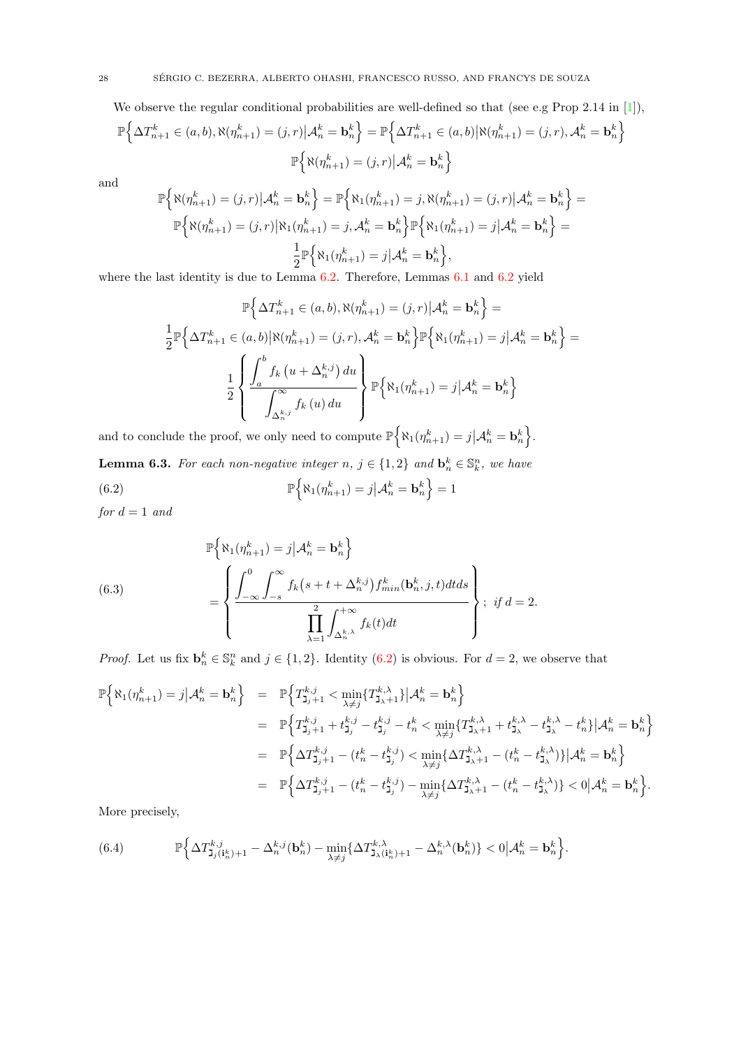We observe the regular conditional probabilities are well-defined so that (see e.g Prop 2.14 in [1]),

$$\mathbb{P}\Big\{\Delta T^k_{n+1}\in(a,b),\aleph(\eta^k_{n+1})=(j,r)\big|\mathcal{A}^k_n=\mathbf{b}^k_n\Big\}=\mathbb{P}\Big\{\Delta T^k_{n+1}\in(a,b)\big|\aleph(\eta^k_{n+1})=(j,r),\mathcal{A}^k_n=\mathbf{b}^k_n\Big\}$$
$$\mathbb{P}\Big\{\aleph(\eta^k_{n+1})=(j,r)\big|\mathcal{A}^k_n=\mathbf{b}^k_n\Big\}$$

and

$$\mathbb{P}\Big\{\aleph(\eta^k_{n+1})=(j,r)\big|\mathcal{A}^k_n=\mathbf{b}^k_n\Big\}=\mathbb{P}\Big\{\aleph_1(\eta^k_{n+1})=j,\aleph(\eta^k_{n+1})=(j,r)\big|\mathcal{A}^k_n=\mathbf{b}^k_n\Big\}=$$
$$\mathbb{P}\Big\{\aleph(\eta^k_{n+1})=(j,r)\big|\aleph_1(\eta^k_{n+1})=j,\mathcal{A}^k_n=\mathbf{b}^k_n\Big\}\mathbb{P}\Big\{\aleph_1(\eta^k_{n+1})=j\big|\mathcal{A}^k_n=\mathbf{b}^k_n\Big\}=$$
$$\frac{1}{2}\mathbb{P}\Big\{\aleph_1(\eta^k_{n+1})=j\big|\mathcal{A}^k_n=\mathbf{b}^k_n\Big\},$$

where the last identity is due to Lemma 6.2. Therefore, Lemmas 6.1 and 6.2 yield

$$\mathbb{P}\Big\{\Delta T^k_{n+1}\in(a,b),\aleph(\eta^k_{n+1})=(j,r)\big|\mathcal{A}^k_n=\mathbf{b}^k_n\Big\}=$$
$$\frac{1}{2}\mathbb{P}\Big\{\Delta T^k_{n+1}\in(a,b)\big|\aleph(\eta^k_{n+1})=(j,r),\mathcal{A}^k_n=\mathbf{b}^k_n\Big\}\mathbb{P}\Big\{\aleph_1(\eta^k_{n+1})=j\big|\mathcal{A}^k_n=\mathbf{b}^k_n\Big\}=$$
$$\frac{1}{2}\left\{\frac{\displaystyle\int_a^b f_k\left(u+\Delta^{k,j}_n\right)du}{\displaystyle\int_{\Delta^{k,j}_n}^\infty f_k\left(u\right)du}\right\}\mathbb{P}\Big\{\aleph_1(\eta^k_{n+1})=j\big|\mathcal{A}^k_n=\mathbf{b}^k_n\Big\}$$

and to conclude the proof, we only need to compute $\mathbb{P}\Big\{\aleph_1(\eta^k_{n+1})=j\big|\mathcal{A}^k_n=\mathbf{b}^k_n\Big\}$.

**Lemma 6.3.** *For each non-negative integer $n$, $j\in\{1,2\}$ and $\mathbf{b}^k_n\in\mathbb{S}^n_k$, we have*

$$\mathbb{P}\Big\{\aleph_1(\eta^k_{n+1})=j\big|\mathcal{A}^k_n=\mathbf{b}^k_n\Big\}=1 \tag{6.2}$$

*for $d=1$ and*

$$\mathbb{P}\Big\{\aleph_1(\eta^k_{n+1})=j\big|\mathcal{A}^k_n=\mathbf{b}^k_n\Big\}$$
$$=\left\{\frac{\displaystyle\int_{-\infty}^0\int_{-s}^\infty f_k\big(s+t+\Delta^{k,j}_n\big)f^k_{min}(\mathbf{b}^k_n,j,t)dtds}{\displaystyle\prod_{\lambda=1}^2\int_{\Delta^{k,\lambda}_n}^{+\infty}f_k(t)dt}\right\};\ \textit{if } d=2. \tag{6.3}$$

*Proof.* Let us fix $\mathbf{b}^k_n\in\mathbb{S}^n_k$ and $j\in\{1,2\}$. Identity (6.2) is obvious. For $d=2$, we observe that

$$\begin{aligned}
\mathbb{P}\Big\{\aleph_1(\eta^k_{n+1})=j\big|\mathcal{A}^k_n=\mathbf{b}^k_n\Big\} &= \mathbb{P}\Big\{T^{k,j}_{\mathtt{J}_j+1}<\min_{\lambda\neq j}\{T^{k,\lambda}_{\mathtt{J}_\lambda+1}\}\big|\mathcal{A}^k_n=\mathbf{b}^k_n\Big\}\\
&= \mathbb{P}\Big\{T^{k,j}_{\mathtt{J}_j+1}+t^{k,j}_{\mathtt{J}_j}-t^{k,j}_{\mathtt{J}_j}-t^k_n<\min_{\lambda\neq j}\{T^{k,\lambda}_{\mathtt{J}_\lambda+1}+t^{k,\lambda}_{\mathtt{J}_\lambda}-t^{k,\lambda}_{\mathtt{J}_\lambda}-t^k_n\}\big|\mathcal{A}^k_n=\mathbf{b}^k_n\Big\}\\
&= \mathbb{P}\Big\{\Delta T^{k,j}_{\mathtt{J}_j+1}-(t^k_n-t^{k,j}_{\mathtt{J}_j})<\min_{\lambda\neq j}\{\Delta T^{k,\lambda}_{\mathtt{J}_\lambda+1}-(t^k_n-t^{k,\lambda}_{\mathtt{J}_\lambda})\}\big|\mathcal{A}^k_n=\mathbf{b}^k_n\Big\}\\
&= \mathbb{P}\Big\{\Delta T^{k,j}_{\mathtt{J}_j+1}-(t^k_n-t^{k,j}_{\mathtt{J}_j})-\min_{\lambda\neq j}\{\Delta T^{k,\lambda}_{\mathtt{J}_\lambda+1}-(t^k_n-t^{k,\lambda}_{\mathtt{J}_\lambda})\}<0\big|\mathcal{A}^k_n=\mathbf{b}^k_n\Big\}.
\end{aligned}$$

More precisely,

$$\mathbb{P}\Big\{\Delta T^{k,j}_{\mathtt{J}_j(\mathbf{i}^k_n)+1}-\Delta^{k,j}_n(\mathbf{b}^k_n)-\min_{\lambda\neq j}\{\Delta T^{k,\lambda}_{\mathtt{J}_\lambda(\mathbf{i}^k_n)+1}-\Delta^{k,\lambda}_n(\mathbf{b}^k_n)\}<0\big|\mathcal{A}^k_n=\mathbf{b}^k_n\Big\}. \tag{6.4}$$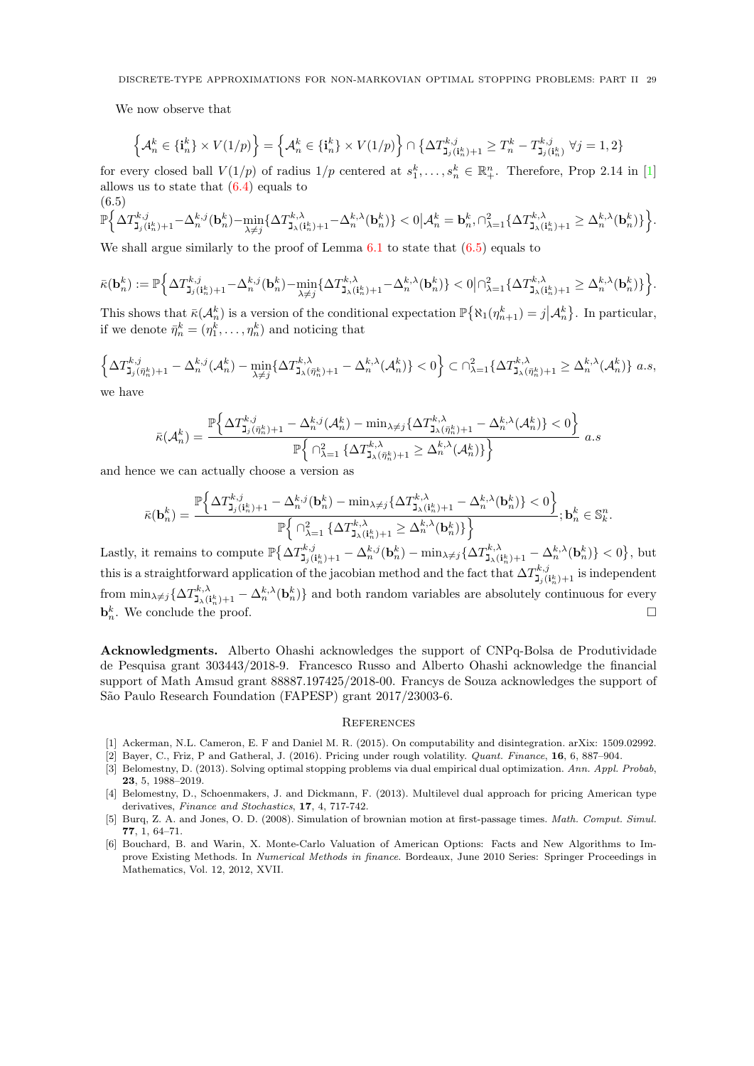We now observe that

$$\Big\{\mathcal{A}^k_n \in \{\mathbf{i}^k_n\}\times V(1/p)\Big\} = \Big\{\mathcal{A}^k_n \in \{\mathbf{i}^k_n\}\times V(1/p)\Big\} \cap \big\{\Delta T^{k,j}_{\mathtt{J}_j(\mathbf{i}^k_n)+1} \ge T^k_n - T^{k,j}_{\mathtt{J}_j(\mathbf{i}^k_n)}\ \forall j=1,2\big\}$$

for every closed ball $V(1/p)$ of radius $1/p$ centered at $s^k_1,\ldots,s^k_n \in \mathbb{R}^n_+$. Therefore, Prop 2.14 in [1] allows us to state that (6.4) equals to

(6.5)

$$\mathbb{P}\Big\{\Delta T^{k,j}_{\mathtt{J}_j(\mathbf{i}^k_n)+1} - \Delta^{k,j}_n(\mathbf{b}^k_n) - \min_{\lambda\neq j}\{\Delta T^{k,\lambda}_{\mathtt{J}_\lambda(\mathbf{i}^k_n)+1} - \Delta^{k,\lambda}_n(\mathbf{b}^k_n)\} < 0 \big| \mathcal{A}^k_n = \mathbf{b}^k_n, \cap_{\lambda=1}^2\{\Delta T^{k,\lambda}_{\mathtt{J}_\lambda(\mathbf{i}^k_n)+1} \ge \Delta^{k,\lambda}_n(\mathbf{b}^k_n)\}\Big\}.$$

We shall argue similarly to the proof of Lemma 6.1 to state that (6.5) equals to

$$\bar{\kappa}(\mathbf{b}^k_n) := \mathbb{P}\Big\{\Delta T^{k,j}_{\mathtt{J}_j(\mathbf{i}^k_n)+1} - \Delta^{k,j}_n(\mathbf{b}^k_n) - \min_{\lambda\neq j}\{\Delta T^{k,\lambda}_{\mathtt{J}_\lambda(\mathbf{i}^k_n)+1} - \Delta^{k,\lambda}_n(\mathbf{b}^k_n)\} < 0 \big| \cap_{\lambda=1}^2\{\Delta T^{k,\lambda}_{\mathtt{J}_\lambda(\mathbf{i}^k_n)+1} \ge \Delta^{k,\lambda}_n(\mathbf{b}^k_n)\}\Big\}.$$

This shows that $\bar{\kappa}(\mathcal{A}^k_n)$ is a version of the conditional expectation $\mathbb{P}\{\aleph_1(\eta^k_{n+1}) = j \big| \mathcal{A}^k_n\}$. In particular, if we denote $\bar{\eta}^k_n = (\eta^k_1,\ldots,\eta^k_n)$ and noticing that

$$\Big\{\Delta T^{k,j}_{\mathtt{J}_j(\bar{\eta}^k_n)+1} - \Delta^{k,j}_n(\mathcal{A}^k_n) - \min_{\lambda\neq j}\{\Delta T^{k,\lambda}_{\mathtt{J}_\lambda(\bar{\eta}^k_n)+1} - \Delta^{k,\lambda}_n(\mathcal{A}^k_n)\} < 0\Big\} \subset \cap_{\lambda=1}^2\{\Delta T^{k,\lambda}_{\mathtt{J}_\lambda(\bar{\eta}^k_n)+1} \ge \Delta^{k,\lambda}_n(\mathcal{A}^k_n)\}\ a.s,$$

we have

$$\bar{\kappa}(\mathcal{A}^k_n) = \frac{\mathbb{P}\Big\{\Delta T^{k,j}_{\mathtt{J}_j(\bar{\eta}^k_n)+1} - \Delta^{k,j}_n(\mathcal{A}^k_n) - \min_{\lambda\neq j}\{\Delta T^{k,\lambda}_{\mathtt{J}_\lambda(\bar{\eta}^k_n)+1} - \Delta^{k,\lambda}_n(\mathcal{A}^k_n)\} < 0\Big\}}{\mathbb{P}\Big\{\cap_{\lambda=1}^2\{\Delta T^{k,\lambda}_{\mathtt{J}_\lambda(\bar{\eta}^k_n)+1} \ge \Delta^{k,\lambda}_n(\mathcal{A}^k_n)\}\Big\}}\ a.s$$

and hence we can actually choose a version as

$$\bar{\kappa}(\mathbf{b}^k_n) = \frac{\mathbb{P}\Big\{\Delta T^{k,j}_{\mathtt{J}_j(\mathbf{i}^k_n)+1} - \Delta^{k,j}_n(\mathbf{b}^k_n) - \min_{\lambda\neq j}\{\Delta T^{k,\lambda}_{\mathtt{J}_\lambda(\mathbf{i}^k_n)+1} - \Delta^{k,\lambda}_n(\mathbf{b}^k_n)\} < 0\Big\}}{\mathbb{P}\Big\{\cap_{\lambda=1}^2\{\Delta T^{k,\lambda}_{\mathtt{J}_\lambda(\mathbf{i}^k_n)+1} \ge \Delta^{k,\lambda}_n(\mathbf{b}^k_n)\}\Big\}}; \mathbf{b}^k_n \in \mathbb{S}^n_k.$$

Lastly, it remains to compute $\mathbb{P}\big\{\Delta T^{k,j}_{\mathtt{J}_j(\mathbf{i}^k_n)+1} - \Delta^{k,j}_n(\mathbf{b}^k_n) - \min_{\lambda\neq j}\{\Delta T^{k,\lambda}_{\mathtt{J}_\lambda(\mathbf{i}^k_n)+1} - \Delta^{k,\lambda}_n(\mathbf{b}^k_n)\} < 0\big\}$, but this is a straightforward application of the jacobian method and the fact that $\Delta T^{k,j}_{\mathtt{J}_j(\mathbf{i}^k_n)+1}$ is independent from $\min_{\lambda\neq j}\{\Delta T^{k,\lambda}_{\mathtt{J}_\lambda(\mathbf{i}^k_n)+1} - \Delta^{k,\lambda}_n(\mathbf{b}^k_n)\}$ and both random variables are absolutely continuous for every $\mathbf{b}^k_n$. We conclude the proof. □

**Acknowledgments.** Alberto Ohashi acknowledges the support of CNPq-Bolsa de Produtividade de Pesquisa grant 303443/2018-9. Francesco Russo and Alberto Ohashi acknowledge the financial support of Math Amsud grant 88887.197425/2018-00. Francys de Souza acknowledges the support of São Paulo Research Foundation (FAPESP) grant 2017/23003-6.

## References

[1] Ackerman, N.L. Cameron, E. F and Daniel M. R. (2015). On computability and disintegration. arXix: 1509.02992.

[2] Bayer, C., Friz, P and Gatheral, J. (2016). Pricing under rough volatility. *Quant. Finance*, **16**, 6, 887–904.

[3] Belomestny, D. (2013). Solving optimal stopping problems via dual empirical dual optimization. *Ann. Appl. Probab*, **23**, 5, 1988–2019.

[4] Belomestny, D., Schoenmakers, J. and Dickmann, F. (2013). Multilevel dual approach for pricing American type derivatives, *Finance and Stochastics*, **17**, 4, 717-742.

[5] Burq, Z. A. and Jones, O. D. (2008). Simulation of brownian motion at first-passage times. *Math. Comput. Simul.* **77**, 1, 64–71.

[6] Bouchard, B. and Warin, X. Monte-Carlo Valuation of American Options: Facts and New Algorithms to Improve Existing Methods. In *Numerical Methods in finance*. Bordeaux, June 2010 Series: Springer Proceedings in Mathematics, Vol. 12, 2012, XVII.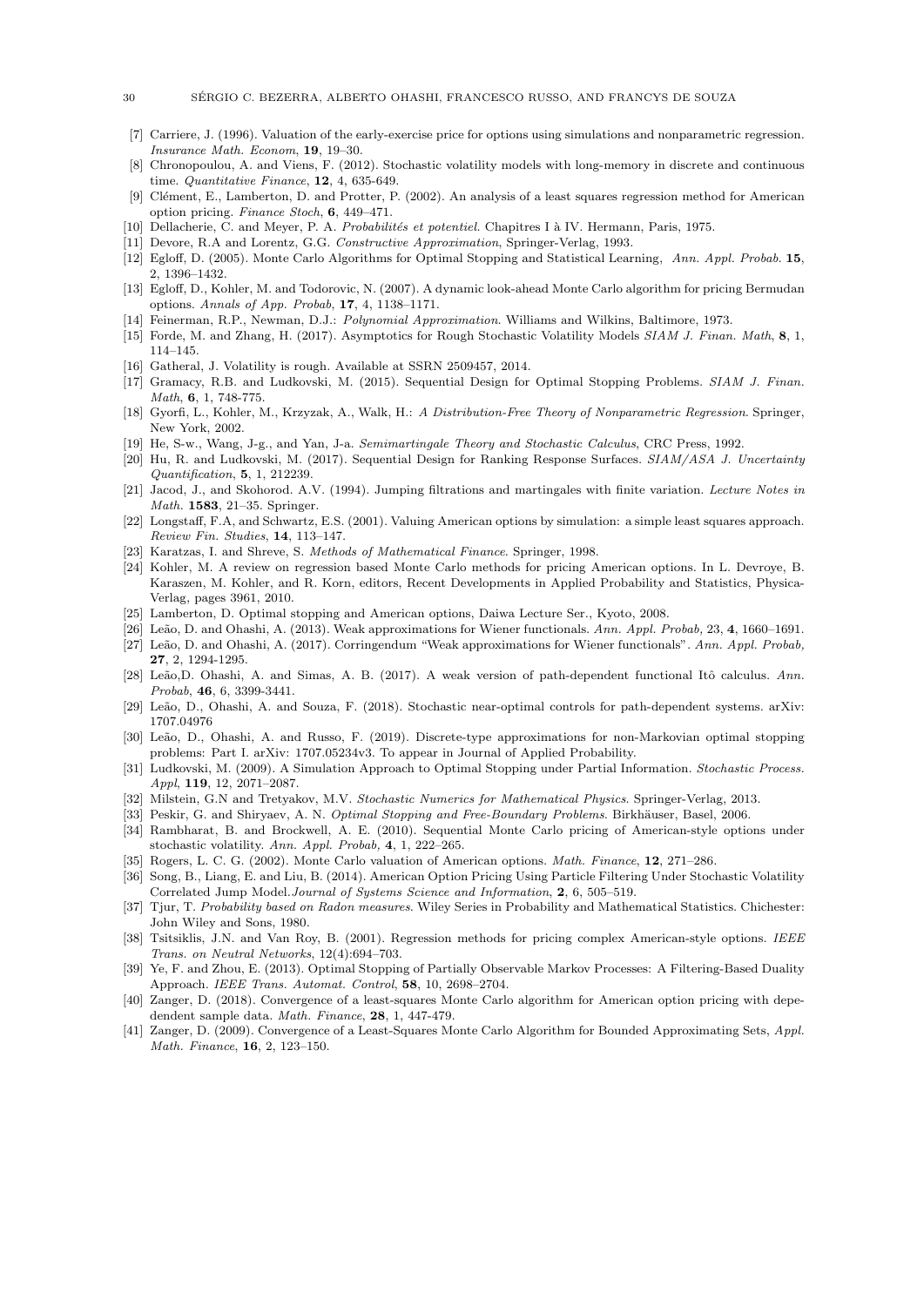- [7] Carriere, J. (1996). Valuation of the early-exercise price for options using simulations and nonparametric regression. *Insurance Math. Econom*, **19**, 19–30.
- [8] Chronopoulou, A. and Viens, F. (2012). Stochastic volatility models with long-memory in discrete and continuous time. *Quantitative Finance*, **12**, 4, 635-649.
- [9] Clément, E., Lamberton, D. and Protter, P. (2002). An analysis of a least squares regression method for American option pricing. *Finance Stoch*, **6**, 449–471.
- [10] Dellacherie, C. and Meyer, P. A. *Probabilités et potentiel*. Chapitres I à IV. Hermann, Paris, 1975.
- [11] Devore, R.A and Lorentz, G.G. *Constructive Approximation*, Springer-Verlag, 1993.
- [12] Egloff, D. (2005). Monte Carlo Algorithms for Optimal Stopping and Statistical Learning, *Ann. Appl. Probab.* **15**, 2, 1396–1432.
- [13] Egloff, D., Kohler, M. and Todorovic, N. (2007). A dynamic look-ahead Monte Carlo algorithm for pricing Bermudan options. *Annals of App. Probab*, **17**, 4, 1138–1171.
- [14] Feinerman, R.P., Newman, D.J.: *Polynomial Approximation*. Williams and Wilkins, Baltimore, 1973.
- [15] Forde, M. and Zhang, H. (2017). Asymptotics for Rough Stochastic Volatility Models *SIAM J. Finan. Math*, **8**, 1, 114–145.
- [16] Gatheral, J. Volatility is rough. Available at SSRN 2509457, 2014.
- [17] Gramacy, R.B. and Ludkovski, M. (2015). Sequential Design for Optimal Stopping Problems. *SIAM J. Finan. Math*, **6**, 1, 748-775.
- [18] Gyorfi, L., Kohler, M., Krzyzak, A., Walk, H.: *A Distribution-Free Theory of Nonparametric Regression*. Springer, New York, 2002.
- [19] He, S-w., Wang, J-g., and Yan, J-a. *Semimartingale Theory and Stochastic Calculus*, CRC Press, 1992.
- [20] Hu, R. and Ludkovski, M. (2017). Sequential Design for Ranking Response Surfaces. *SIAM/ASA J. Uncertainty Quantification*, **5**, 1, 212239.
- [21] Jacod, J., and Skohorod. A.V. (1994). Jumping filtrations and martingales with finite variation. *Lecture Notes in Math.* **1583**, 21–35. Springer.
- [22] Longstaff, F.A, and Schwartz, E.S. (2001). Valuing American options by simulation: a simple least squares approach. *Review Fin. Studies*, **14**, 113–147.
- [23] Karatzas, I. and Shreve, S. *Methods of Mathematical Finance*. Springer, 1998.
- [24] Kohler, M. A review on regression based Monte Carlo methods for pricing American options. In L. Devroye, B. Karaszen, M. Kohler, and R. Korn, editors, Recent Developments in Applied Probability and Statistics, Physica-Verlag, pages 3961, 2010.
- [25] Lamberton, D. Optimal stopping and American options, Daiwa Lecture Ser., Kyoto, 2008.
- [26] Leão, D. and Ohashi, A. (2013). Weak approximations for Wiener functionals. *Ann. Appl. Probab,* 23, **4**, 1660–1691.
- [27] Leão, D. and Ohashi, A. (2017). Corringendum "Weak approximations for Wiener functionals". *Ann. Appl. Probab,* **27**, 2, 1294-1295.
- [28] Leão,D. Ohashi, A. and Simas, A. B. (2017). A weak version of path-dependent functional Itô calculus. *Ann. Probab*, **46**, 6, 3399-3441.
- [29] Leão, D., Ohashi, A. and Souza, F. (2018). Stochastic near-optimal controls for path-dependent systems. arXiv: 1707.04976
- [30] Leão, D., Ohashi, A. and Russo, F. (2019). Discrete-type approximations for non-Markovian optimal stopping problems: Part I. arXiv: 1707.05234v3. To appear in Journal of Applied Probability.
- [31] Ludkovski, M. (2009). A Simulation Approach to Optimal Stopping under Partial Information. *Stochastic Process. Appl*, **119**, 12, 2071–2087.
- [32] Milstein, G.N and Tretyakov, M.V. *Stochastic Numerics for Mathematical Physics*. Springer-Verlag, 2013.
- [33] Peskir, G. and Shiryaev, A. N. *Optimal Stopping and Free-Boundary Problems*. Birkhäuser, Basel, 2006.
- [34] Rambharat, B. and Brockwell, A. E. (2010). Sequential Monte Carlo pricing of American-style options under stochastic volatility. *Ann. Appl. Probab,* **4**, 1, 222–265.
- [35] Rogers, L. C. G. (2002). Monte Carlo valuation of American options. *Math. Finance*, **12**, 271–286.
- [36] Song, B., Liang, E. and Liu, B. (2014). American Option Pricing Using Particle Filtering Under Stochastic Volatility Correlated Jump Model.*Journal of Systems Science and Information*, **2**, 6, 505–519.
- [37] Tjur, T. *Probability based on Radon measures*. Wiley Series in Probability and Mathematical Statistics. Chichester: John Wiley and Sons, 1980.
- [38] Tsitsiklis, J.N. and Van Roy, B. (2001). Regression methods for pricing complex American-style options. *IEEE Trans. on Neutral Networks*, 12(4):694–703.
- [39] Ye, F. and Zhou, E. (2013). Optimal Stopping of Partially Observable Markov Processes: A Filtering-Based Duality Approach. *IEEE Trans. Automat. Control*, **58**, 10, 2698–2704.
- [40] Zanger, D. (2018). Convergence of a least-squares Monte Carlo algorithm for American option pricing with depedendent sample data. *Math. Finance*, **28**, 1, 447-479.
- [41] Zanger, D. (2009). Convergence of a Least-Squares Monte Carlo Algorithm for Bounded Approximating Sets, *Appl. Math. Finance*, **16**, 2, 123–150.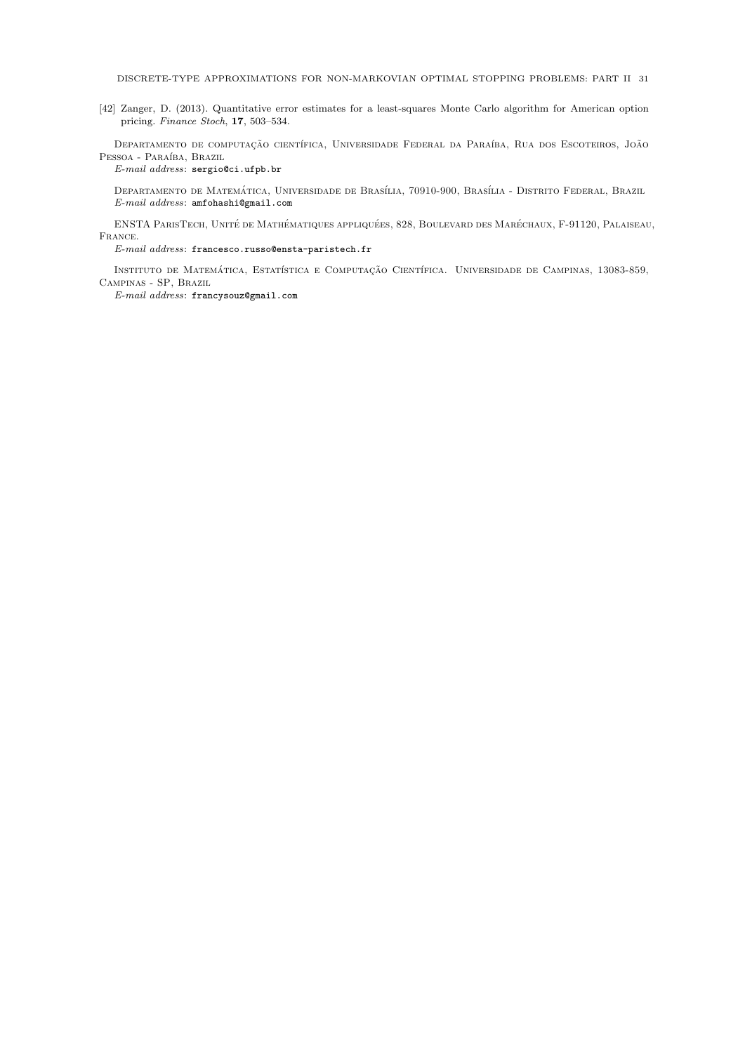[42] Zanger, D. (2013). Quantitative error estimates for a least-squares Monte Carlo algorithm for American option pricing. *Finance Stoch*, **17**, 503–534.

Departamento de computação científica, Universidade Federal da Paraíba, Rua dos Escoteiros, João Pessoa - Paraíba, Brazil
*E-mail address*: sergio@ci.ufpb.br

Departamento de Matemática, Universidade de Brasília, 70910-900, Brasília - Distrito Federal, Brazil
*E-mail address*: amfohashi@gmail.com

ENSTA ParisTech, Unité de Mathématiques appliquées, 828, Boulevard des Maréchaux, F-91120, Palaiseau, France.
*E-mail address*: francesco.russo@ensta-paristech.fr

Instituto de Matemática, Estatística e Computação Científica. Universidade de Campinas, 13083-859, Campinas - SP, Brazil
*E-mail address*: francysouz@gmail.com